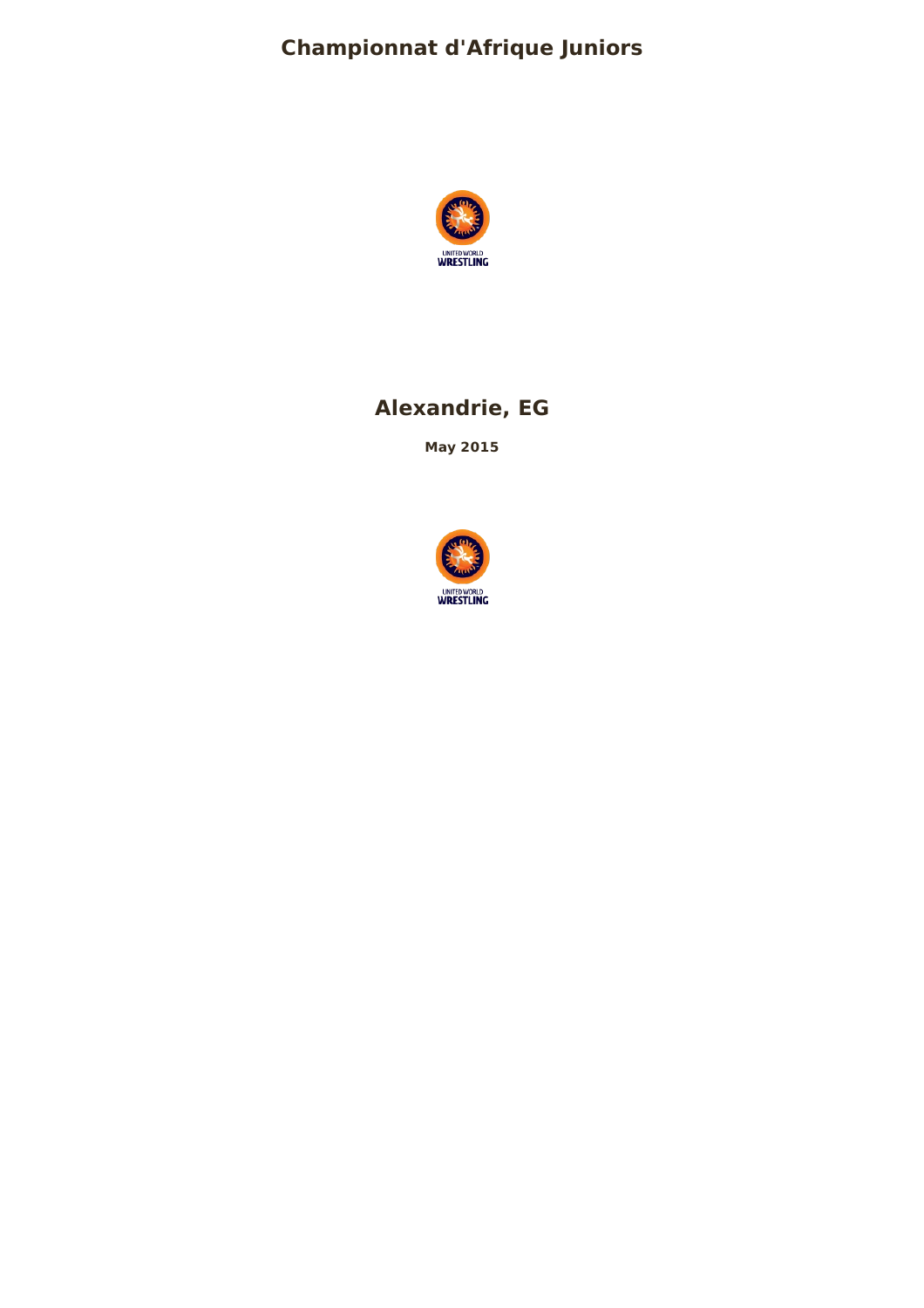# Championnat d'Afrique Juniors

## Alexandrie, EG

**May 2015**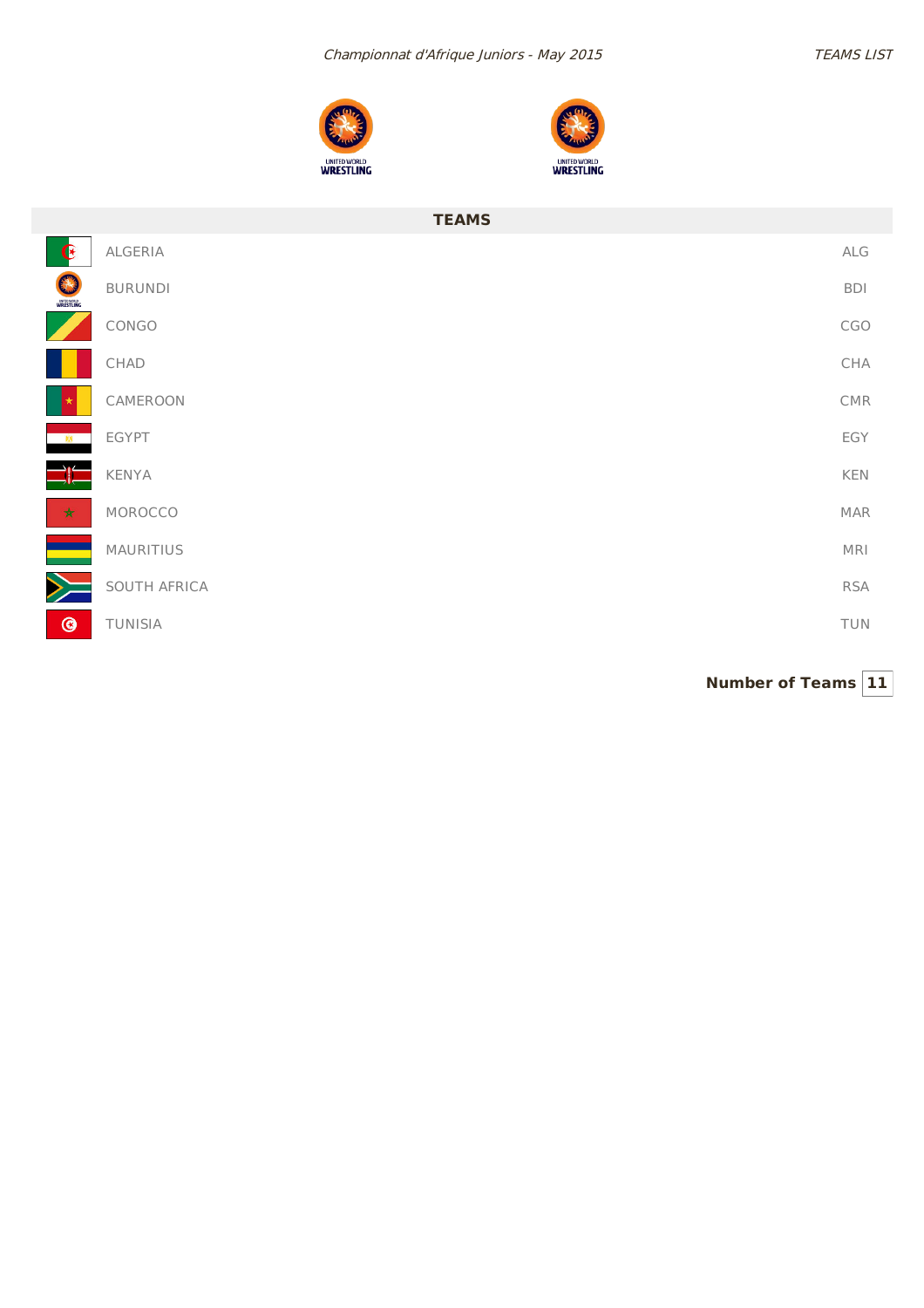*Championnat d'Afrique Juniors - May 2015*

*TEAMS LIST*

| TEAMS | |
|---|---|
| ALGERIA | ALG |
| BURUNDI | BDI |
| CONGO | CGO |
| CHAD | CHA |
| CAMEROON | CMR |
| EGYPT | EGY |
| KENYA | KEN |
| MOROCCO | MAR |
| MAURITIUS | MRI |
| SOUTH AFRICA | RSA |
| TUNISIA | TUN |

**Number of Teams** **11**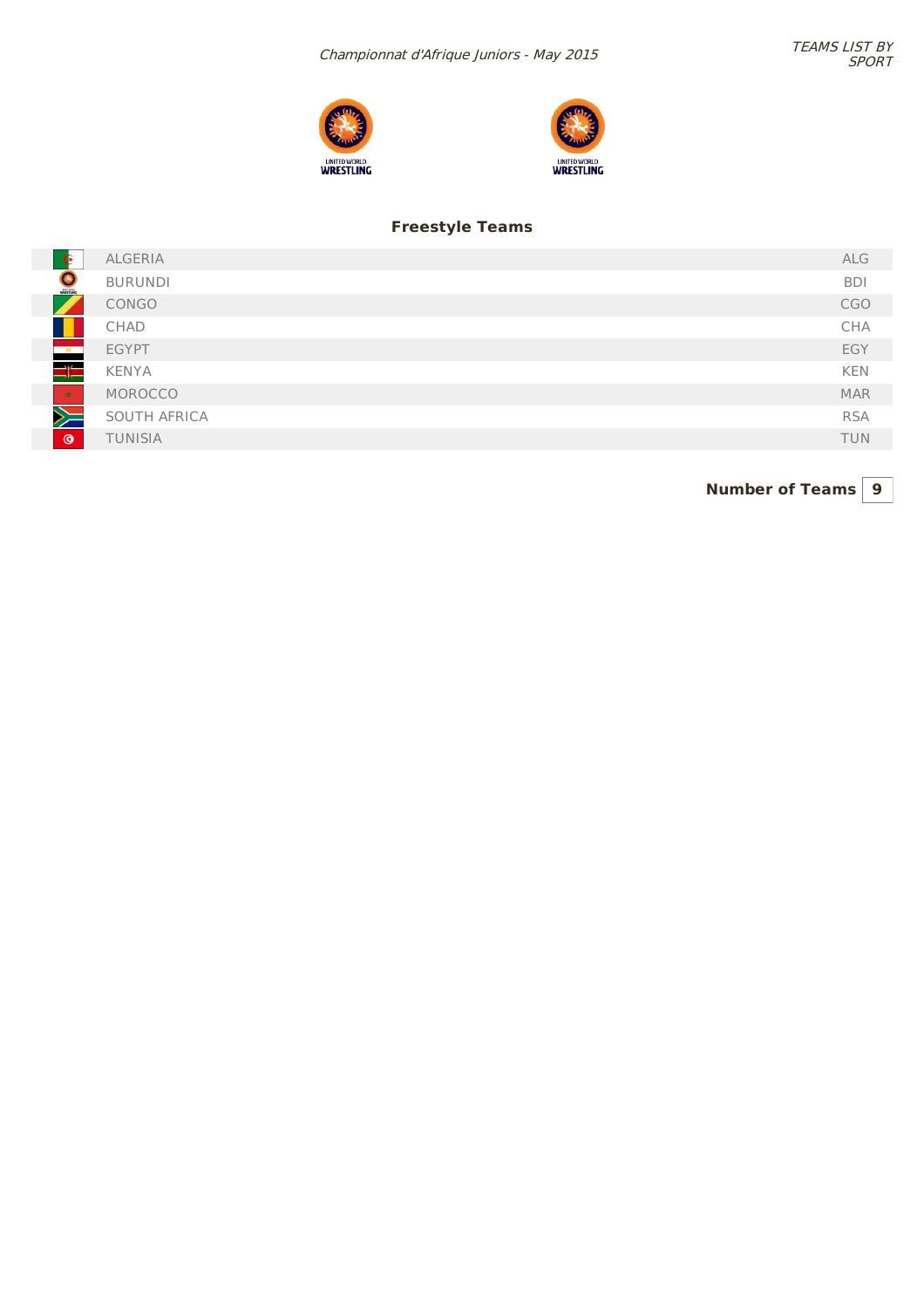*Championnat d'Afrique Juniors - May 2015*

*TEAMS LIST BY SPORT*

## Freestyle Teams

| Team | Code |
|---|---|
| ALGERIA | ALG |
| BURUNDI | BDI |
| CONGO | CGO |
| CHAD | CHA |
| EGYPT | EGY |
| KENYA | KEN |
| MOROCCO | MAR |
| SOUTH AFRICA | RSA |
| TUNISIA | TUN |

**Number of Teams** **9**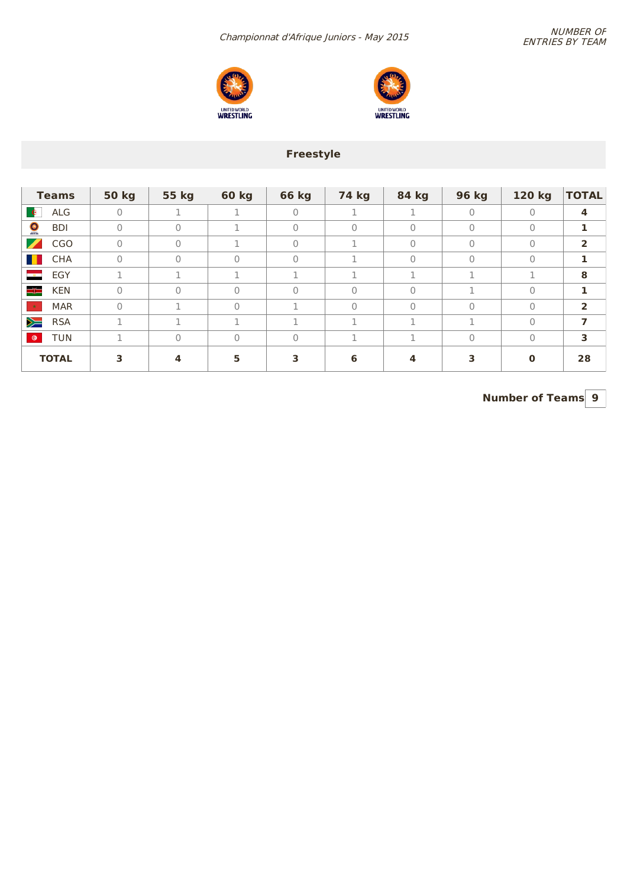*Championnat d'Afrique Juniors - May 2015*

*NUMBER OF ENTRIES BY TEAM*

## Freestyle

| Teams | 50 kg | 55 kg | 60 kg | 66 kg | 74 kg | 84 kg | 96 kg | 120 kg | TOTAL |
|---|---|---|---|---|---|---|---|---|---|
| ALG | 0 | 1 | 1 | 0 | 1 | 1 | 0 | 0 | **4** |
| BDI | 0 | 0 | 1 | 0 | 0 | 0 | 0 | 0 | **1** |
| CGO | 0 | 0 | 1 | 0 | 1 | 0 | 0 | 0 | **2** |
| CHA | 0 | 0 | 0 | 0 | 1 | 0 | 0 | 0 | **1** |
| EGY | 1 | 1 | 1 | 1 | 1 | 1 | 1 | 1 | **8** |
| KEN | 0 | 0 | 0 | 0 | 0 | 0 | 1 | 0 | **1** |
| MAR | 0 | 1 | 0 | 1 | 0 | 0 | 0 | 0 | **2** |
| RSA | 1 | 1 | 1 | 1 | 1 | 1 | 1 | 0 | **7** |
| TUN | 1 | 0 | 0 | 0 | 1 | 1 | 0 | 0 | **3** |
| **TOTAL** | **3** | **4** | **5** | **3** | **6** | **4** | **3** | **0** | **28** |

**Number of Teams** | **9**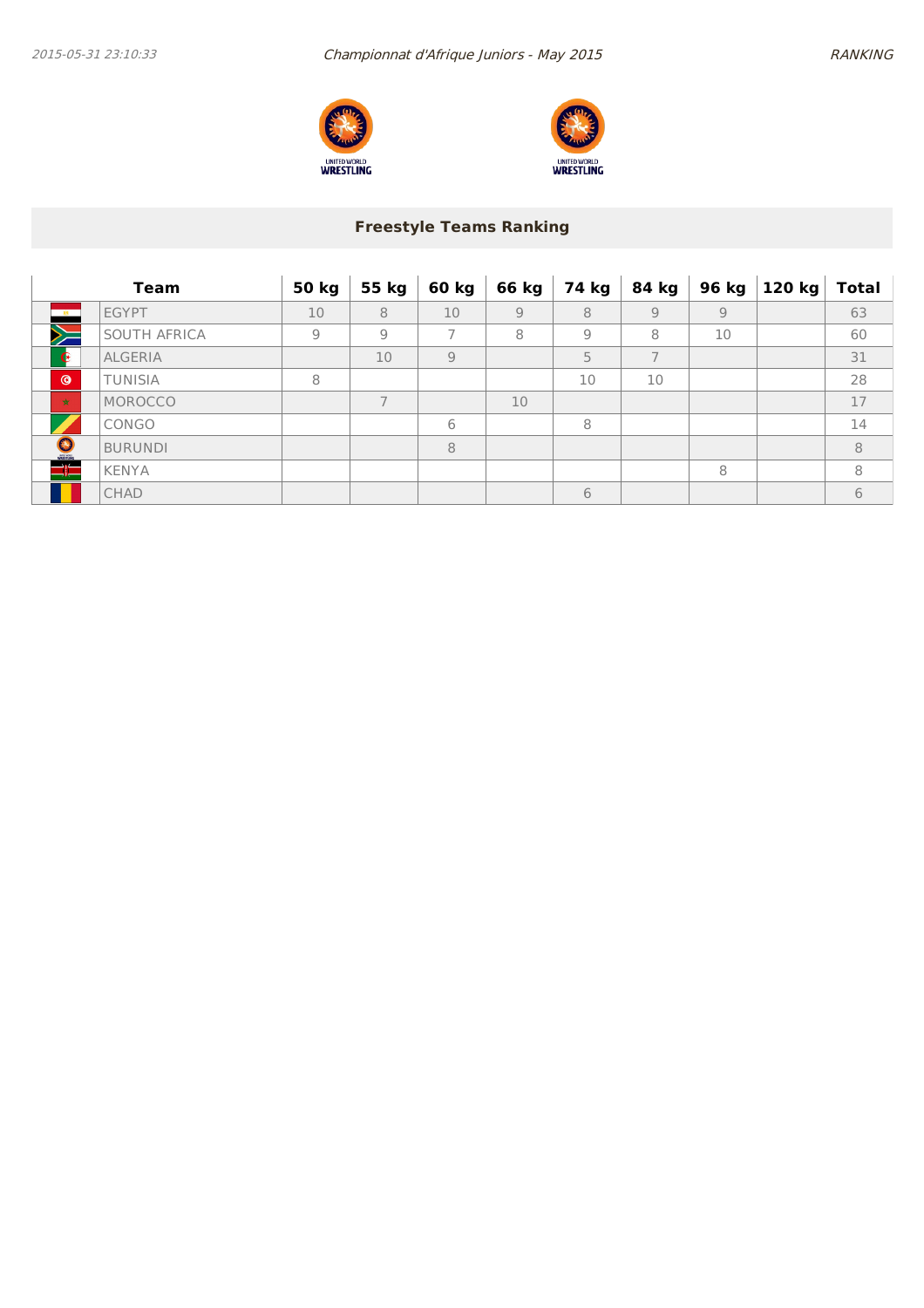2015-05-31 23:10:33 *Championnat d'Afrique Juniors - May 2015* *RANKING*

## Freestyle Teams Ranking

| Team | 50 kg | 55 kg | 60 kg | 66 kg | 74 kg | 84 kg | 96 kg | 120 kg | Total |
|---|---|---|---|---|---|---|---|---|---|
| EGYPT | 10 | 8 | 10 | 9 | 8 | 9 | 9 | | 63 |
| SOUTH AFRICA | 9 | 9 | 7 | 8 | 9 | 8 | 10 | | 60 |
| ALGERIA | | 10 | 9 | | 5 | 7 | | | 31 |
| TUNISIA | 8 | | | | 10 | 10 | | | 28 |
| MOROCCO | | 7 | | 10 | | | | | 17 |
| CONGO | | | 6 | | 8 | | | | 14 |
| BURUNDI | | | 8 | | | | | | 8 |
| KENYA | | | | | | | 8 | | 8 |
| CHAD | | | | | 6 | | | | 6 |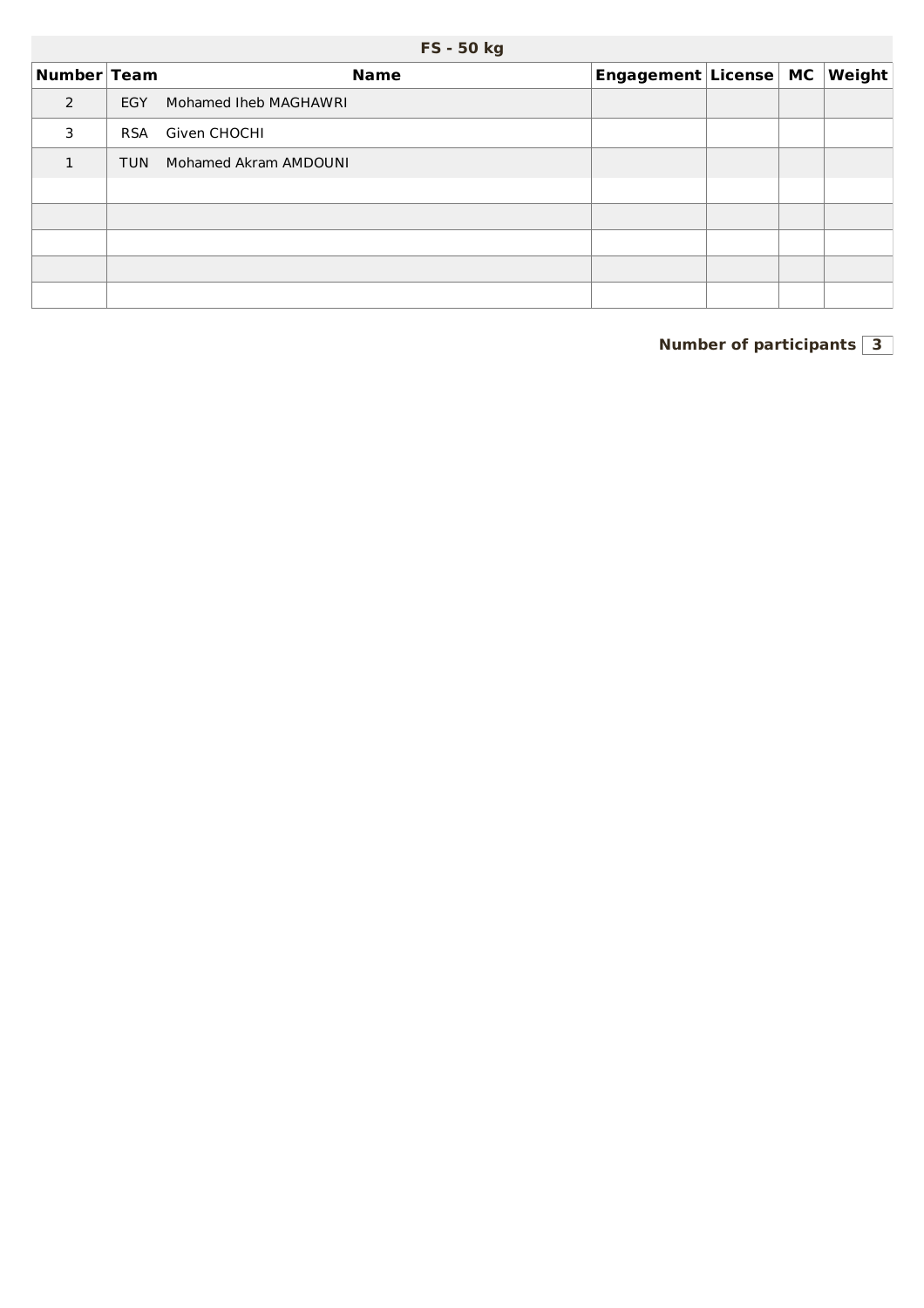## FS - 50 kg

| Number | Team | Name | Engagement | License | MC | Weight |
|---|---|---|---|---|---|---|
| 2 | EGY | Mohamed Iheb MAGHAWRI | | | | |
| 3 | RSA | Given CHOCHI | | | | |
| 1 | TUN | Mohamed Akram AMDOUNI | | | | |
| | | | | | | |
| | | | | | | |
| | | | | | | |
| | | | | | | |
| | | | | | | |

**Number of participants** **3**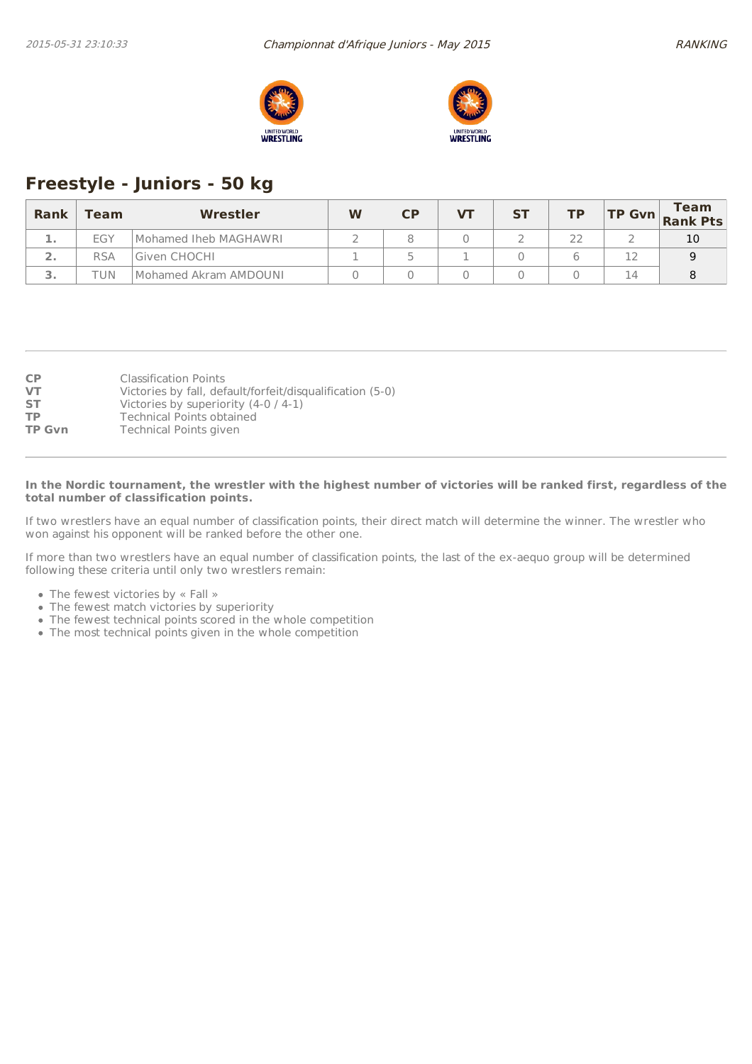## Freestyle - Juniors - 50 kg

| Rank | Team | Wrestler | W | CP | VT | ST | TP | TP Gvn | Team Rank Pts |
|---|---|---|---|---|---|---|---|---|---|
| 1. | EGY | Mohamed Iheb MAGHAWRI | 2 | 8 | 0 | 2 | 22 | 2 | 10 |
| 2. | RSA | Given CHOCHI | 1 | 5 | 1 | 0 | 6 | 12 | 9 |
| 3. | TUN | Mohamed Akram AMDOUNI | 0 | 0 | 0 | 0 | 0 | 14 | 8 |

---

**CP** Classification Points
**VT** Victories by fall, default/forfeit/disqualification (5-0)
**ST** Victories by superiority (4-0 / 4-1)
**TP** Technical Points obtained
**TP Gvn** Technical Points given

---

**In the Nordic tournament, the wrestler with the highest number of victories will be ranked first, regardless of the total number of classification points.**

If two wrestlers have an equal number of classification points, their direct match will determine the winner. The wrestler who won against his opponent will be ranked before the other one.

If more than two wrestlers have an equal number of classification points, the last of the ex-aequo group will be determined following these criteria until only two wrestlers remain:

- The fewest victories by « Fall »
- The fewest match victories by superiority
- The fewest technical points scored in the whole competition
- The most technical points given in the whole competition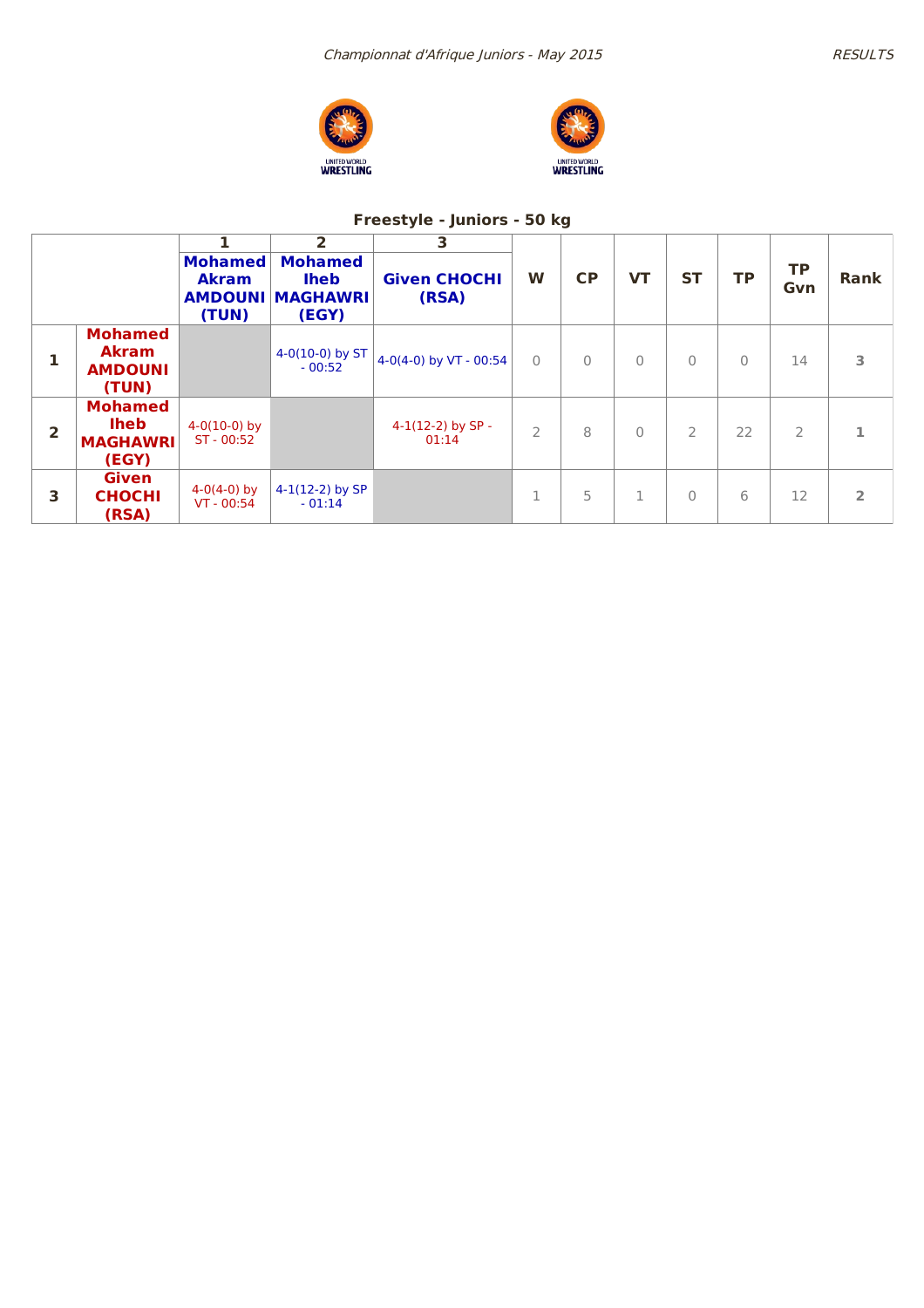*Championnat d'Afrique Juniors - May 2015*

*RESULTS*

## Freestyle - Juniors - 50 kg

| | | 1 | 2 | 3 | W | CP | VT | ST | TP | TP Gvn | Rank |
|---|---|---|---|---|---|---|---|---|---|---|---|
| | | **Mohamed Akram AMDOUNI (TUN)** | **Mohamed Iheb MAGHAWRI (EGY)** | **Given CHOCHI (RSA)** | | | | | | | |
| **1** | **Mohamed Akram AMDOUNI (TUN)** | | 4-0(10-0) by ST - 00:52 | 4-0(4-0) by VT - 00:54 | 0 | 0 | 0 | 0 | 0 | 14 | 3 |
| **2** | **Mohamed Iheb MAGHAWRI (EGY)** | 4-0(10-0) by ST - 00:52 | | 4-1(12-2) by SP - 01:14 | 2 | 8 | 0 | 2 | 22 | 2 | 1 |
| **3** | **Given CHOCHI (RSA)** | 4-0(4-0) by VT - 00:54 | 4-1(12-2) by SP - 01:14 | | 1 | 5 | 1 | 0 | 6 | 12 | 2 |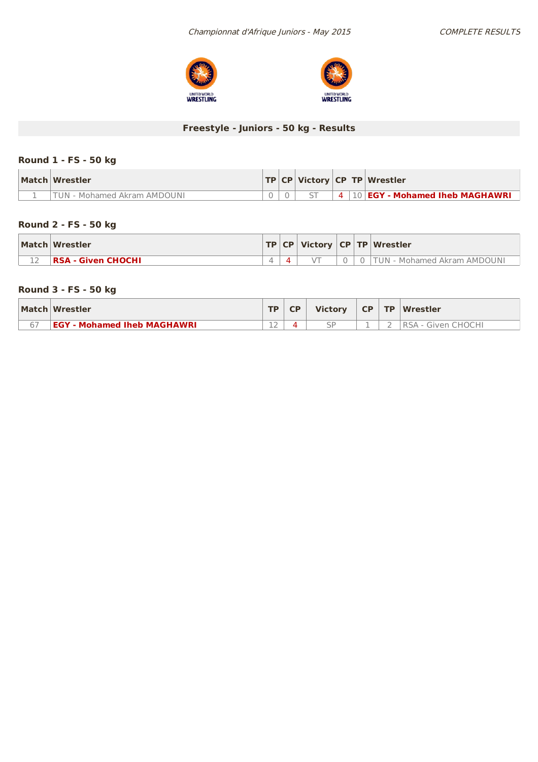## Freestyle - Juniors - 50 kg - Results

### Round 1 - FS - 50 kg

| Match | Wrestler | TP | CP | Victory | CP | TP | Wrestler |
|---|---|---|---|---|---|---|---|
| 1 | TUN - Mohamed Akram AMDOUNI | 0 | 0 | ST | 4 | 10 | **EGY - Mohamed Iheb MAGHAWRI** |

### Round 2 - FS - 50 kg

| Match | Wrestler | TP | CP | Victory | CP | TP | Wrestler |
|---|---|---|---|---|---|---|---|
| 12 | **RSA - Given CHOCHI** | 4 | 4 | VT | 0 | 0 | TUN - Mohamed Akram AMDOUNI |

### Round 3 - FS - 50 kg

| Match | Wrestler | TP | CP | Victory | CP | TP | Wrestler |
|---|---|---|---|---|---|---|---|
| 67 | **EGY - Mohamed Iheb MAGHAWRI** | 12 | 4 | SP | 1 | 2 | RSA - Given CHOCHI |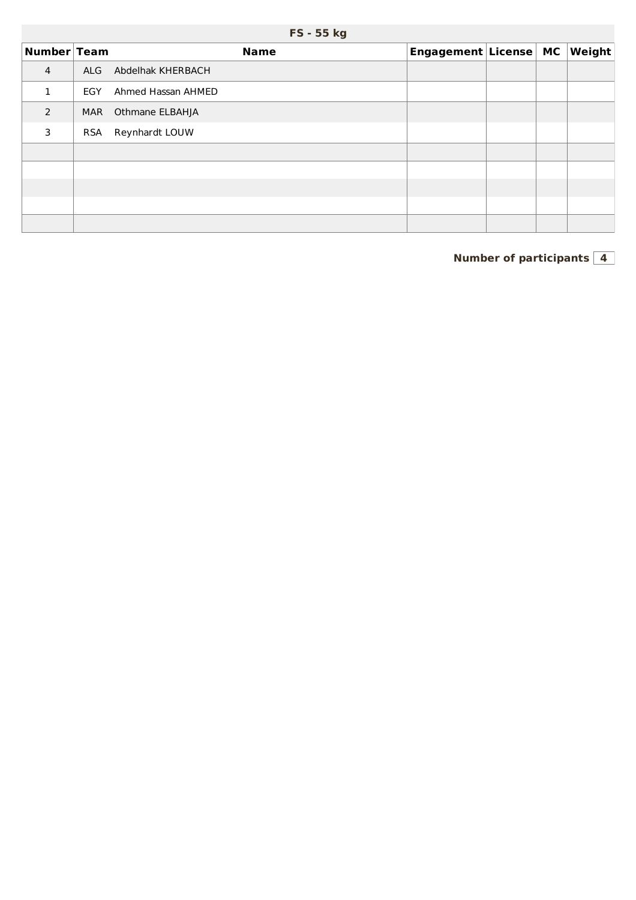## FS - 55 kg

| Number | Team | Name | Engagement | License | MC | Weight |
|---|---|---|---|---|---|---|
| 4 | ALG | Abdelhak KHERBACH | | | | |
| 1 | EGY | Ahmed Hassan AHMED | | | | |
| 2 | MAR | Othmane ELBAHJA | | | | |
| 3 | RSA | Reynhardt LOUW | | | | |
| | | | | | | |
| | | | | | | |
| | | | | | | |
| | | | | | | |
| | | | | | | |

**Number of participants** **4**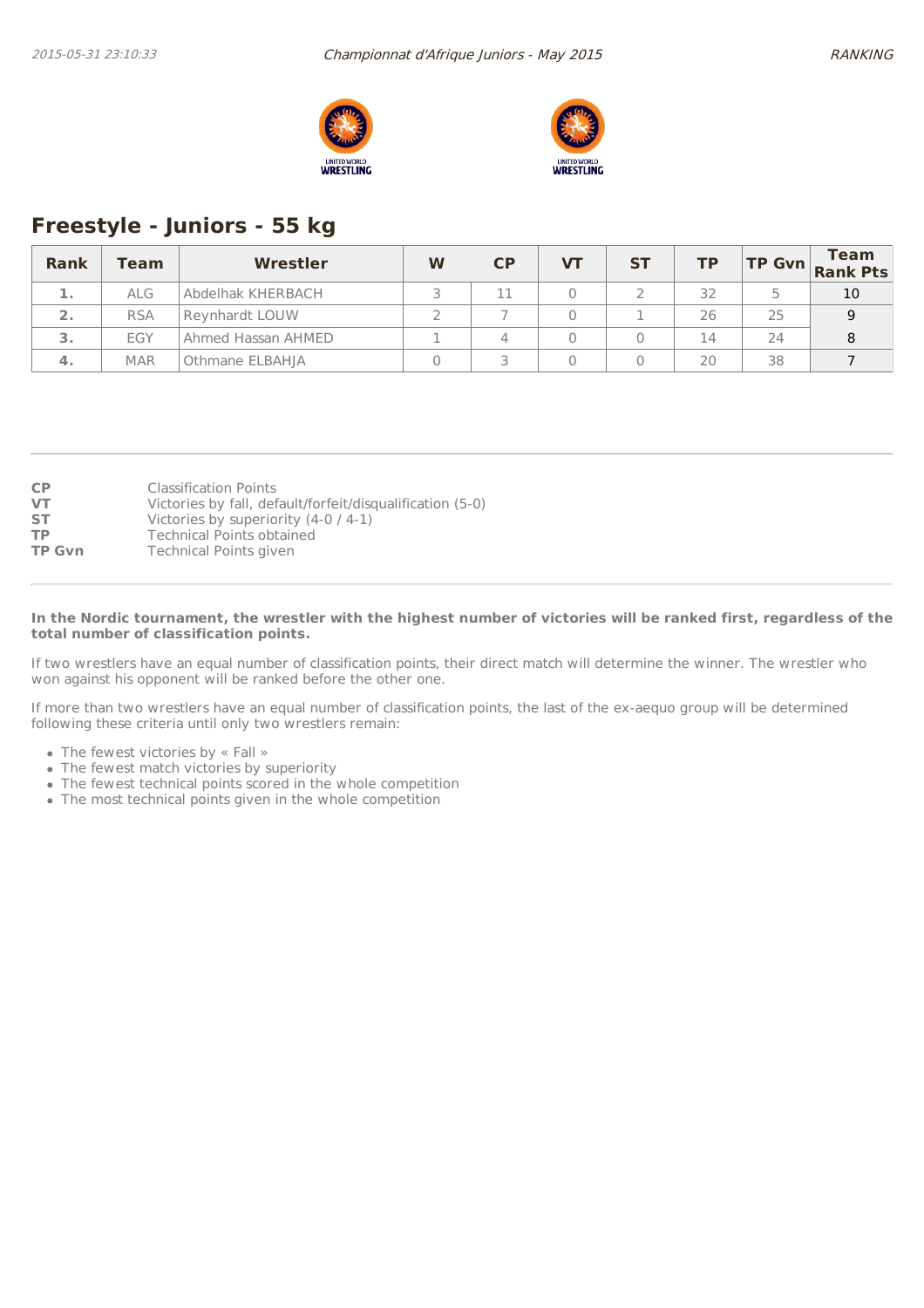## Freestyle - Juniors - 55 kg

| Rank | Team | Wrestler | W | CP | VT | ST | TP | TP Gvn | Team Rank Pts |
|---|---|---|---|---|---|---|---|---|---|
| 1. | ALG | Abdelhak KHERBACH | 3 | 11 | 0 | 2 | 32 | 5 | 10 |
| 2. | RSA | Reynhardt LOUW | 2 | 7 | 0 | 1 | 26 | 25 | 9 |
| 3. | EGY | Ahmed Hassan AHMED | 1 | 4 | 0 | 0 | 14 | 24 | 8 |
| 4. | MAR | Othmane ELBAHJA | 0 | 3 | 0 | 0 | 20 | 38 | 7 |

**CP** Classification Points
**VT** Victories by fall, default/forfeit/disqualification (5-0)
**ST** Victories by superiority (4-0 / 4-1)
**TP** Technical Points obtained
**TP Gvn** Technical Points given

**In the Nordic tournament, the wrestler with the highest number of victories will be ranked first, regardless of the total number of classification points.**

If two wrestlers have an equal number of classification points, their direct match will determine the winner. The wrestler who won against his opponent will be ranked before the other one.

If more than two wrestlers have an equal number of classification points, the last of the ex-aequo group will be determined following these criteria until only two wrestlers remain:

- The fewest victories by « Fall »
- The fewest match victories by superiority
- The fewest technical points scored in the whole competition
- The most technical points given in the whole competition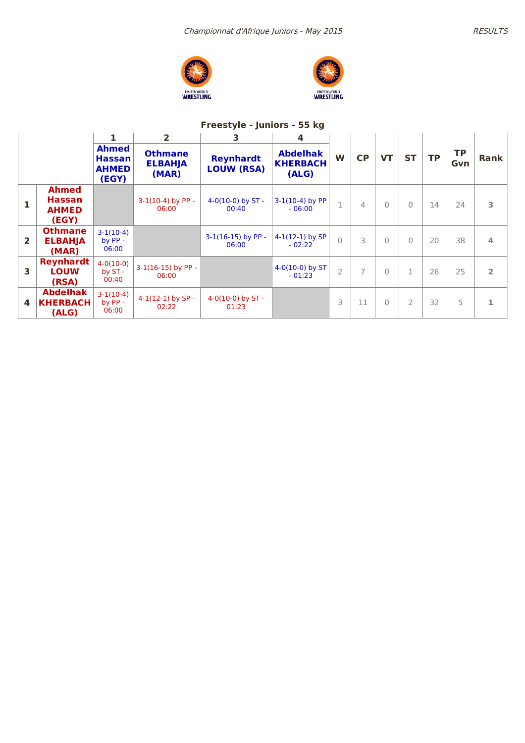Championnat d'Afrique Juniors - May 2015

RESULTS

## Freestyle - Juniors - 55 kg

| | | 1 | 2 | 3 | 4 | W | CP | VT | ST | TP | TP Gvn | Rank |
|---|---|---|---|---|---|---|---|---|---|---|---|---|
| | | Ahmed Hassan AHMED (EGY) | Othmane ELBAHJA (MAR) | Reynhardt LOUW (RSA) | Abdelhak KHERBACH (ALG) | | | | | | | |
| 1 | Ahmed Hassan AHMED (EGY) | | 3-1(10-4) by PP - 06:00 | 4-0(10-0) by ST - 00:40 | 3-1(10-4) by PP - 06:00 | 1 | 4 | 0 | 0 | 14 | 24 | 3 |
| 2 | Othmane ELBAHJA (MAR) | 3-1(10-4) by PP - 06:00 | | 3-1(16-15) by PP - 06:00 | 4-1(12-1) by SP - 02:22 | 0 | 3 | 0 | 0 | 20 | 38 | 4 |
| 3 | Reynhardt LOUW (RSA) | 4-0(10-0) by ST - 00:40 | 3-1(16-15) by PP - 06:00 | | 4-0(10-0) by ST - 01:23 | 2 | 7 | 0 | 1 | 26 | 25 | 2 |
| 4 | Abdelhak KHERBACH (ALG) | 3-1(10-4) by PP - 06:00 | 4-1(12-1) by SP - 02:22 | 4-0(10-0) by ST - 01:23 | | 3 | 11 | 0 | 2 | 32 | 5 | 1 |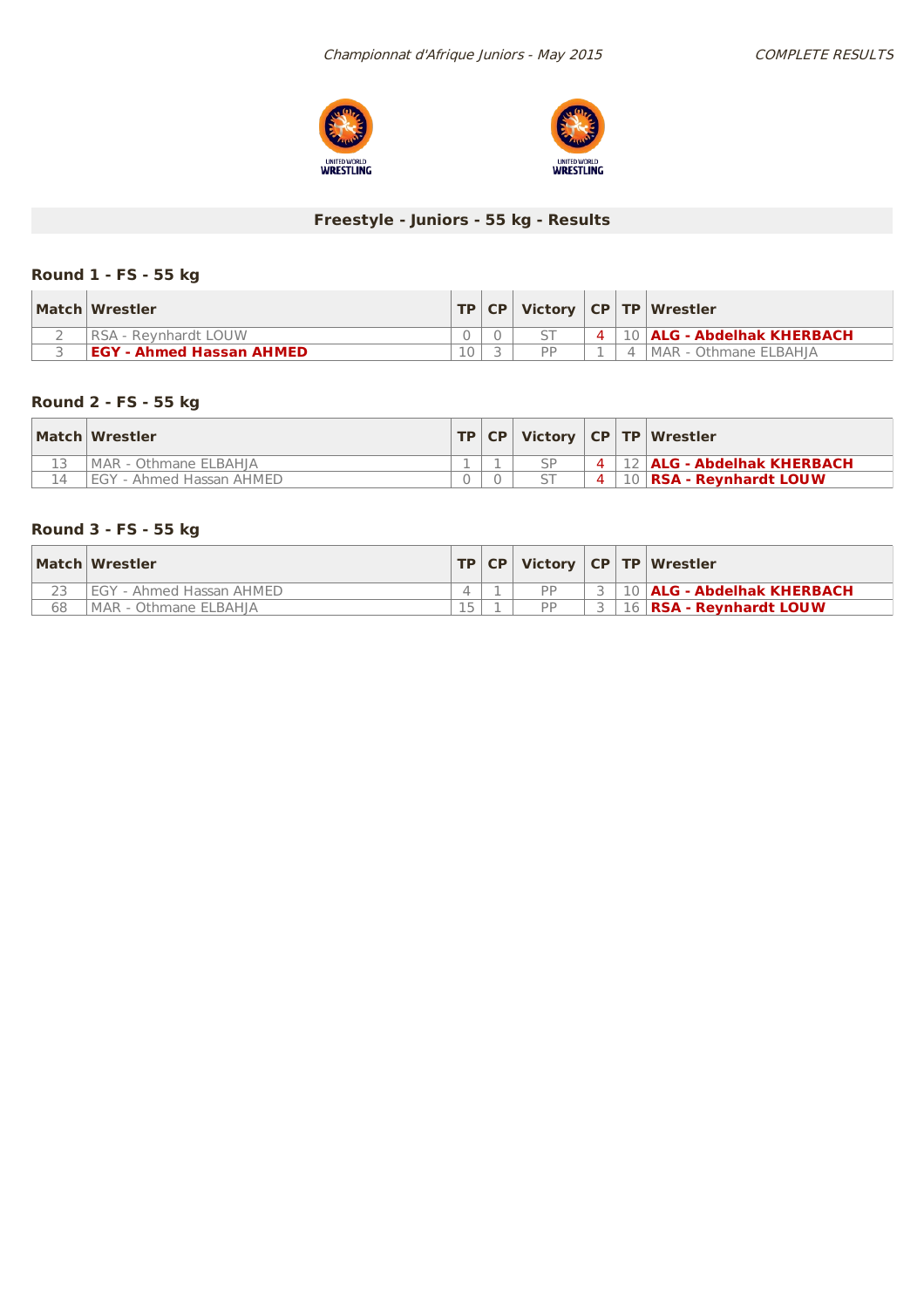*Championnat d'Afrique Juniors - May 2015*

*COMPLETE RESULTS*

## Freestyle - Juniors - 55 kg - Results

### Round 1 - FS - 55 kg

| Match | Wrestler | TP | CP | Victory | CP | TP | Wrestler |
|---|---|---|---|---|---|---|---|
| 2 | RSA - Reynhardt LOUW | 0 | 0 | ST | 4 | 10 | **ALG - Abdelhak KHERBACH** |
| 3 | **EGY - Ahmed Hassan AHMED** | 10 | 3 | PP | 1 | 4 | MAR - Othmane ELBAHJA |

### Round 2 - FS - 55 kg

| Match | Wrestler | TP | CP | Victory | CP | TP | Wrestler |
|---|---|---|---|---|---|---|---|
| 13 | MAR - Othmane ELBAHJA | 1 | 1 | SP | 4 | 12 | **ALG - Abdelhak KHERBACH** |
| 14 | EGY - Ahmed Hassan AHMED | 0 | 0 | ST | 4 | 10 | **RSA - Reynhardt LOUW** |

### Round 3 - FS - 55 kg

| Match | Wrestler | TP | CP | Victory | CP | TP | Wrestler |
|---|---|---|---|---|---|---|---|
| 23 | EGY - Ahmed Hassan AHMED | 4 | 1 | PP | 3 | 10 | **ALG - Abdelhak KHERBACH** |
| 68 | MAR - Othmane ELBAHJA | 15 | 1 | PP | 3 | 16 | **RSA - Reynhardt LOUW** |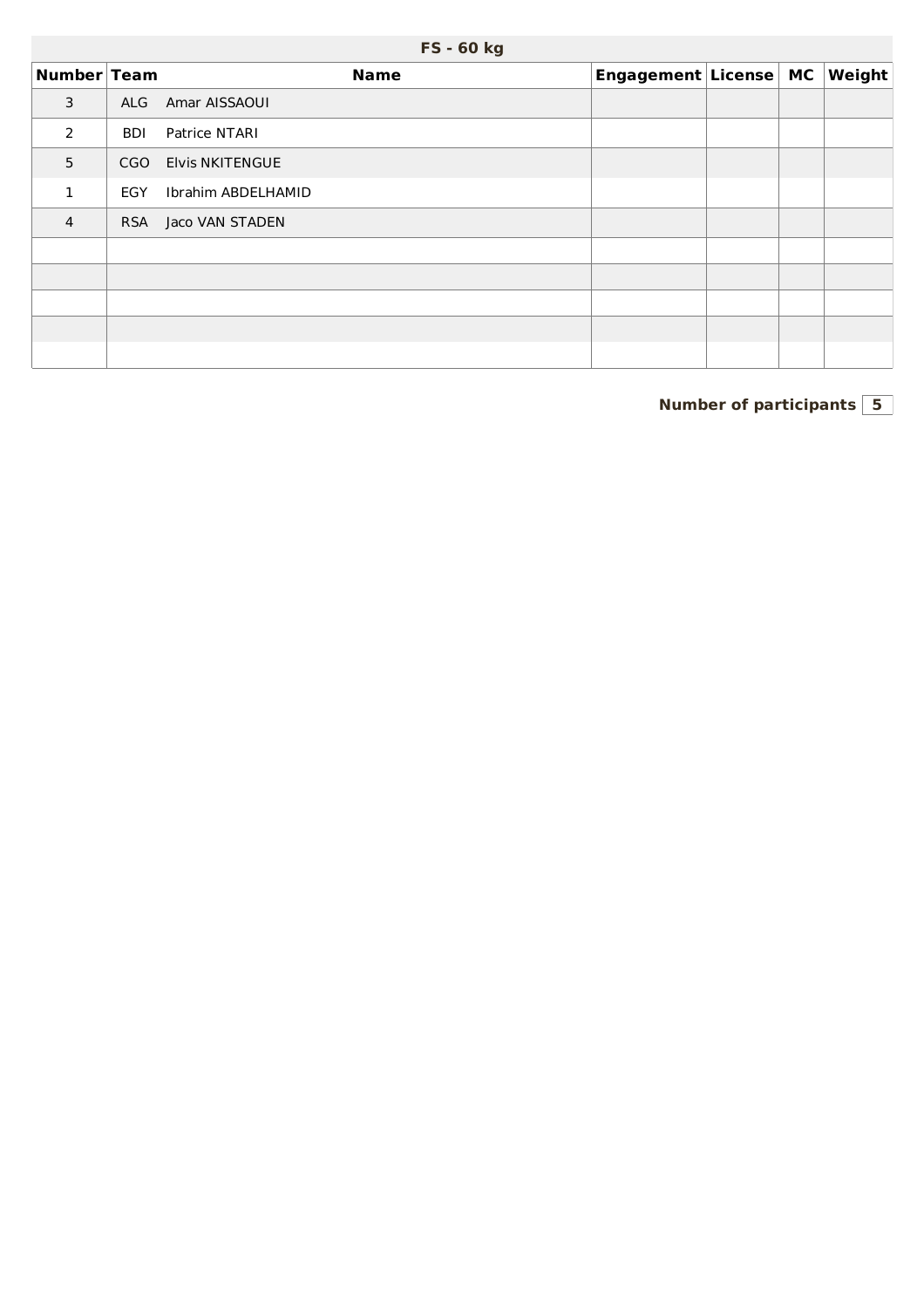## FS - 60 kg

| Number | Team | Name | Engagement | License | MC | Weight |
|---|---|---|---|---|---|---|
| 3 | ALG | Amar AISSAOUI | | | | |
| 2 | BDI | Patrice NTARI | | | | |
| 5 | CGO | Elvis NKITENGUE | | | | |
| 1 | EGY | Ibrahim ABDELHAMID | | | | |
| 4 | RSA | Jaco VAN STADEN | | | | |
| | | | | | | |
| | | | | | | |
| | | | | | | |
| | | | | | | |
| | | | | | | |

**Number of participants** 5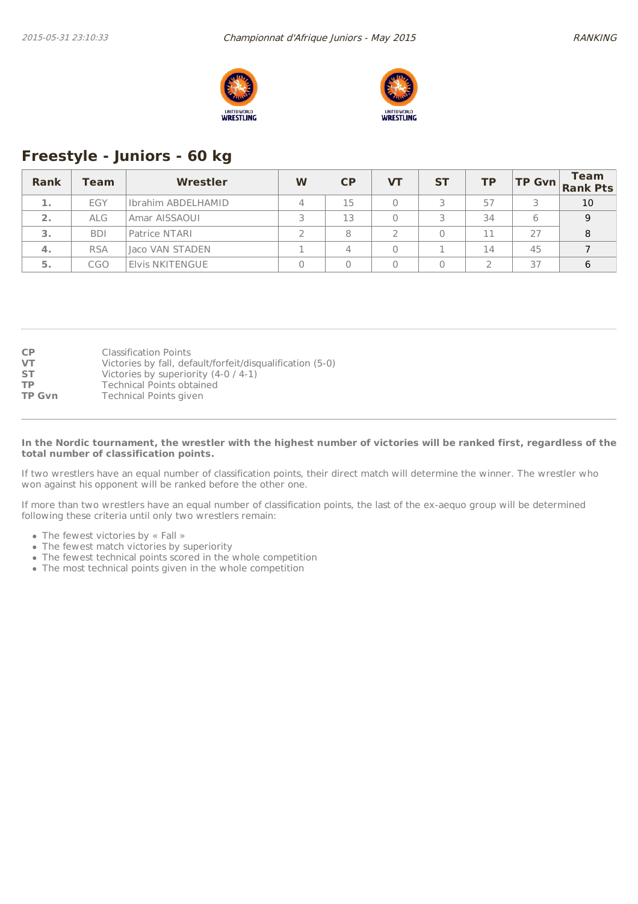## Freestyle - Juniors - 60 kg

| Rank | Team | Wrestler | W | CP | VT | ST | TP | TP Gvn | Team Rank Pts |
|---|---|---|---|---|---|---|---|---|---|
| 1. | EGY | Ibrahim ABDELHAMID | 4 | 15 | 0 | 3 | 57 | 3 | 10 |
| 2. | ALG | Amar AISSAOUI | 3 | 13 | 0 | 3 | 34 | 6 | 9 |
| 3. | BDI | Patrice NTARI | 2 | 8 | 2 | 0 | 11 | 27 | 8 |
| 4. | RSA | Jaco VAN STADEN | 1 | 4 | 0 | 1 | 14 | 45 | 7 |
| 5. | CGO | Elvis NKITENGUE | 0 | 0 | 0 | 0 | 2 | 37 | 6 |

**CP** Classification Points
**VT** Victories by fall, default/forfeit/disqualification (5-0)
**ST** Victories by superiority (4-0 / 4-1)
**TP** Technical Points obtained
**TP Gvn** Technical Points given

**In the Nordic tournament, the wrestler with the highest number of victories will be ranked first, regardless of the total number of classification points.**

If two wrestlers have an equal number of classification points, their direct match will determine the winner. The wrestler who won against his opponent will be ranked before the other one.

If more than two wrestlers have an equal number of classification points, the last of the ex-aequo group will be determined following these criteria until only two wrestlers remain:

- The fewest victories by « Fall »
- The fewest match victories by superiority
- The fewest technical points scored in the whole competition
- The most technical points given in the whole competition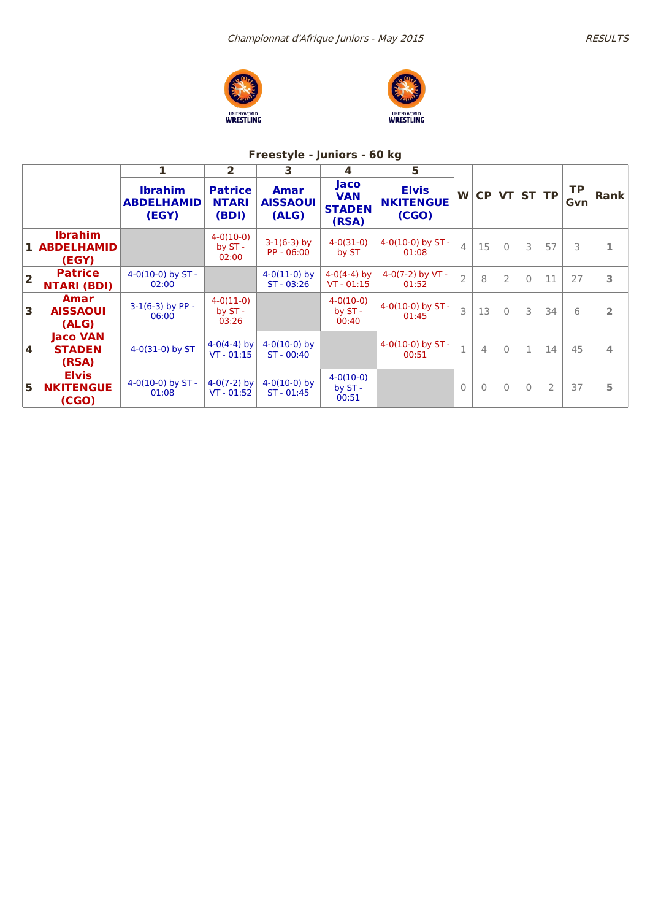*Championnat d'Afrique Juniors - May 2015*

## Freestyle - Juniors - 60 kg

| | | 1 | 2 | 3 | 4 | 5 | | | | | | | |
|---|---|---|---|---|---|---|---|---|---|---|---|---|---|
| | | **Ibrahim ABDELHAMID (EGY)** | **Patrice NTARI (BDI)** | **Amar AISSAOUI (ALG)** | **Jaco VAN STADEN (RSA)** | **Elvis NKITENGUE (CGO)** | **W** | **CP** | **VT** | **ST** | **TP** | **TP Gvn** | **Rank** |
| **1** | **Ibrahim ABDELHAMID (EGY)** | | 4-0(10-0) by ST - 02:00 | 3-1(6-3) by PP - 06:00 | 4-0(31-0) by ST | 4-0(10-0) by ST - 01:08 | 4 | 15 | 0 | 3 | 57 | 3 | 1 |
| **2** | **Patrice NTARI (BDI)** | 4-0(10-0) by ST - 02:00 | | 4-0(11-0) by ST - 03:26 | 4-0(4-4) by VT - 01:15 | 4-0(7-2) by VT - 01:52 | 2 | 8 | 2 | 0 | 11 | 27 | 3 |
| **3** | **Amar AISSAOUI (ALG)** | 3-1(6-3) by PP - 06:00 | 4-0(11-0) by ST - 03:26 | | 4-0(10-0) by ST - 00:40 | 4-0(10-0) by ST - 01:45 | 3 | 13 | 0 | 3 | 34 | 6 | 2 |
| **4** | **Jaco VAN STADEN (RSA)** | 4-0(31-0) by ST | 4-0(4-4) by VT - 01:15 | 4-0(10-0) by ST - 00:40 | | 4-0(10-0) by ST - 00:51 | 1 | 4 | 0 | 1 | 14 | 45 | 4 |
| **5** | **Elvis NKITENGUE (CGO)** | 4-0(10-0) by ST - 01:08 | 4-0(7-2) by VT - 01:52 | 4-0(10-0) by ST - 01:45 | 4-0(10-0) by ST - 00:51 | | 0 | 0 | 0 | 0 | 2 | 37 | 5 |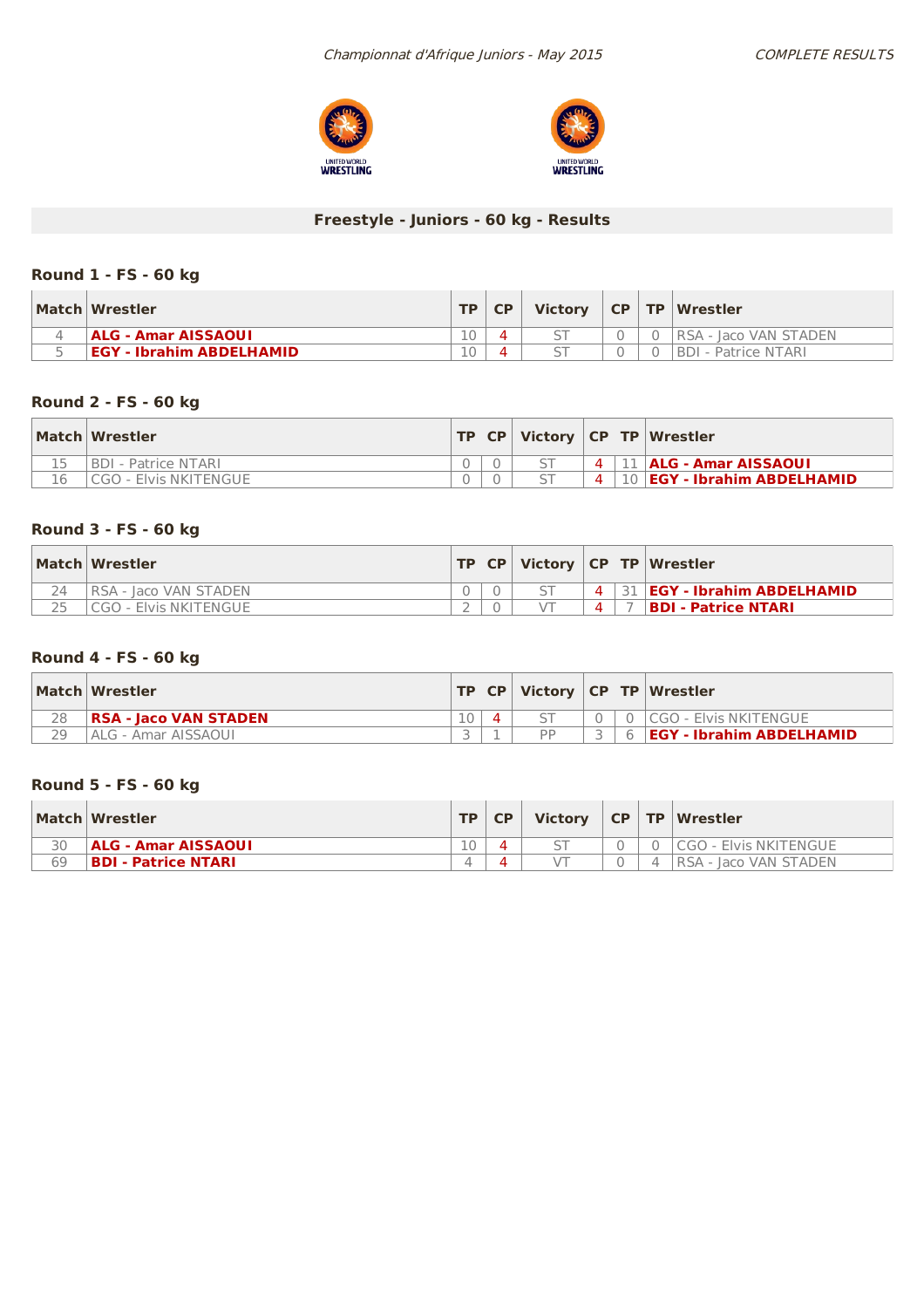*Championnat d'Afrique Juniors - May 2015*

*COMPLETE RESULTS*

## Freestyle - Juniors - 60 kg - Results

### Round 1 - FS - 60 kg

| Match | Wrestler | TP | CP | Victory | CP | TP | Wrestler |
|---|---|---|---|---|---|---|---|
| 4 | **ALG - Amar AISSAOUI** | 10 | 4 | ST | 0 | 0 | RSA - Jaco VAN STADEN |
| 5 | **EGY - Ibrahim ABDELHAMID** | 10 | 4 | ST | 0 | 0 | BDI - Patrice NTARI |

### Round 2 - FS - 60 kg

| Match | Wrestler | TP | CP | Victory | CP | TP | Wrestler |
|---|---|---|---|---|---|---|---|
| 15 | BDI - Patrice NTARI | 0 | 0 | ST | 4 | 11 | **ALG - Amar AISSAOUI** |
| 16 | CGO - Elvis NKITENGUE | 0 | 0 | ST | 4 | 10 | **EGY - Ibrahim ABDELHAMID** |

### Round 3 - FS - 60 kg

| Match | Wrestler | TP | CP | Victory | CP | TP | Wrestler |
|---|---|---|---|---|---|---|---|
| 24 | RSA - Jaco VAN STADEN | 0 | 0 | ST | 4 | 31 | **EGY - Ibrahim ABDELHAMID** |
| 25 | CGO - Elvis NKITENGUE | 2 | 0 | VT | 4 | 7 | **BDI - Patrice NTARI** |

### Round 4 - FS - 60 kg

| Match | Wrestler | TP | CP | Victory | CP | TP | Wrestler |
|---|---|---|---|---|---|---|---|
| 28 | **RSA - Jaco VAN STADEN** | 10 | 4 | ST | 0 | 0 | CGO - Elvis NKITENGUE |
| 29 | ALG - Amar AISSAOUI | 3 | 1 | PP | 3 | 6 | **EGY - Ibrahim ABDELHAMID** |

### Round 5 - FS - 60 kg

| Match | Wrestler | TP | CP | Victory | CP | TP | Wrestler |
|---|---|---|---|---|---|---|---|
| 30 | **ALG - Amar AISSAOUI** | 10 | 4 | ST | 0 | 0 | CGO - Elvis NKITENGUE |
| 69 | **BDI - Patrice NTARI** | 4 | 4 | VT | 0 | 4 | RSA - Jaco VAN STADEN |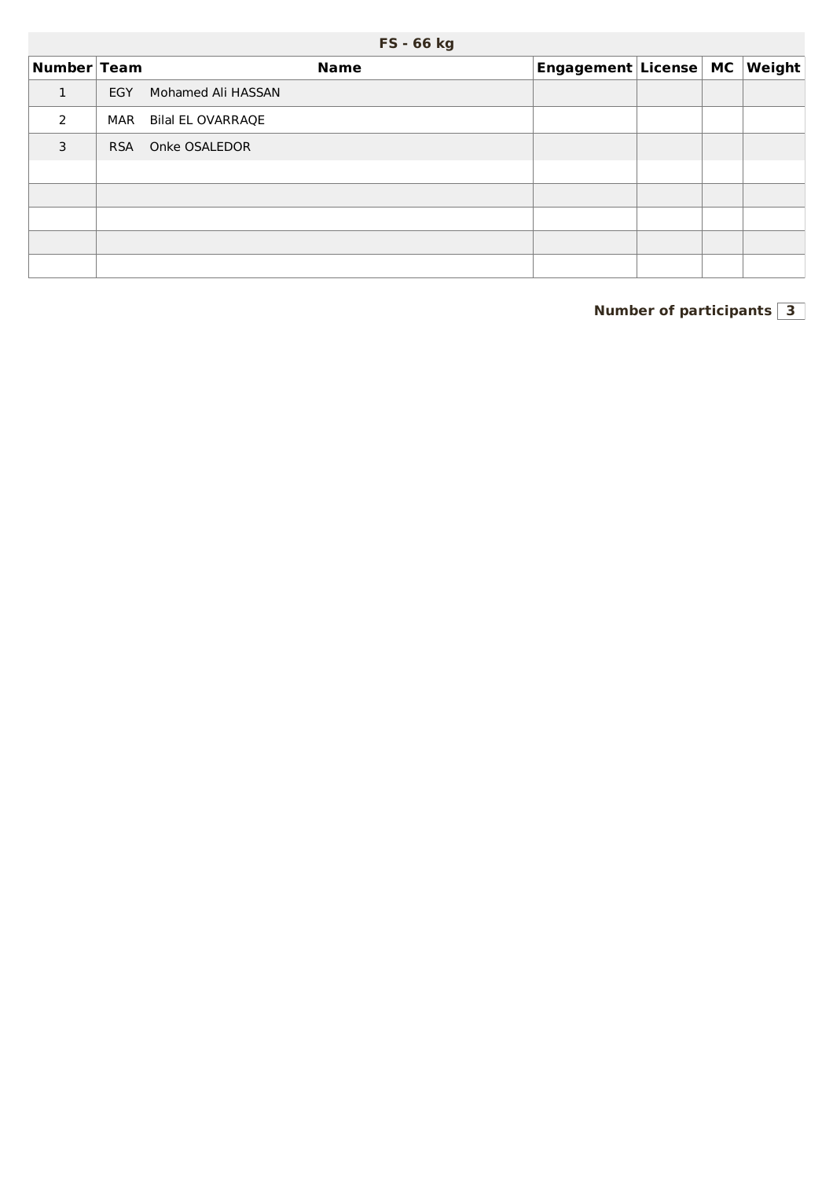## FS - 66 kg

| Number | Team | Name | Engagement | License | MC | Weight |
|---|---|---|---|---|---|---|
| 1 | EGY | Mohamed Ali HASSAN | | | | |
| 2 | MAR | Bilal EL OVARRAQE | | | | |
| 3 | RSA | Onke OSALEDOR | | | | |
| | | | | | | |
| | | | | | | |
| | | | | | | |
| | | | | | | |
| | | | | | | |

**Number of participants** 3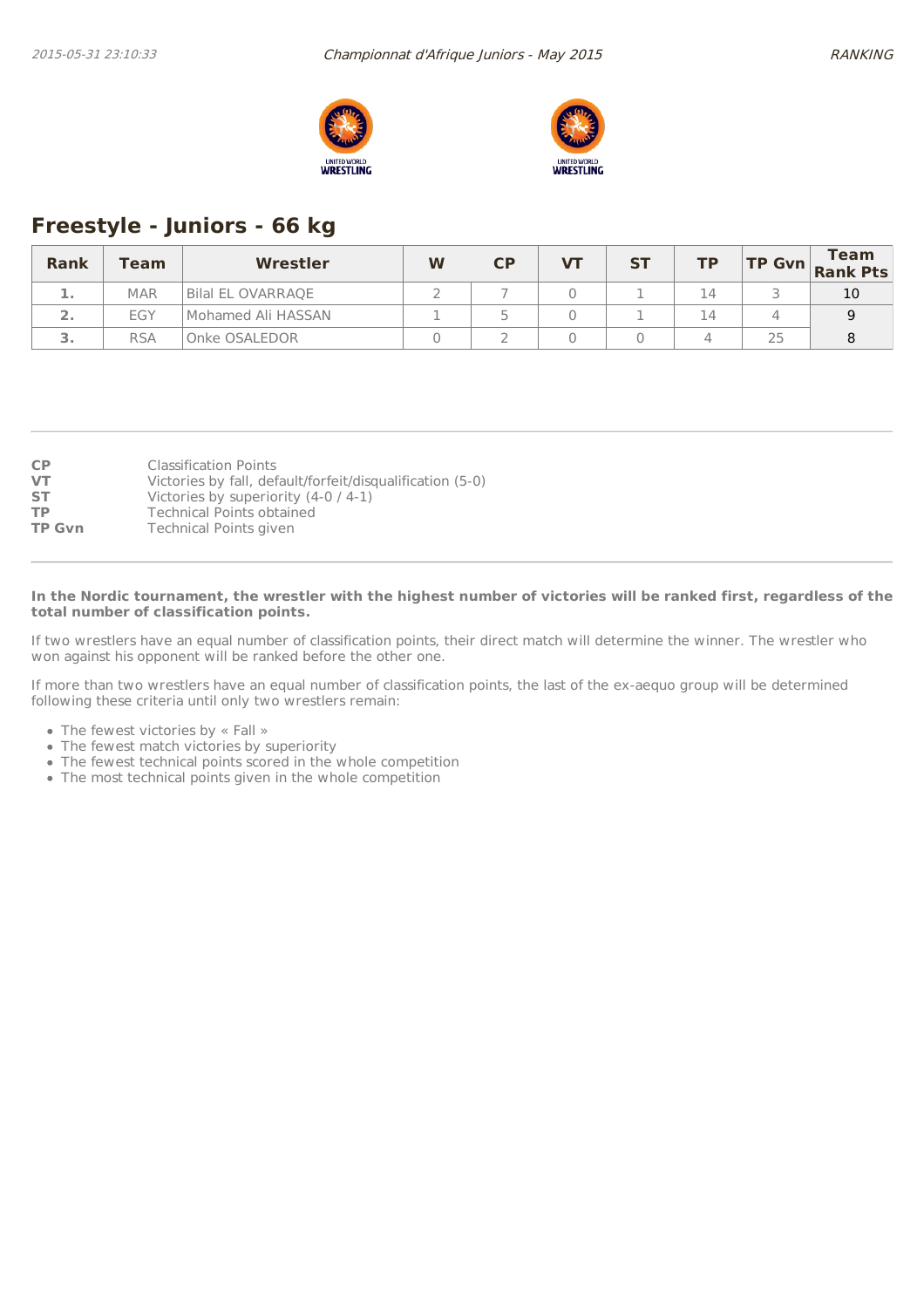## Freestyle - Juniors - 66 kg

| Rank | Team | Wrestler | W | CP | VT | ST | TP | TP Gvn | Team Rank Pts |
|---|---|---|---|---|---|---|---|---|---|
| 1. | MAR | Bilal EL OVARRAQE | 2 | 7 | 0 | 1 | 14 | 3 | 10 |
| 2. | EGY | Mohamed Ali HASSAN | 1 | 5 | 0 | 1 | 14 | 4 | 9 |
| 3. | RSA | Onke OSALEDOR | 0 | 2 | 0 | 0 | 4 | 25 | 8 |

**CP** Classification Points
**VT** Victories by fall, default/forfeit/disqualification (5-0)
**ST** Victories by superiority (4-0 / 4-1)
**TP** Technical Points obtained
**TP Gvn** Technical Points given

**In the Nordic tournament, the wrestler with the highest number of victories will be ranked first, regardless of the total number of classification points.**

If two wrestlers have an equal number of classification points, their direct match will determine the winner. The wrestler who won against his opponent will be ranked before the other one.

If more than two wrestlers have an equal number of classification points, the last of the ex-aequo group will be determined following these criteria until only two wrestlers remain:

- The fewest victories by « Fall »
- The fewest match victories by superiority
- The fewest technical points scored in the whole competition
- The most technical points given in the whole competition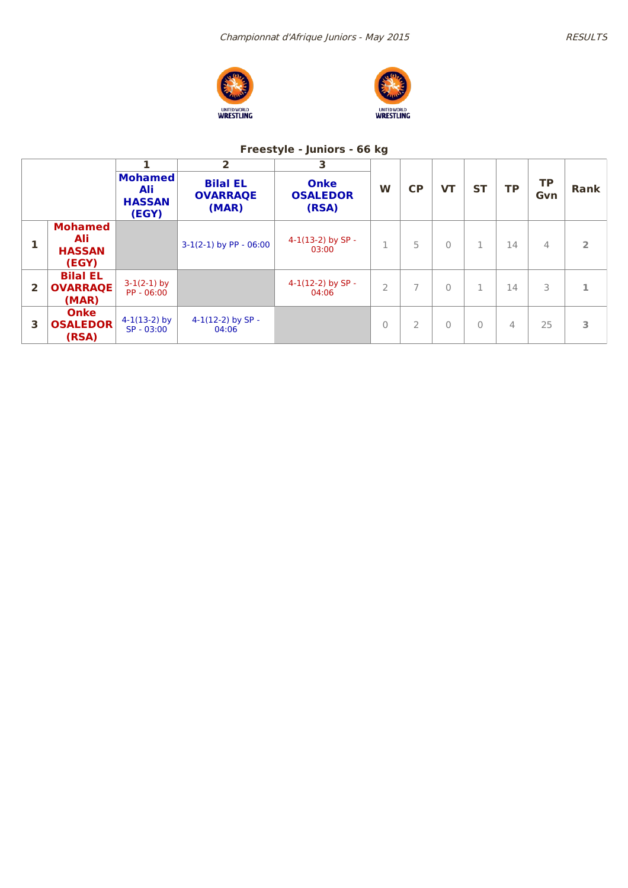*Championnat d'Afrique Juniors - May 2015*

*RESULTS*

UNITED WORLD WRESTLING

UNITED WORLD WRESTLING

## Freestyle - Juniors - 66 kg

| | | 1 | 2 | 3 | W | CP | VT | ST | TP | TP Gvn | Rank |
|---|---|---|---|---|---|---|---|---|---|---|---|
| | | **Mohamed Ali HASSAN (EGY)** | **Bilal EL OVARRAQE (MAR)** | **Onke OSALEDOR (RSA)** | | | | | | | |
| **1** | **Mohamed Ali HASSAN (EGY)** | | 3-1(2-1) by PP - 06:00 | 4-1(13-2) by SP - 03:00 | 1 | 5 | 0 | 1 | 14 | 4 | **2** |
| **2** | **Bilal EL OVARRAQE (MAR)** | 3-1(2-1) by PP - 06:00 | | 4-1(12-2) by SP - 04:06 | 2 | 7 | 0 | 1 | 14 | 3 | **1** |
| **3** | **Onke OSALEDOR (RSA)** | 4-1(13-2) by SP - 03:00 | 4-1(12-2) by SP - 04:06 | | 0 | 2 | 0 | 0 | 4 | 25 | **3** |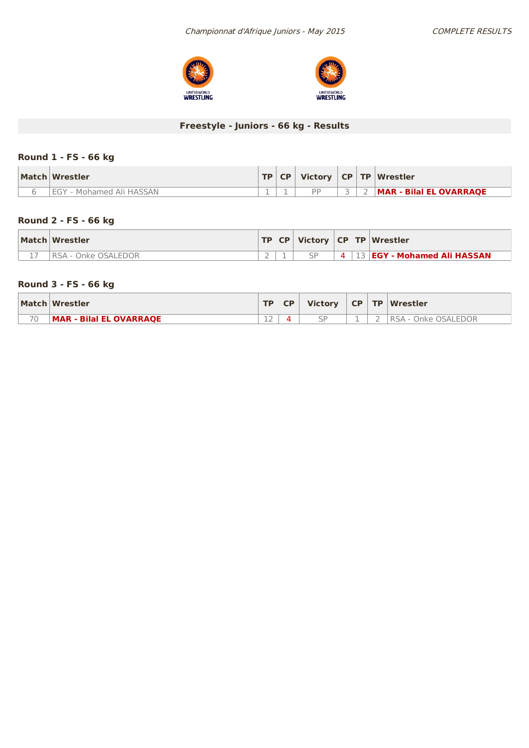## Freestyle - Juniors - 66 kg - Results

### Round 1 - FS - 66 kg

| Match | Wrestler | TP | CP | Victory | CP | TP | Wrestler |
|---|---|---|---|---|---|---|---|
| 6 | EGY - Mohamed Ali HASSAN | 1 | 1 | PP | 3 | 2 | **MAR - Bilal EL OVARRAQE** |

### Round 2 - FS - 66 kg

| Match | Wrestler | TP | CP | Victory | CP | TP | Wrestler |
|---|---|---|---|---|---|---|---|
| 17 | RSA - Onke OSALEDOR | 2 | 1 | SP | 4 | 13 | **EGY - Mohamed Ali HASSAN** |

### Round 3 - FS - 66 kg

| Match | Wrestler | TP | CP | Victory | CP | TP | Wrestler |
|---|---|---|---|---|---|---|---|
| 70 | **MAR - Bilal EL OVARRAQE** | 12 | 4 | SP | 1 | 2 | RSA - Onke OSALEDOR |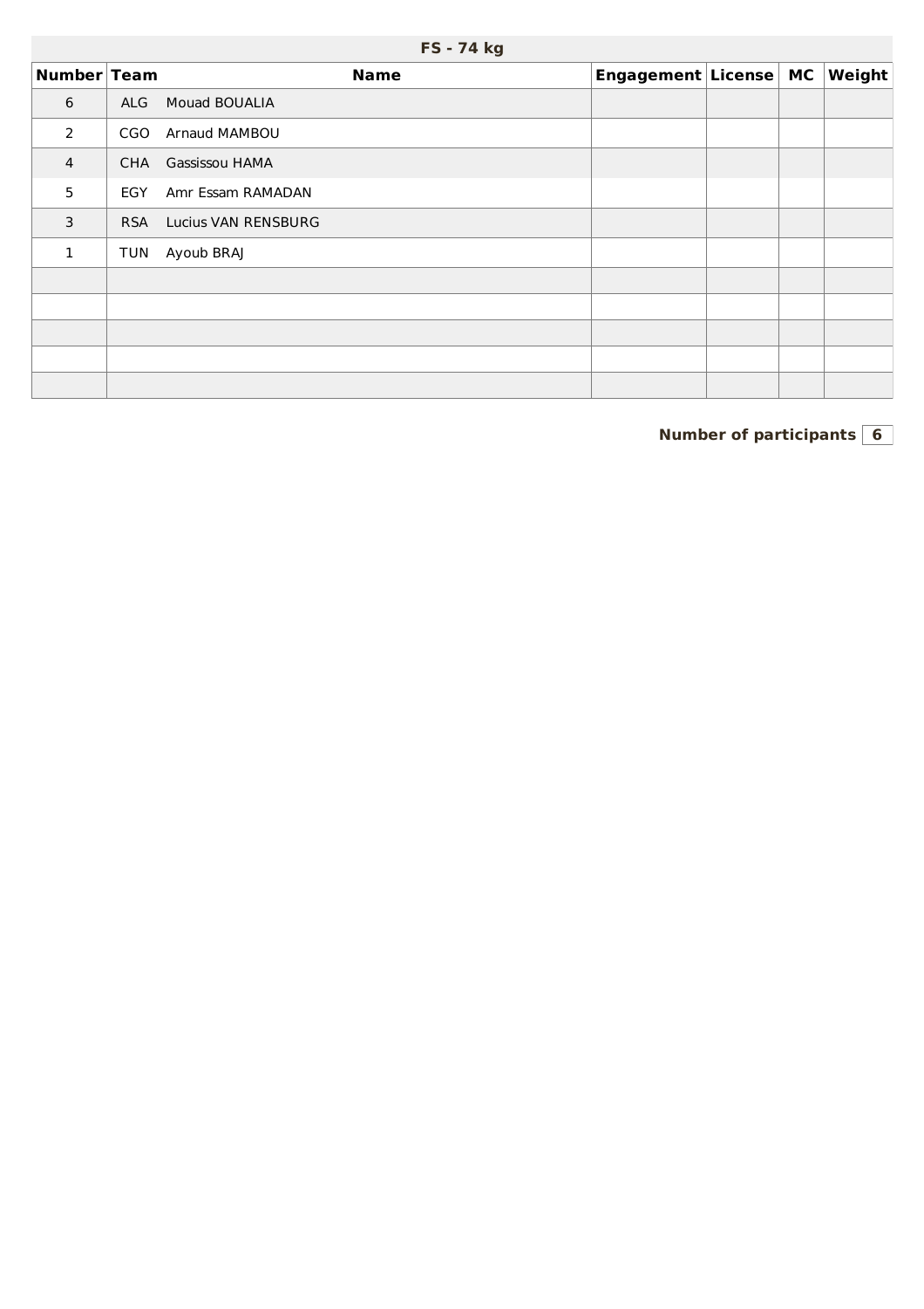## FS - 74 kg

| Number | Team | Name | Engagement | License | MC | Weight |
|---|---|---|---|---|---|---|
| 6 | ALG | Mouad BOUALIA | | | | |
| 2 | CGO | Arnaud MAMBOU | | | | |
| 4 | CHA | Gassissou HAMA | | | | |
| 5 | EGY | Amr Essam RAMADAN | | | | |
| 3 | RSA | Lucius VAN RENSBURG | | | | |
| 1 | TUN | Ayoub BRAJ | | | | |
| | | | | | | |
| | | | | | | |
| | | | | | | |
| | | | | | | |
| | | | | | | |

**Number of participants** 6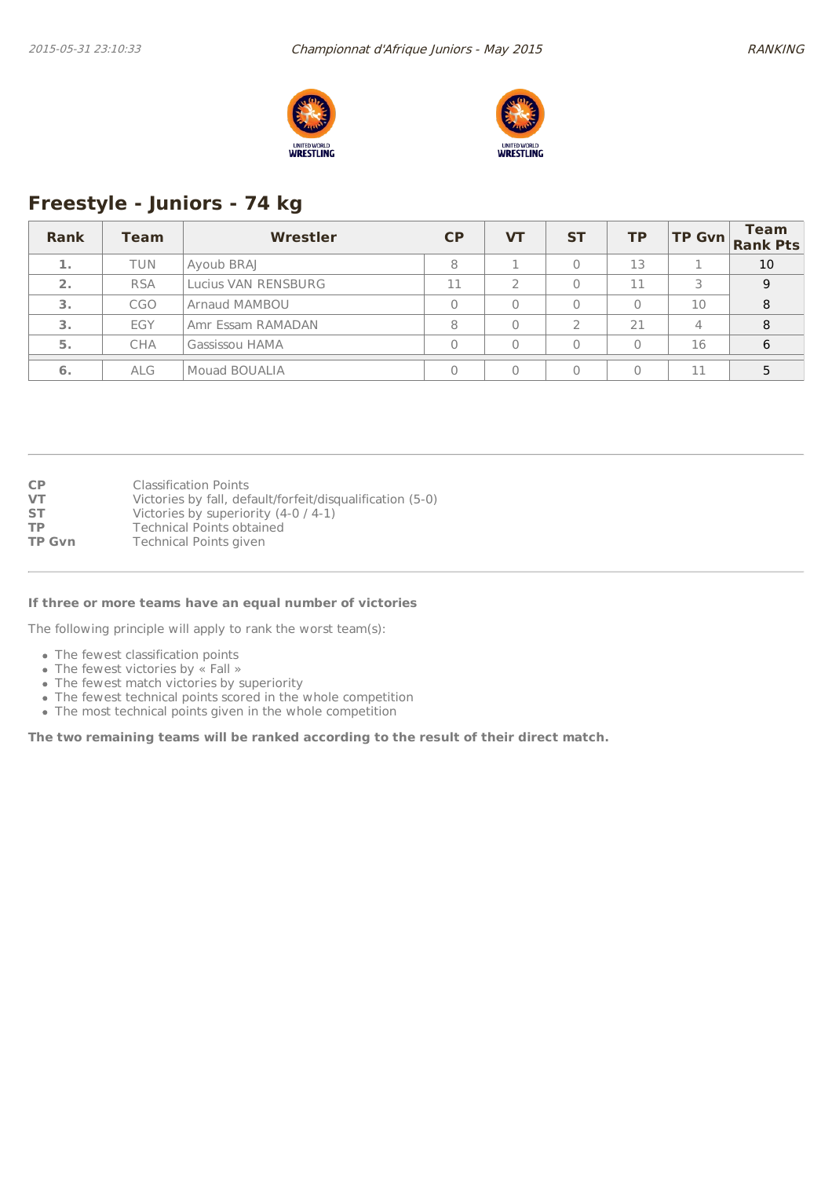## Freestyle - Juniors - 74 kg

| Rank | Team | Wrestler | CP | VT | ST | TP | TP Gvn | Team Rank Pts |
|---|---|---|---|---|---|---|---|---|
| 1. | TUN | Ayoub BRAJ | 8 | 1 | 0 | 13 | 1 | 10 |
| 2. | RSA | Lucius VAN RENSBURG | 11 | 2 | 0 | 11 | 3 | 9 |
| 3. | CGO | Arnaud MAMBOU | 0 | 0 | 0 | 0 | 10 | 8 |
| 3. | EGY | Amr Essam RAMADAN | 8 | 0 | 2 | 21 | 4 | 8 |
| 5. | CHA | Gassissou HAMA | 0 | 0 | 0 | 0 | 16 | 6 |
| 6. | ALG | Mouad BOUALIA | 0 | 0 | 0 | 0 | 11 | 5 |

**CP** Classification Points
**VT** Victories by fall, default/forfeit/disqualification (5-0)
**ST** Victories by superiority (4-0 / 4-1)
**TP** Technical Points obtained
**TP Gvn** Technical Points given

**If three or more teams have an equal number of victories**

The following principle will apply to rank the worst team(s):

- The fewest classification points
- The fewest victories by « Fall »
- The fewest match victories by superiority
- The fewest technical points scored in the whole competition
- The most technical points given in the whole competition

**The two remaining teams will be ranked according to the result of their direct match.**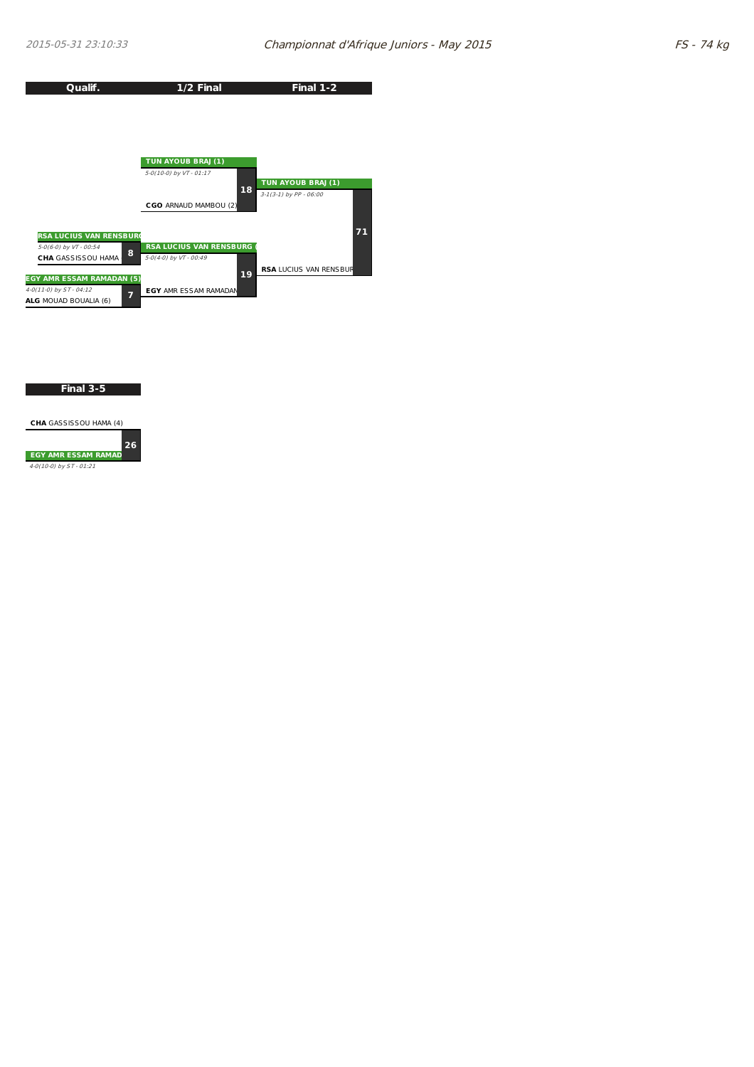## Championnat d'Afrique Juniors - May 2015

### FS - 74 kg

| Qualif. | 1/2 Final | Final 1-2 |
| --- | --- | --- |
| | **TUN AYOUB BRAJ (1)** *5-0(10-0) by VT - 01:17* **18** **CGO** ARNAUD MAMBOU (2) | **TUN AYOUB BRAJ (1)** *3-1(3-1) by PP - 06:00* **71** **RSA** LUCIUS VAN RENSBUR |
| **RSA LUCIUS VAN RENSBURG** *5-0(6-0) by VT - 00:54* **8** **CHA** GASSISSOU HAMA | **RSA LUCIUS VAN RENSBURG** *5-0(4-0) by VT - 00:49* **19** **EGY** AMR ESSAM RAMADAN | |
| **EGY AMR ESSAM RAMADAN (5)** *4-0(11-0) by ST - 04:12* **7** **ALG** MOUAD BOUALIA (6) | | |

### Final 3-5

**CHA** GASSISSOU HAMA (4)

**26**

**EGY AMR ESSAM RAMAD**

*4-0(10-0) by ST - 01:21*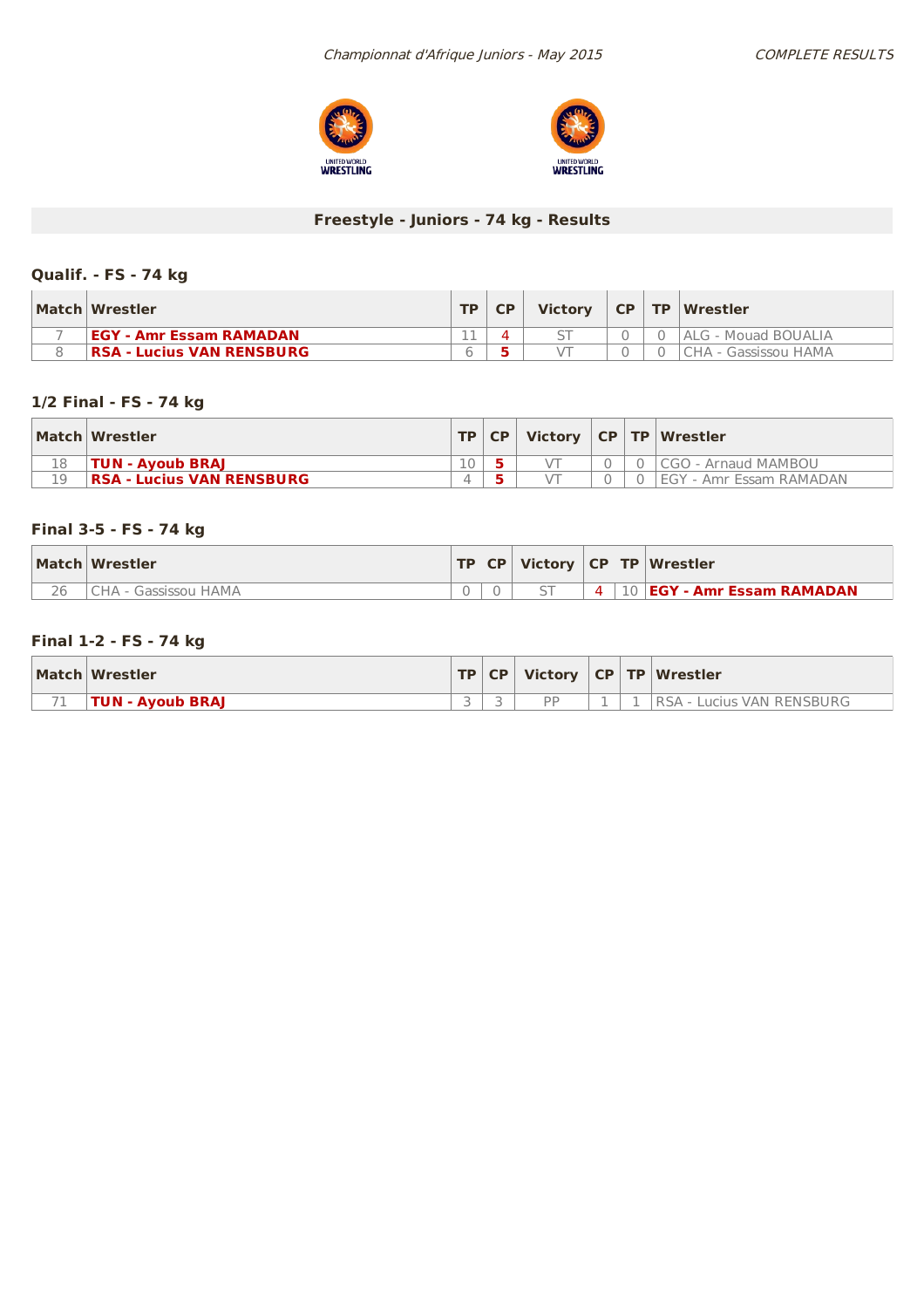## Freestyle - Juniors - 74 kg - Results

### Qualif. - FS - 74 kg

| Match | Wrestler | TP | CP | Victory | CP | TP | Wrestler |
|---|---|---|---|---|---|---|---|
| 7 | **EGY - Amr Essam RAMADAN** | 11 | 4 | ST | 0 | 0 | ALG - Mouad BOUALIA |
| 8 | **RSA - Lucius VAN RENSBURG** | 6 | 5 | VT | 0 | 0 | CHA - Gassissou HAMA |

### 1/2 Final - FS - 74 kg

| Match | Wrestler | TP | CP | Victory | CP | TP | Wrestler |
|---|---|---|---|---|---|---|---|
| 18 | **TUN - Ayoub BRAJ** | 10 | 5 | VT | 0 | 0 | CGO - Arnaud MAMBOU |
| 19 | **RSA - Lucius VAN RENSBURG** | 4 | 5 | VT | 0 | 0 | EGY - Amr Essam RAMADAN |

### Final 3-5 - FS - 74 kg

| Match | Wrestler | TP | CP | Victory | CP | TP | Wrestler |
|---|---|---|---|---|---|---|---|
| 26 | CHA - Gassissou HAMA | 0 | 0 | ST | 4 | 10 | **EGY - Amr Essam RAMADAN** |

### Final 1-2 - FS - 74 kg

| Match | Wrestler | TP | CP | Victory | CP | TP | Wrestler |
|---|---|---|---|---|---|---|---|
| 71 | **TUN - Ayoub BRAJ** | 3 | 3 | PP | 1 | 1 | RSA - Lucius VAN RENSBURG |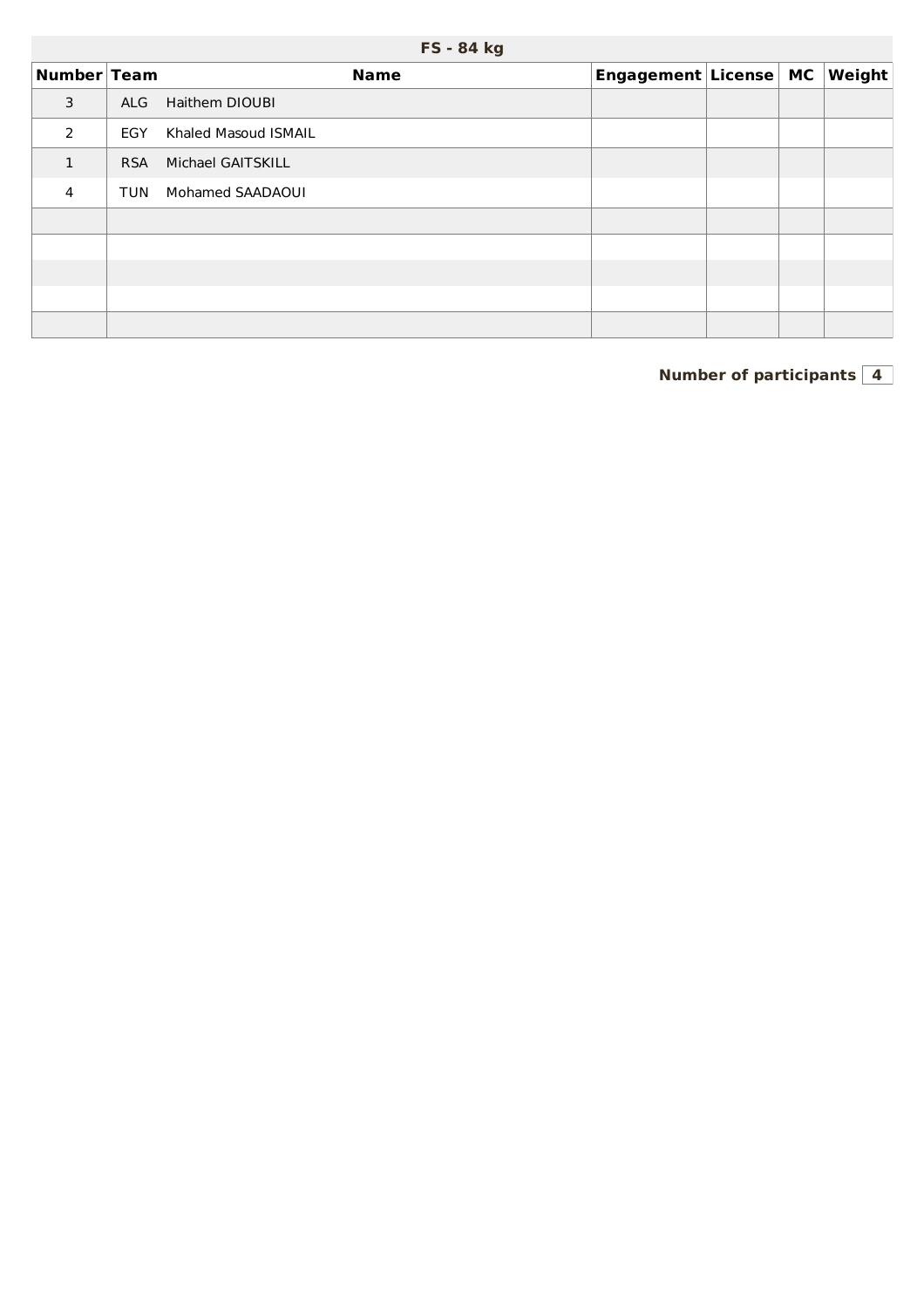## FS - 84 kg

| Number | Team | Name | Engagement | License | MC | Weight |
|---|---|---|---|---|---|---|
| 3 | ALG | Haithem DIOUBI | | | | |
| 2 | EGY | Khaled Masoud ISMAIL | | | | |
| 1 | RSA | Michael GAITSKILL | | | | |
| 4 | TUN | Mohamed SAADAOUI | | | | |
| | | | | | | |
| | | | | | | |
| | | | | | | |
| | | | | | | |
| | | | | | | |

**Number of participants** **4**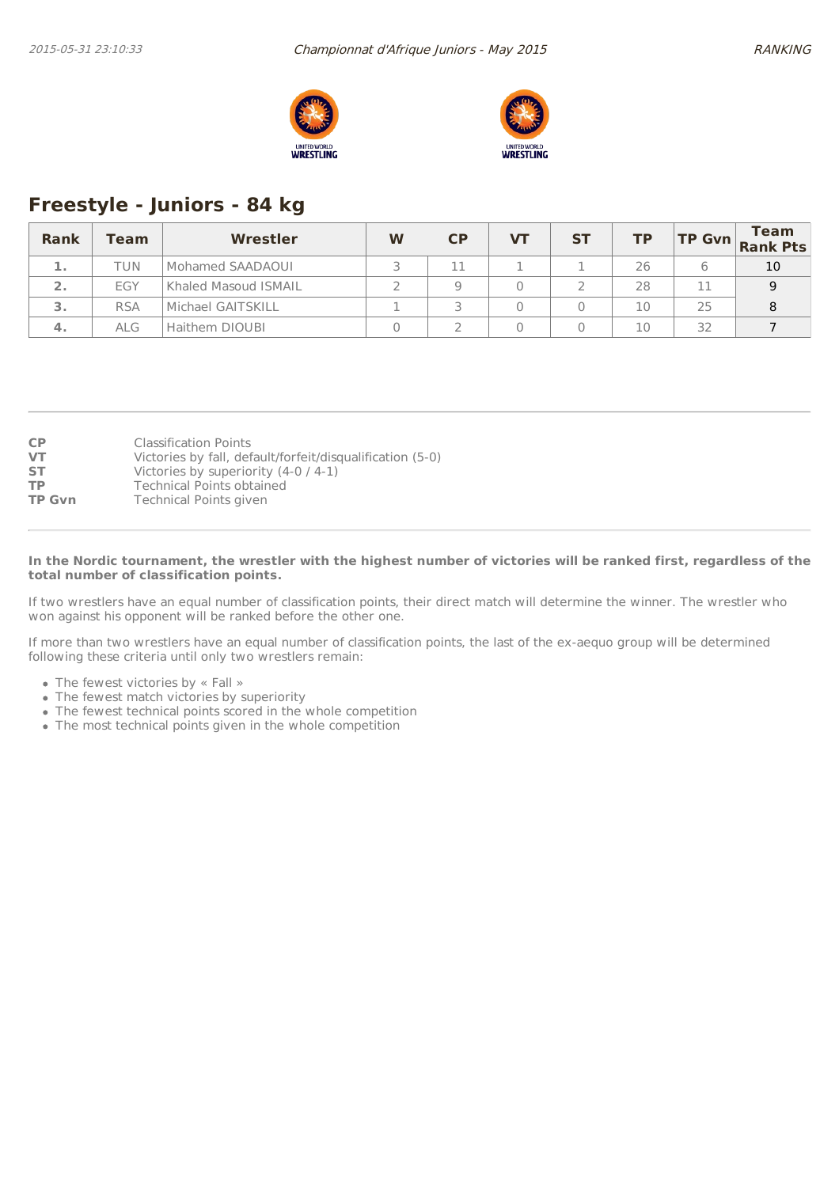## Freestyle - Juniors - 84 kg

| Rank | Team | Wrestler | W | CP | VT | ST | TP | TP Gvn | Team Rank Pts |
|---|---|---|---|---|---|---|---|---|---|
| 1. | TUN | Mohamed SAADAOUI | 3 | 11 | 1 | 1 | 26 | 6 | 10 |
| 2. | EGY | Khaled Masoud ISMAIL | 2 | 9 | 0 | 2 | 28 | 11 | 9 |
| 3. | RSA | Michael GAITSKILL | 1 | 3 | 0 | 0 | 10 | 25 | 8 |
| 4. | ALG | Haithem DIOUBI | 0 | 2 | 0 | 0 | 10 | 32 | 7 |

**CP** Classification Points
**VT** Victories by fall, default/forfeit/disqualification (5-0)
**ST** Victories by superiority (4-0 / 4-1)
**TP** Technical Points obtained
**TP Gvn** Technical Points given

**In the Nordic tournament, the wrestler with the highest number of victories will be ranked first, regardless of the total number of classification points.**

If two wrestlers have an equal number of classification points, their direct match will determine the winner. The wrestler who won against his opponent will be ranked before the other one.

If more than two wrestlers have an equal number of classification points, the last of the ex-aequo group will be determined following these criteria until only two wrestlers remain:

- The fewest victories by « Fall »
- The fewest match victories by superiority
- The fewest technical points scored in the whole competition
- The most technical points given in the whole competition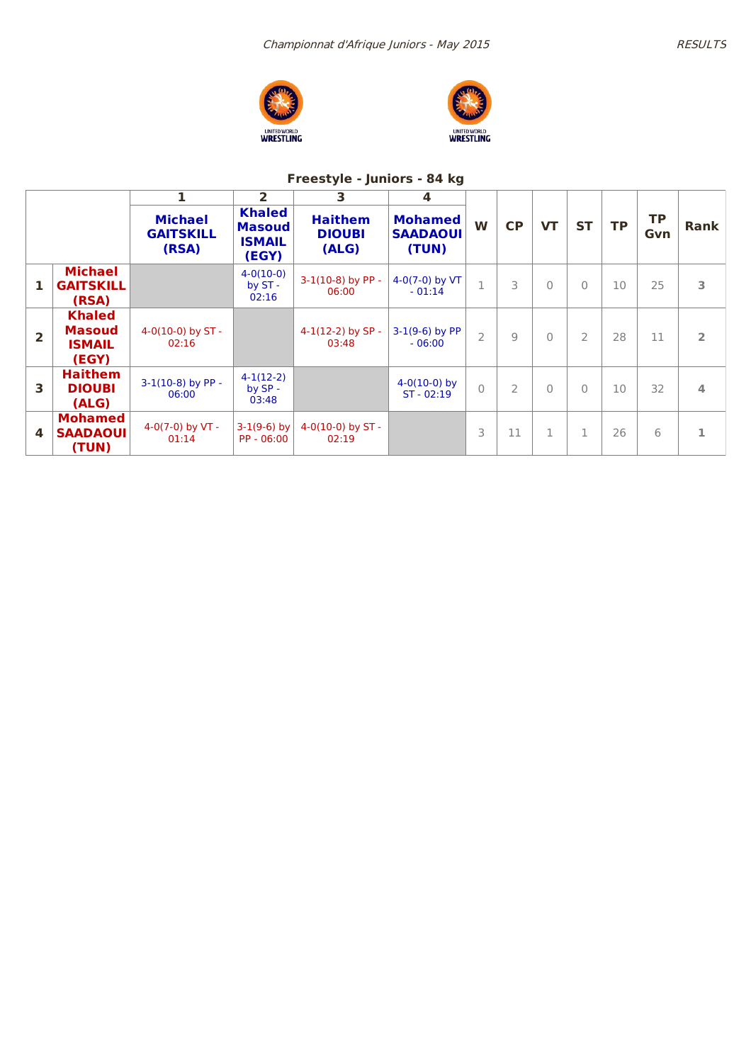## Freestyle - Juniors - 84 kg

| | | 1 | 2 | 3 | 4 | W | CP | VT | ST | TP | TP Gvn | Rank |
|---|---|---|---|---|---|---|---|---|---|---|---|---|
| | | Michael GAITSKILL (RSA) | Khaled Masoud ISMAIL (EGY) | Haithem DIOUBI (ALG) | Mohamed SAADAOUI (TUN) | | | | | | | |
| 1 | Michael GAITSKILL (RSA) | | 4-0(10-0) by ST - 02:16 | 3-1(10-8) by PP - 06:00 | 4-0(7-0) by VT - 01:14 | 1 | 3 | 0 | 0 | 10 | 25 | 3 |
| 2 | Khaled Masoud ISMAIL (EGY) | 4-0(10-0) by ST - 02:16 | | 4-1(12-2) by SP - 03:48 | 3-1(9-6) by PP - 06:00 | 2 | 9 | 0 | 2 | 28 | 11 | 2 |
| 3 | Haithem DIOUBI (ALG) | 3-1(10-8) by PP - 06:00 | 4-1(12-2) by SP - 03:48 | | 4-0(10-0) by ST - 02:19 | 0 | 2 | 0 | 0 | 10 | 32 | 4 |
| 4 | Mohamed SAADAOUI (TUN) | 4-0(7-0) by VT - 01:14 | 3-1(9-6) by PP - 06:00 | 4-0(10-0) by ST - 02:19 | | 3 | 11 | 1 | 1 | 26 | 6 | 1 |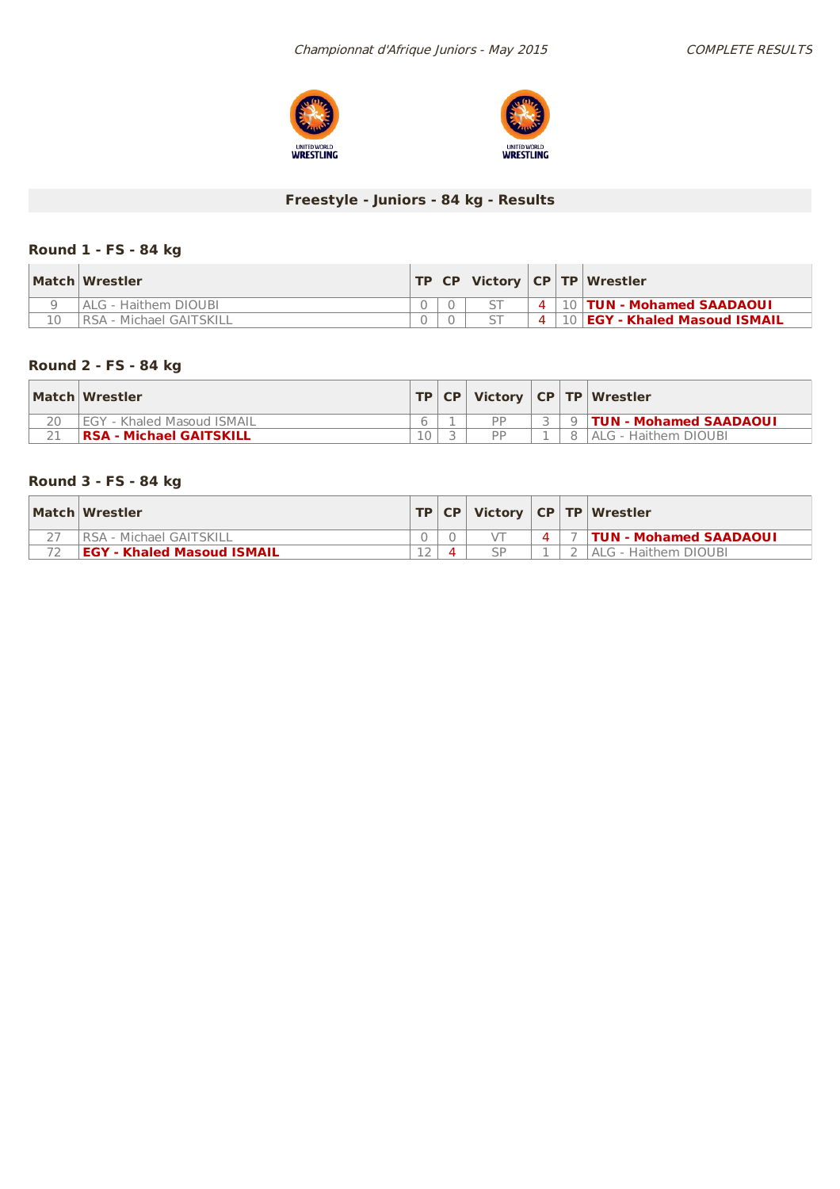## Freestyle - Juniors - 84 kg - Results

### Round 1 - FS - 84 kg

| Match | Wrestler | TP | CP | Victory | CP | TP | Wrestler |
|---|---|---|---|---|---|---|---|
| 9 | ALG - Haithem DIOUBI | 0 | 0 | ST | 4 | 10 | **TUN - Mohamed SAADAOUI** |
| 10 | RSA - Michael GAITSKILL | 0 | 0 | ST | 4 | 10 | **EGY - Khaled Masoud ISMAIL** |

### Round 2 - FS - 84 kg

| Match | Wrestler | TP | CP | Victory | CP | TP | Wrestler |
|---|---|---|---|---|---|---|---|
| 20 | EGY - Khaled Masoud ISMAIL | 6 | 1 | PP | 3 | 9 | **TUN - Mohamed SAADAOUI** |
| 21 | **RSA - Michael GAITSKILL** | 10 | 3 | PP | 1 | 8 | ALG - Haithem DIOUBI |

### Round 3 - FS - 84 kg

| Match | Wrestler | TP | CP | Victory | CP | TP | Wrestler |
|---|---|---|---|---|---|---|---|
| 27 | RSA - Michael GAITSKILL | 0 | 0 | VT | 4 | 7 | **TUN - Mohamed SAADAOUI** |
| 72 | **EGY - Khaled Masoud ISMAIL** | 12 | 4 | SP | 1 | 2 | ALG - Haithem DIOUBI |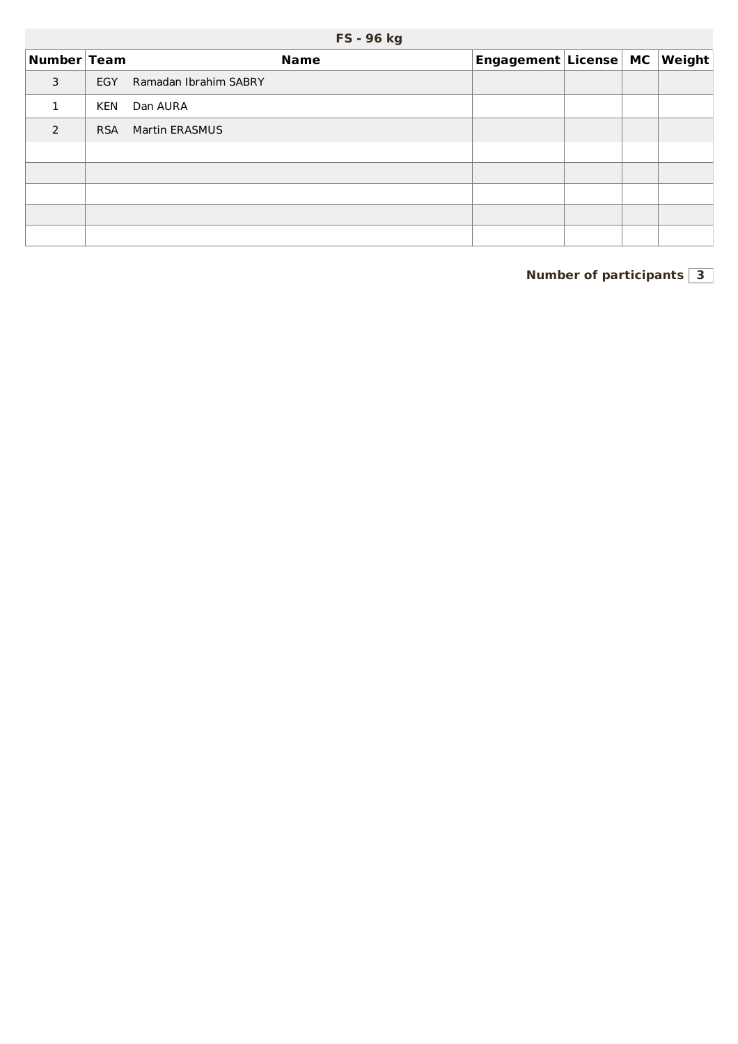## FS - 96 kg

| Number | Team | Name | Engagement | License | MC | Weight |
|---|---|---|---|---|---|---|
| 3 | EGY | Ramadan Ibrahim SABRY | | | | |
| 1 | KEN | Dan AURA | | | | |
| 2 | RSA | Martin ERASMUS | | | | |
| | | | | | | |
| | | | | | | |
| | | | | | | |
| | | | | | | |
| | | | | | | |

**Number of participants** **3**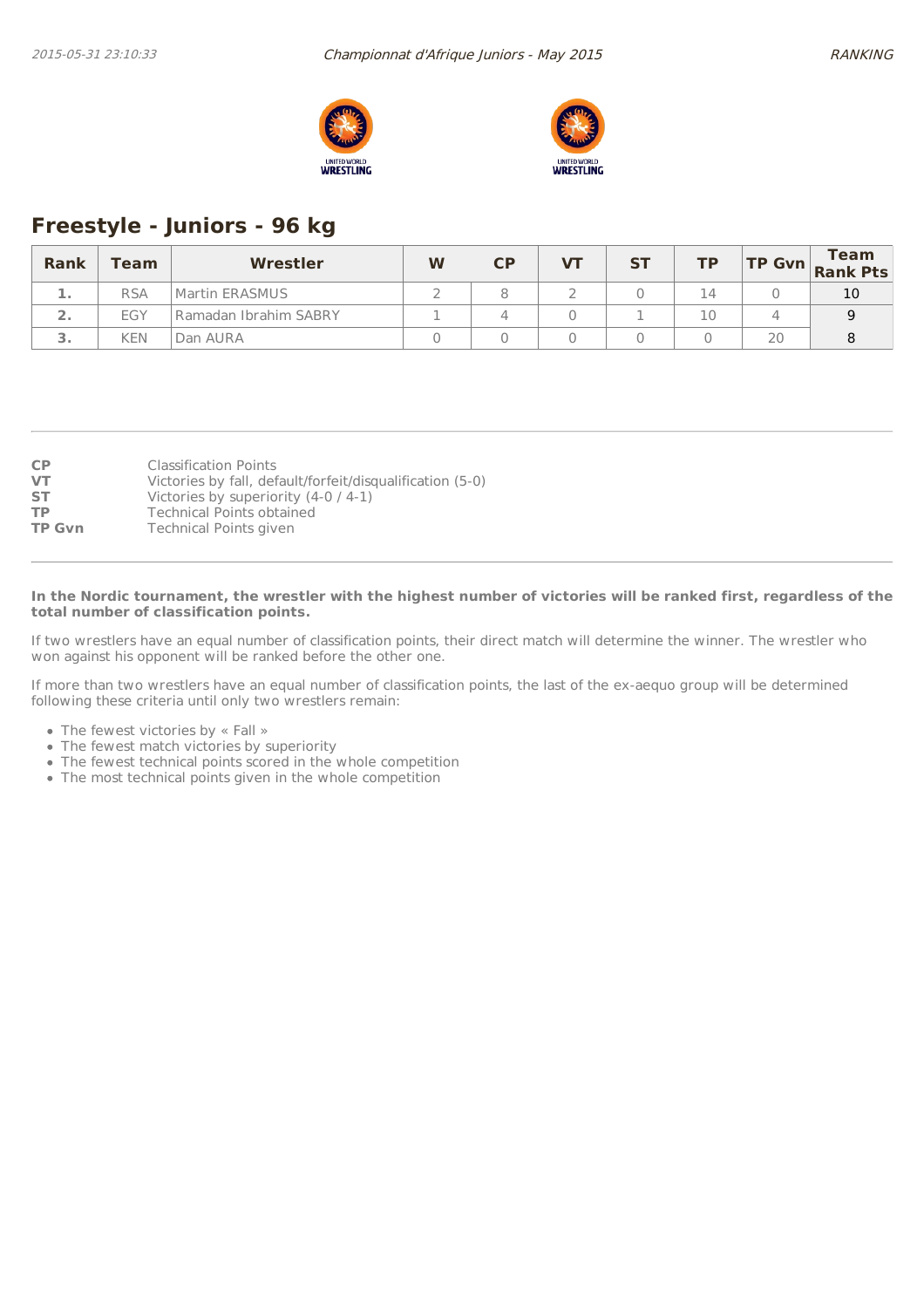## Freestyle - Juniors - 96 kg

| Rank | Team | Wrestler | W | CP | VT | ST | TP | TP Gvn | Team Rank Pts |
|---|---|---|---|---|---|---|---|---|---|
| 1. | RSA | Martin ERASMUS | 2 | 8 | 2 | 0 | 14 | 0 | 10 |
| 2. | EGY | Ramadan Ibrahim SABRY | 1 | 4 | 0 | 1 | 10 | 4 | 9 |
| 3. | KEN | Dan AURA | 0 | 0 | 0 | 0 | 0 | 20 | 8 |

**CP** Classification Points
**VT** Victories by fall, default/forfeit/disqualification (5-0)
**ST** Victories by superiority (4-0 / 4-1)
**TP** Technical Points obtained
**TP Gvn** Technical Points given

**In the Nordic tournament, the wrestler with the highest number of victories will be ranked first, regardless of the total number of classification points.**

If two wrestlers have an equal number of classification points, their direct match will determine the winner. The wrestler who won against his opponent will be ranked before the other one.

If more than two wrestlers have an equal number of classification points, the last of the ex-aequo group will be determined following these criteria until only two wrestlers remain:

- The fewest victories by « Fall »
- The fewest match victories by superiority
- The fewest technical points scored in the whole competition
- The most technical points given in the whole competition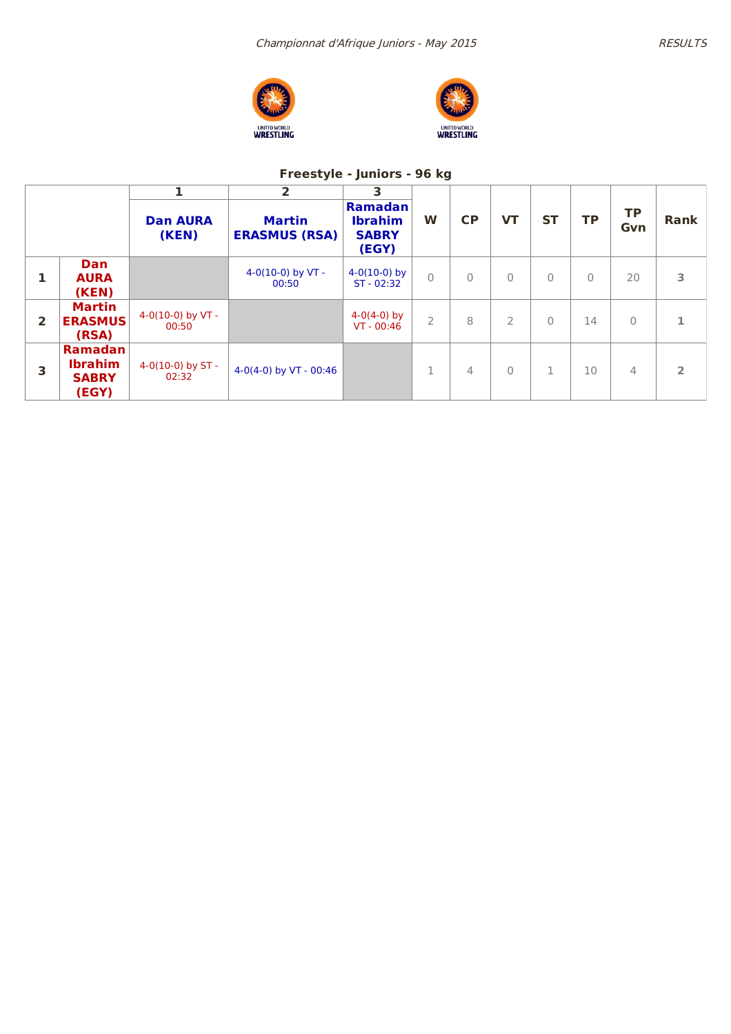## Freestyle - Juniors - 96 kg

| | | 1 | 2 | 3 | W | CP | VT | ST | TP | TP Gvn | Rank |
|---|---|---|---|---|---|---|---|---|---|---|---|
| | | **Dan AURA (KEN)** | **Martin ERASMUS (RSA)** | **Ramadan Ibrahim SABRY (EGY)** | | | | | | | |
| **1** | **Dan AURA (KEN)** | | 4-0(10-0) by VT - 00:50 | 4-0(10-0) by ST - 02:32 | 0 | 0 | 0 | 0 | 0 | 20 | 3 |
| **2** | **Martin ERASMUS (RSA)** | 4-0(10-0) by VT - 00:50 | | 4-0(4-0) by VT - 00:46 | 2 | 8 | 2 | 0 | 14 | 0 | 1 |
| **3** | **Ramadan Ibrahim SABRY (EGY)** | 4-0(10-0) by ST - 02:32 | 4-0(4-0) by VT - 00:46 | | 1 | 4 | 0 | 1 | 10 | 4 | 2 |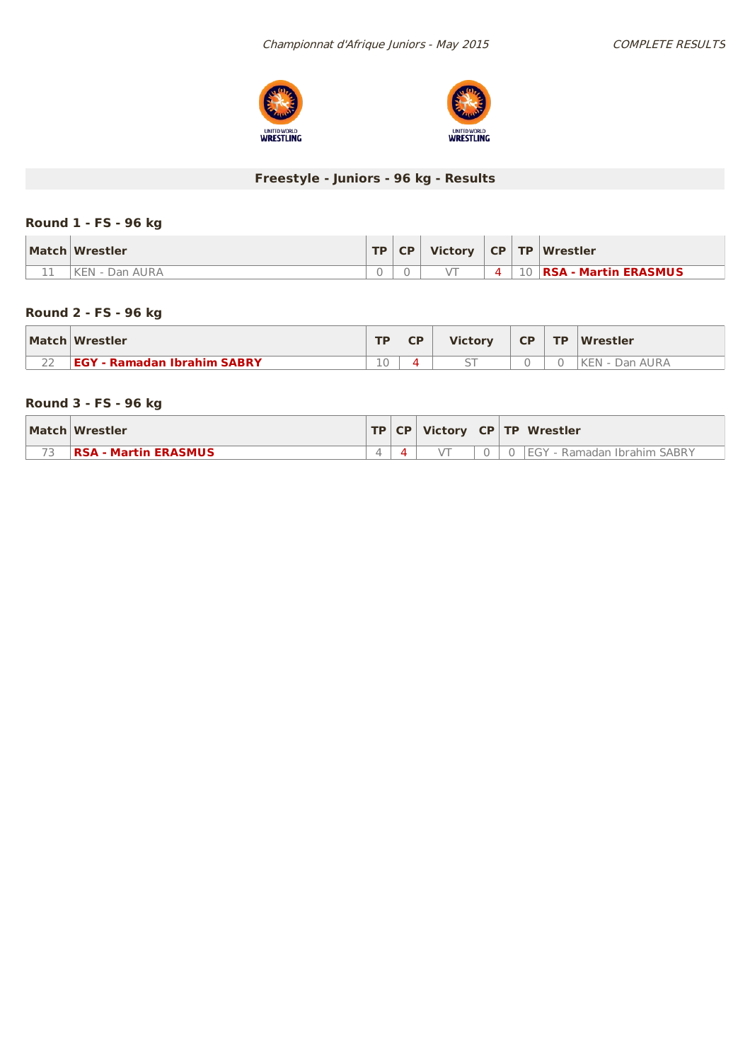*Championnat d'Afrique Juniors - May 2015* *COMPLETE RESULTS*

## Freestyle - Juniors - 96 kg - Results

### Round 1 - FS - 96 kg

| Match | Wrestler | TP | CP | Victory | CP | TP | Wrestler |
|---|---|---|---|---|---|---|---|
| 11 | KEN - Dan AURA | 0 | 0 | VT | 4 | 10 | **RSA - Martin ERASMUS** |

### Round 2 - FS - 96 kg

| Match | Wrestler | TP | CP | Victory | CP | TP | Wrestler |
|---|---|---|---|---|---|---|---|
| 22 | **EGY - Ramadan Ibrahim SABRY** | 10 | 4 | ST | 0 | 0 | KEN - Dan AURA |

### Round 3 - FS - 96 kg

| Match | Wrestler | TP | CP | Victory | CP | TP | Wrestler |
|---|---|---|---|---|---|---|---|
| 73 | **RSA - Martin ERASMUS** | 4 | 4 | VT | 0 | 0 | EGY - Ramadan Ibrahim SABRY |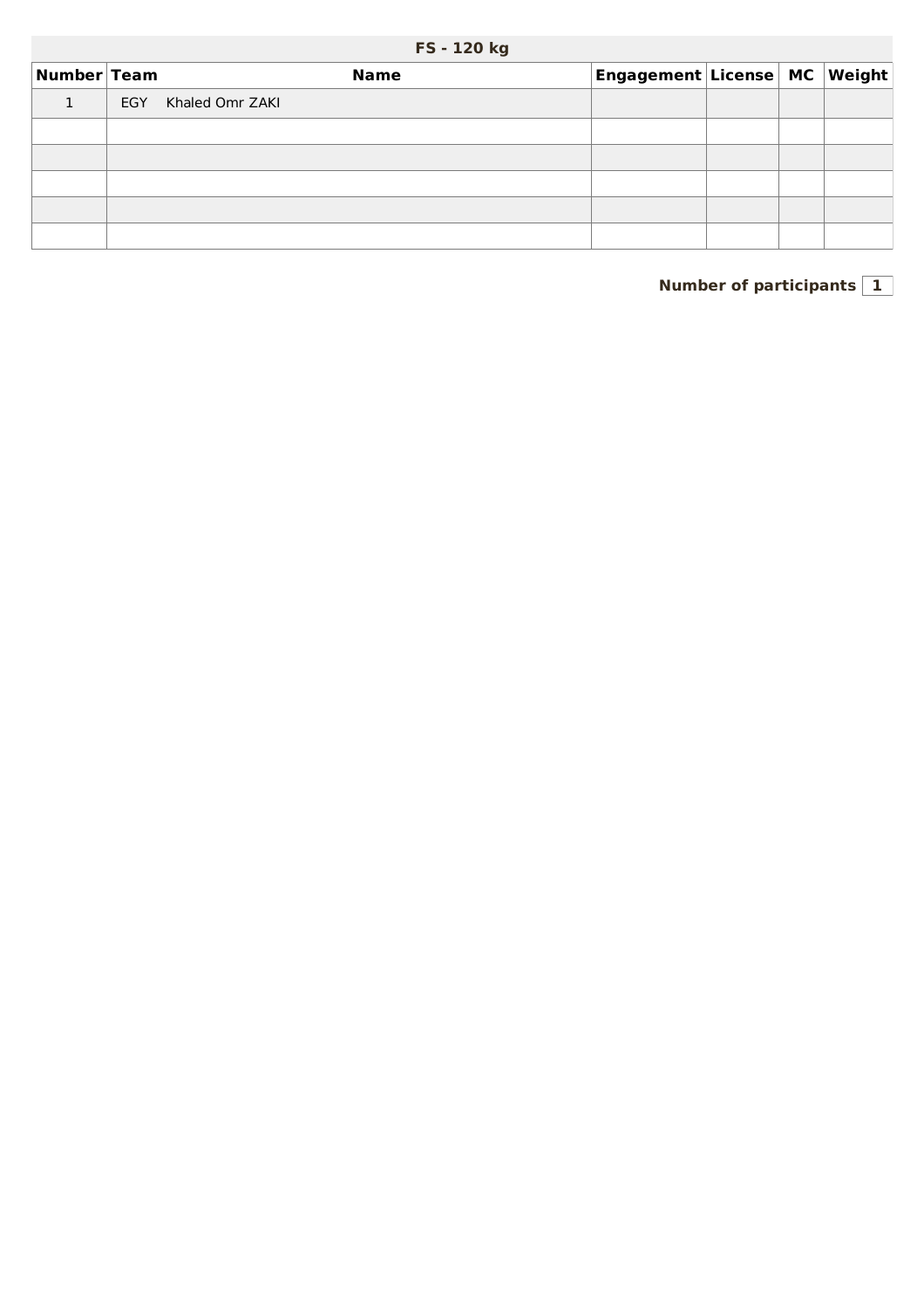## FS - 120 kg

| Number | Team | Name | Engagement | License | MC | Weight |
|---|---|---|---|---|---|---|
| 1 | EGY | Khaled Omr ZAKI | | | | |
| | | | | | | |
| | | | | | | |
| | | | | | | |
| | | | | | | |
| | | | | | | |

**Number of participants** **1**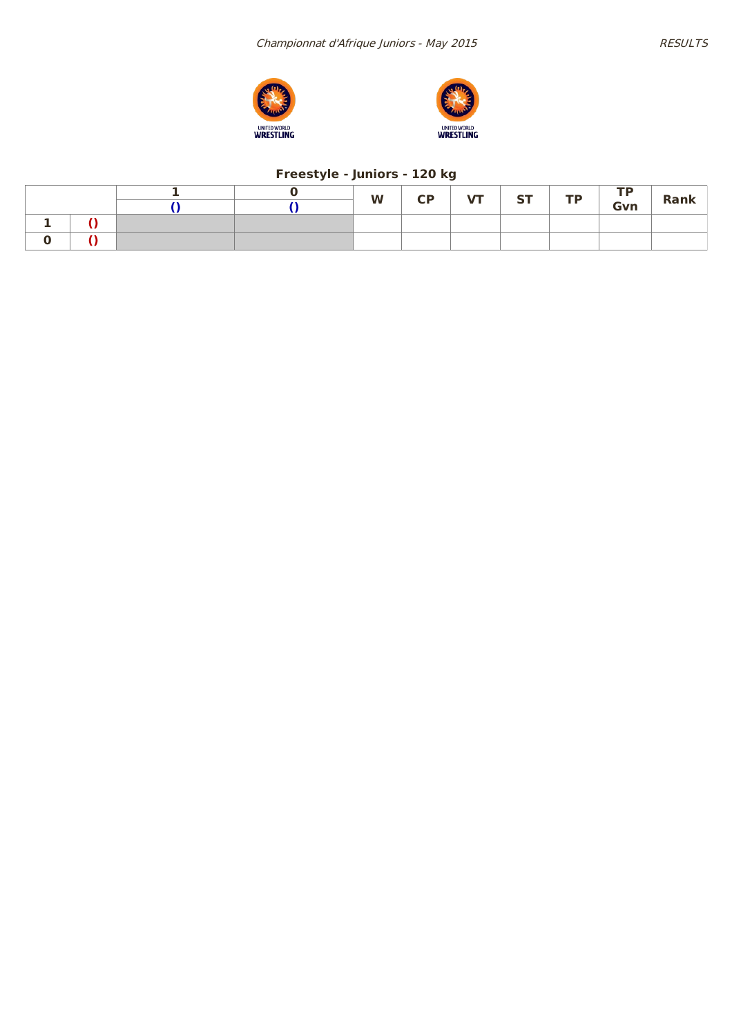## Freestyle - Juniors - 120 kg

| | | 1 | 0 | W | CP | VT | ST | TP | TP Gvn | Rank |
|---|---|---|---|---|---|---|---|---|---|---|
| | | () | () | | | | | | | |
| 1 | () | | | | | | | | | |
| 0 | () | | | | | | | | | |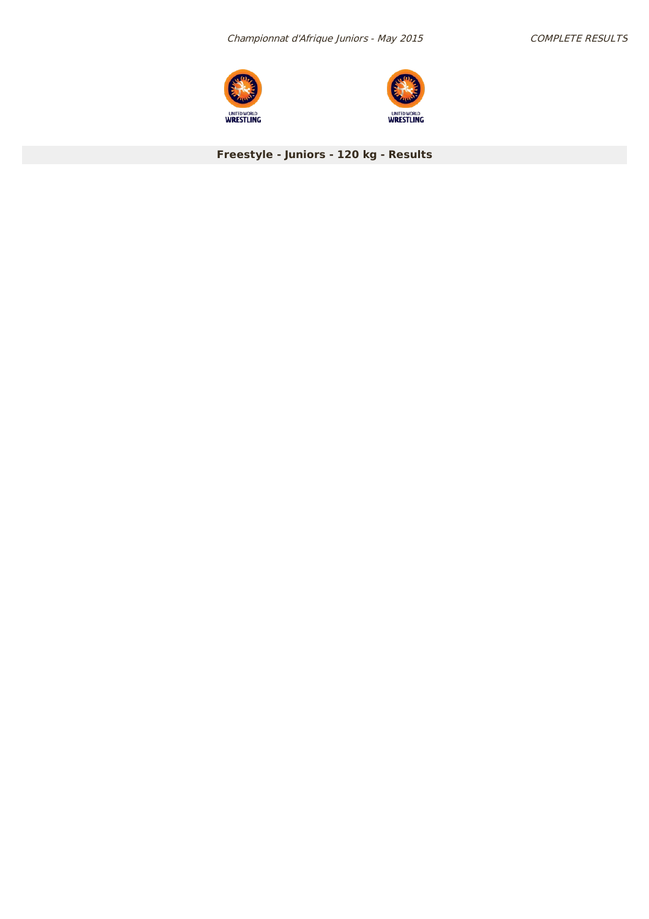## Freestyle - Juniors - 120 kg - Results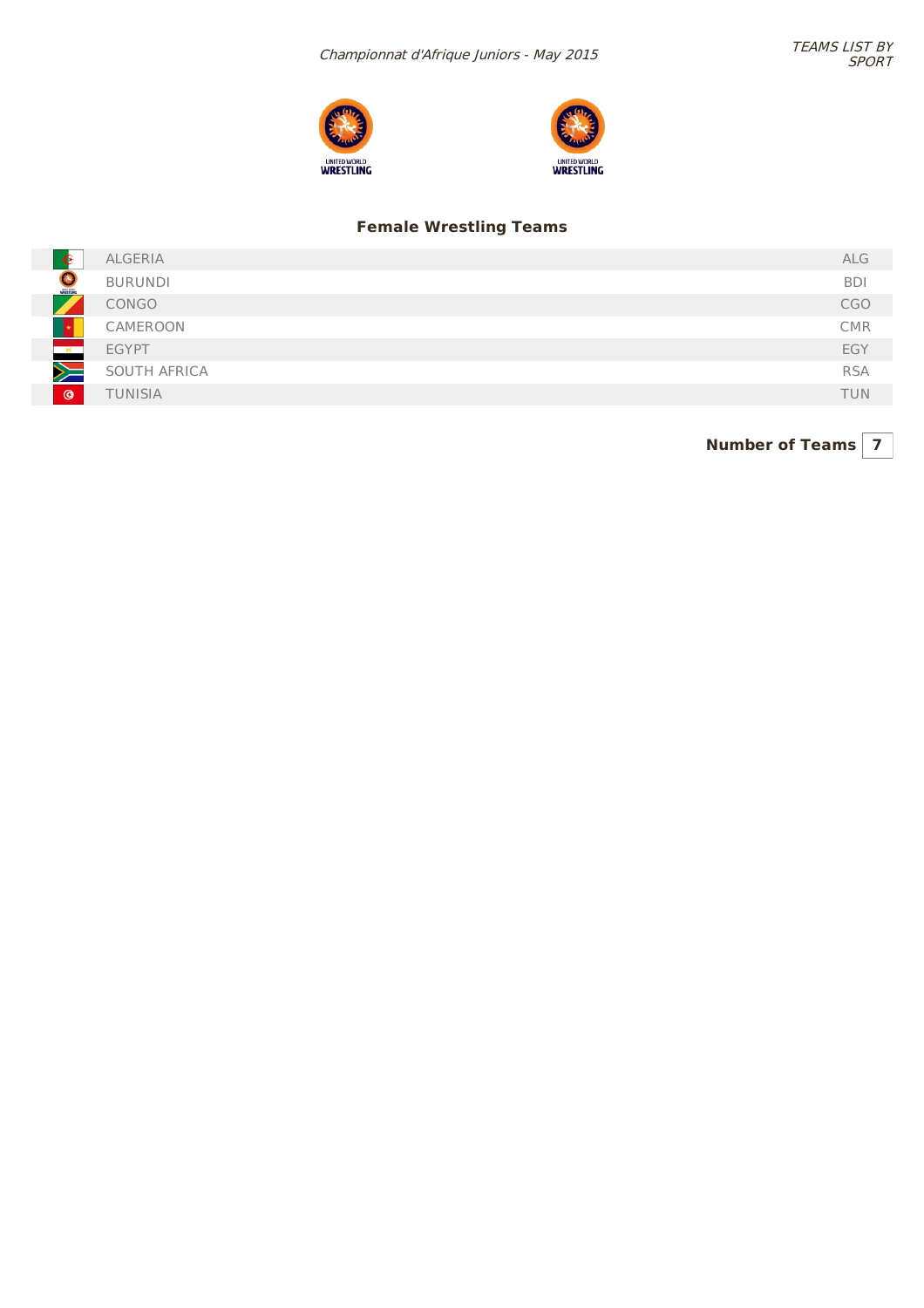*Championnat d'Afrique Juniors - May 2015*

*TEAMS LIST BY SPORT*

### Female Wrestling Teams

| Team | Code |
|---|---|
| ALGERIA | ALG |
| BURUNDI | BDI |
| CONGO | CGO |
| CAMEROON | CMR |
| EGYPT | EGY |
| SOUTH AFRICA | RSA |
| TUNISIA | TUN |

**Number of Teams** | **7**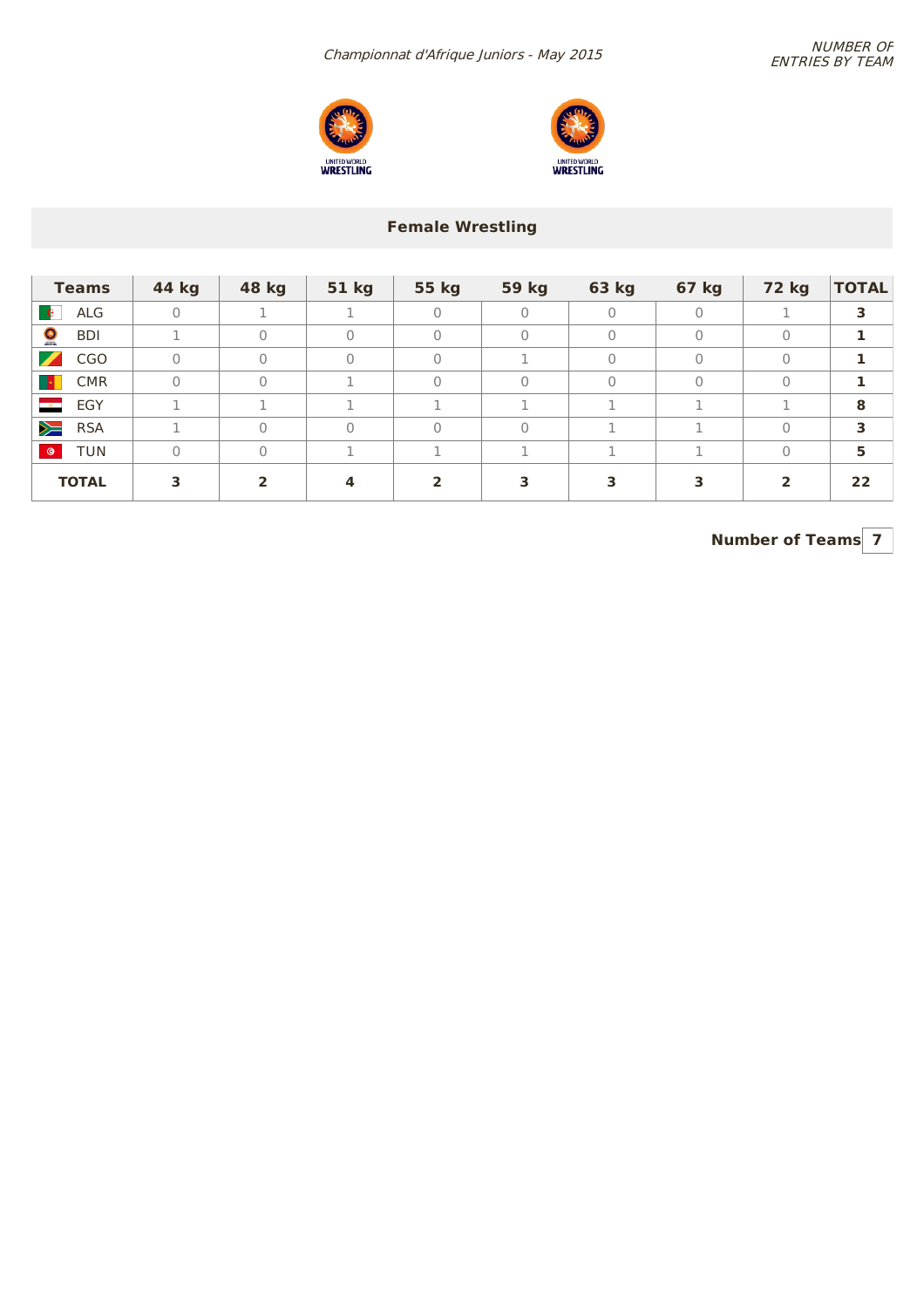*Championnat d'Afrique Juniors - May 2015*

*NUMBER OF ENTRIES BY TEAM*

UNITED WORLD **WRESTLING**

UNITED WORLD **WRESTLING**

## Female Wrestling

| Teams | 44 kg | 48 kg | 51 kg | 55 kg | 59 kg | 63 kg | 67 kg | 72 kg | TOTAL |
|---|---|---|---|---|---|---|---|---|---|
| ALG | 0 | 1 | 1 | 0 | 0 | 0 | 0 | 1 | **3** |
| BDI | 1 | 0 | 0 | 0 | 0 | 0 | 0 | 0 | **1** |
| CGO | 0 | 0 | 0 | 0 | 1 | 0 | 0 | 0 | **1** |
| CMR | 0 | 0 | 1 | 0 | 0 | 0 | 0 | 0 | **1** |
| EGY | 1 | 1 | 1 | 1 | 1 | 1 | 1 | 1 | **8** |
| RSA | 1 | 0 | 0 | 0 | 0 | 1 | 1 | 0 | **3** |
| TUN | 0 | 0 | 1 | 1 | 1 | 1 | 1 | 0 | **5** |
| **TOTAL** | **3** | **2** | **4** | **2** | **3** | **3** | **3** | **2** | **22** |

**Number of Teams** **7**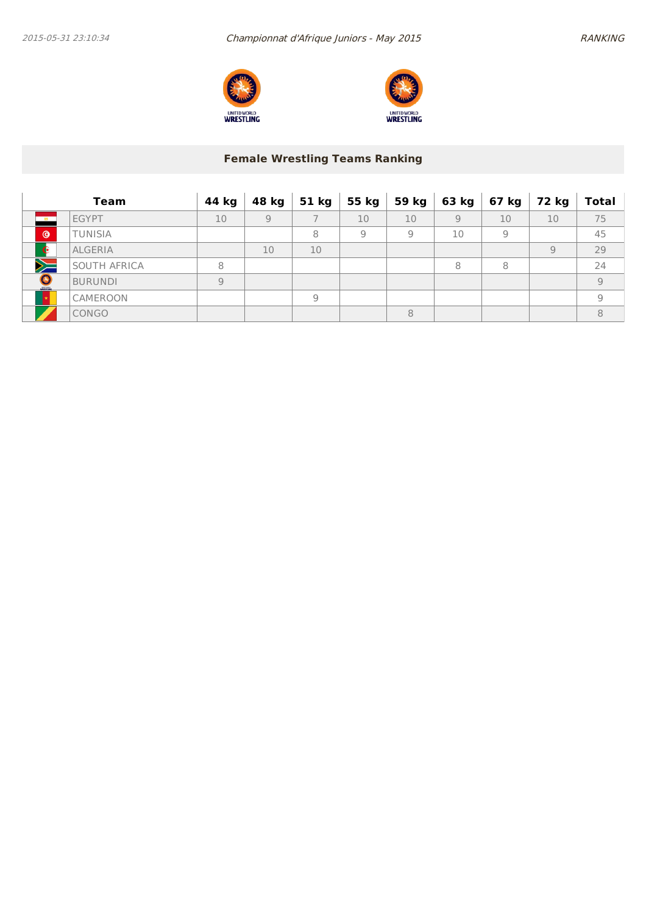## Female Wrestling Teams Ranking

| Team | | 44 kg | 48 kg | 51 kg | 55 kg | 59 kg | 63 kg | 67 kg | 72 kg | Total |
|---|---|---|---|---|---|---|---|---|---|---|
| | EGYPT | 10 | 9 | 7 | 10 | 10 | 9 | 10 | 10 | 75 |
| | TUNISIA | | | 8 | 9 | 9 | 10 | 9 | | 45 |
| | ALGERIA | | 10 | 10 | | | | | 9 | 29 |
| | SOUTH AFRICA | 8 | | | | | 8 | 8 | | 24 |
| | BURUNDI | 9 | | | | | | | | 9 |
| | CAMEROON | | | 9 | | | | | | 9 |
| | CONGO | | | | | 8 | | | | 8 |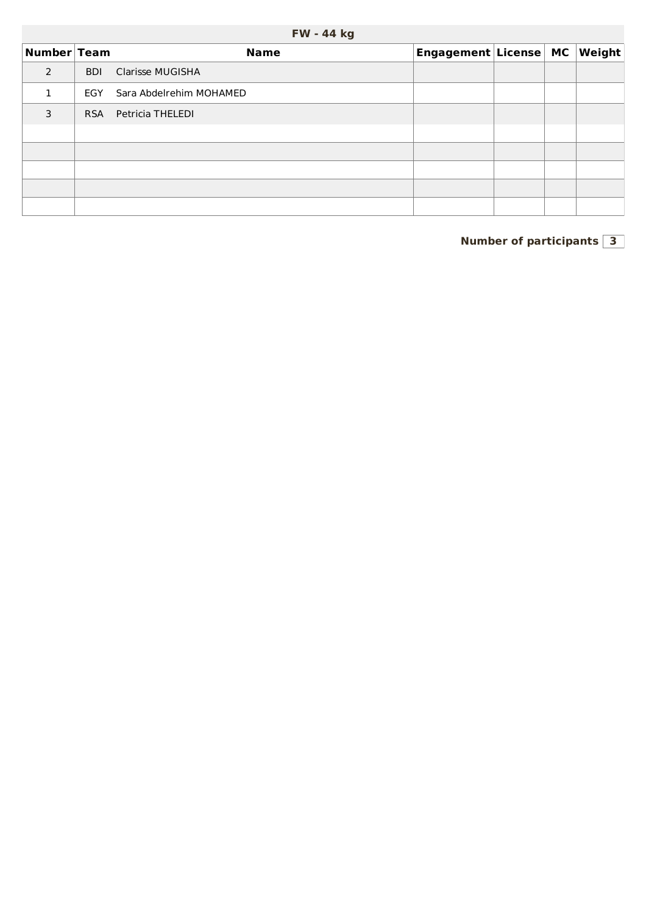## FW - 44 kg

| Number | Team | Name | Engagement | License | MC | Weight |
|---|---|---|---|---|---|---|
| 2 | BDI | Clarisse MUGISHA | | | | |
| 1 | EGY | Sara Abdelrehim MOHAMED | | | | |
| 3 | RSA | Petricia THELEDI | | | | |
| | | | | | | |
| | | | | | | |
| | | | | | | |
| | | | | | | |
| | | | | | | |

**Number of participants** 3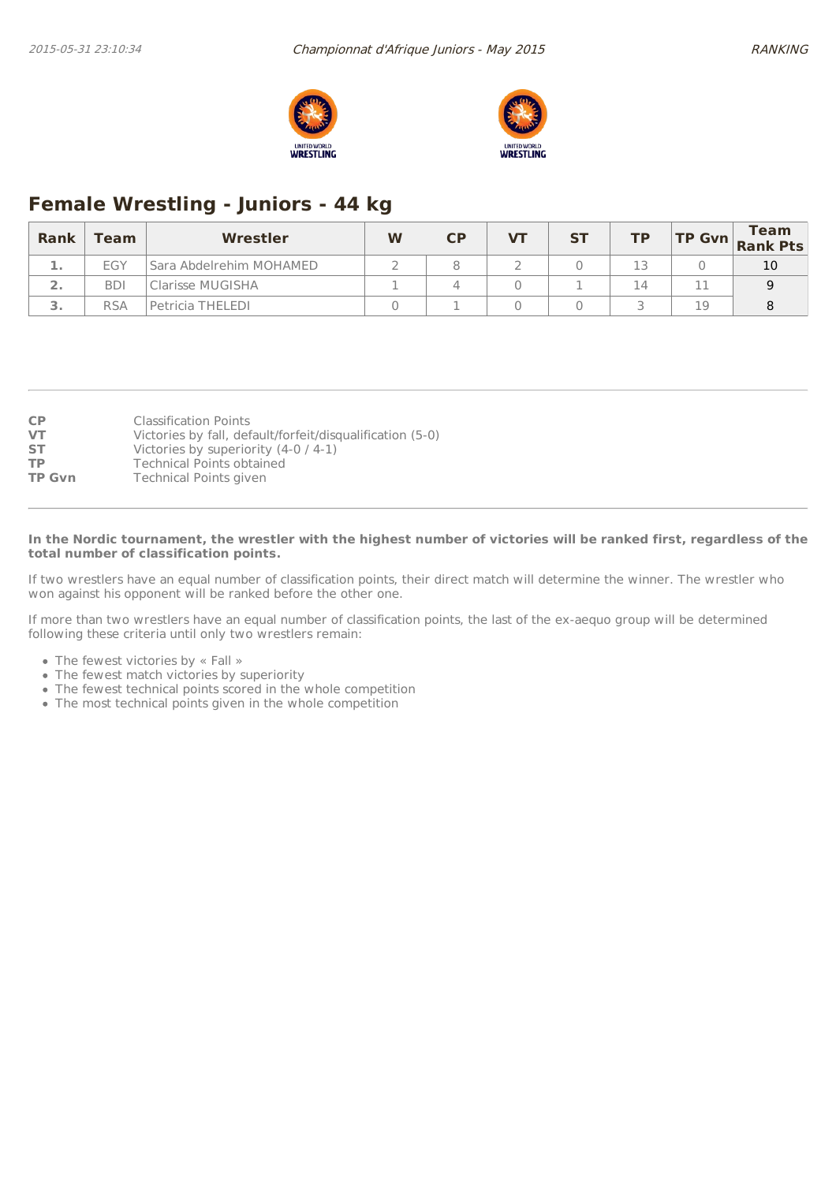## Female Wrestling - Juniors - 44 kg

| Rank | Team | Wrestler | W | CP | VT | ST | TP | TP Gvn | Team Rank Pts |
|---|---|---|---|---|---|---|---|---|---|
| 1. | EGY | Sara Abdelrehim MOHAMED | 2 | 8 | 2 | 0 | 13 | 0 | 10 |
| 2. | BDI | Clarisse MUGISHA | 1 | 4 | 0 | 1 | 14 | 11 | 9 |
| 3. | RSA | Petricia THELEDI | 0 | 1 | 0 | 0 | 3 | 19 | 8 |

**CP** Classification Points
**VT** Victories by fall, default/forfeit/disqualification (5-0)
**ST** Victories by superiority (4-0 / 4-1)
**TP** Technical Points obtained
**TP Gvn** Technical Points given

**In the Nordic tournament, the wrestler with the highest number of victories will be ranked first, regardless of the total number of classification points.**

If two wrestlers have an equal number of classification points, their direct match will determine the winner. The wrestler who won against his opponent will be ranked before the other one.

If more than two wrestlers have an equal number of classification points, the last of the ex-aequo group will be determined following these criteria until only two wrestlers remain:

- The fewest victories by « Fall »
- The fewest match victories by superiority
- The fewest technical points scored in the whole competition
- The most technical points given in the whole competition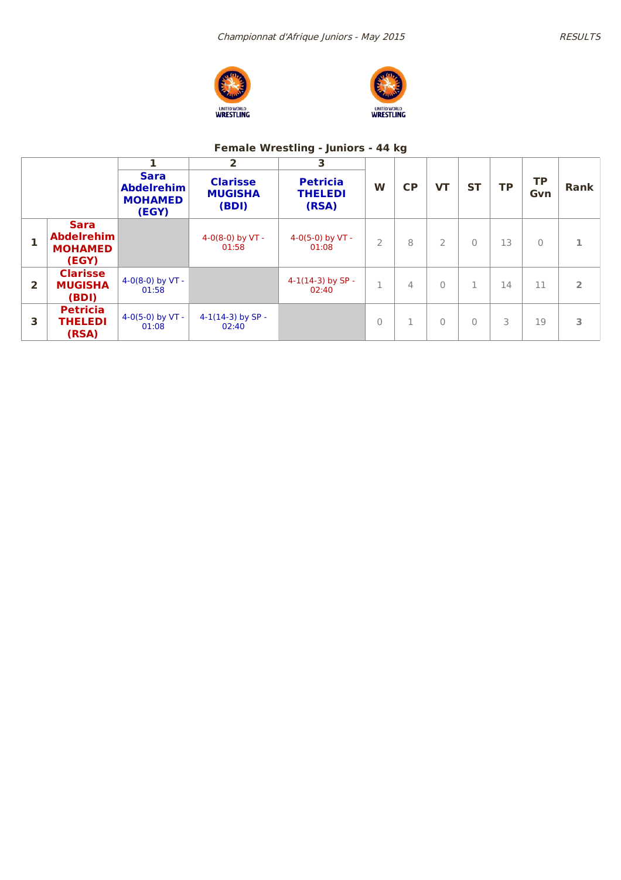*Championnat d'Afrique Juniors - May 2015*

*RESULTS*

## Female Wrestling - Juniors - 44 kg

| | | 1 | 2 | 3 | | | | | | | |
|---|---|---|---|---|---|---|---|---|---|---|---|
| | | **Sara Abdelrehim MOHAMED (EGY)** | **Clarisse MUGISHA (BDI)** | **Petricia THELEDI (RSA)** | **W** | **CP** | **VT** | **ST** | **TP** | **TP Gvn** | **Rank** |
| **1** | **Sara Abdelrehim MOHAMED (EGY)** | | 4-0(8-0) by VT - 01:58 | 4-0(5-0) by VT - 01:08 | 2 | 8 | 2 | 0 | 13 | 0 | 1 |
| **2** | **Clarisse MUGISHA (BDI)** | 4-0(8-0) by VT - 01:58 | | 4-1(14-3) by SP - 02:40 | 1 | 4 | 0 | 1 | 14 | 11 | 2 |
| **3** | **Petricia THELEDI (RSA)** | 4-0(5-0) by VT - 01:08 | 4-1(14-3) by SP - 02:40 | | 0 | 1 | 0 | 0 | 3 | 19 | 3 |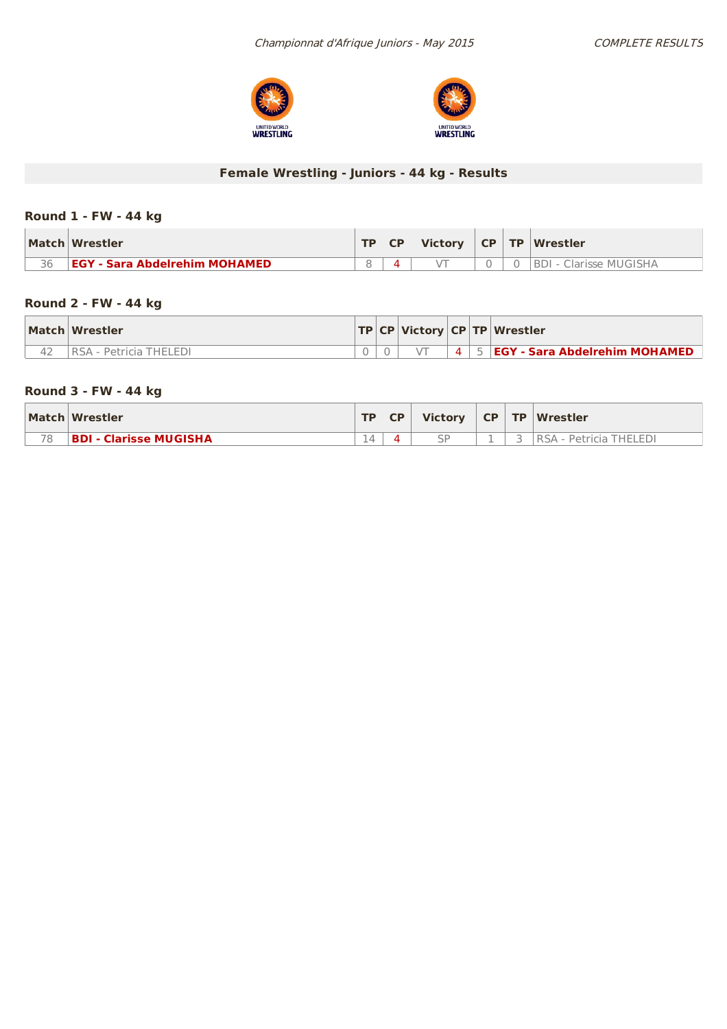## Female Wrestling - Juniors - 44 kg - Results

### Round 1 - FW - 44 kg

| Match | Wrestler | TP | CP | Victory | CP | TP | Wrestler |
|---|---|---|---|---|---|---|---|
| 36 | **EGY - Sara Abdelrehim MOHAMED** | 8 | 4 | VT | 0 | 0 | BDI - Clarisse MUGISHA |

### Round 2 - FW - 44 kg

| Match | Wrestler | TP | CP | Victory | CP | TP | Wrestler |
|---|---|---|---|---|---|---|---|
| 42 | RSA - Petricia THELEDI | 0 | 0 | VT | 4 | 5 | **EGY - Sara Abdelrehim MOHAMED** |

### Round 3 - FW - 44 kg

| Match | Wrestler | TP | CP | Victory | CP | TP | Wrestler |
|---|---|---|---|---|---|---|---|
| 78 | **BDI - Clarisse MUGISHA** | 14 | 4 | SP | 1 | 3 | RSA - Petricia THELEDI |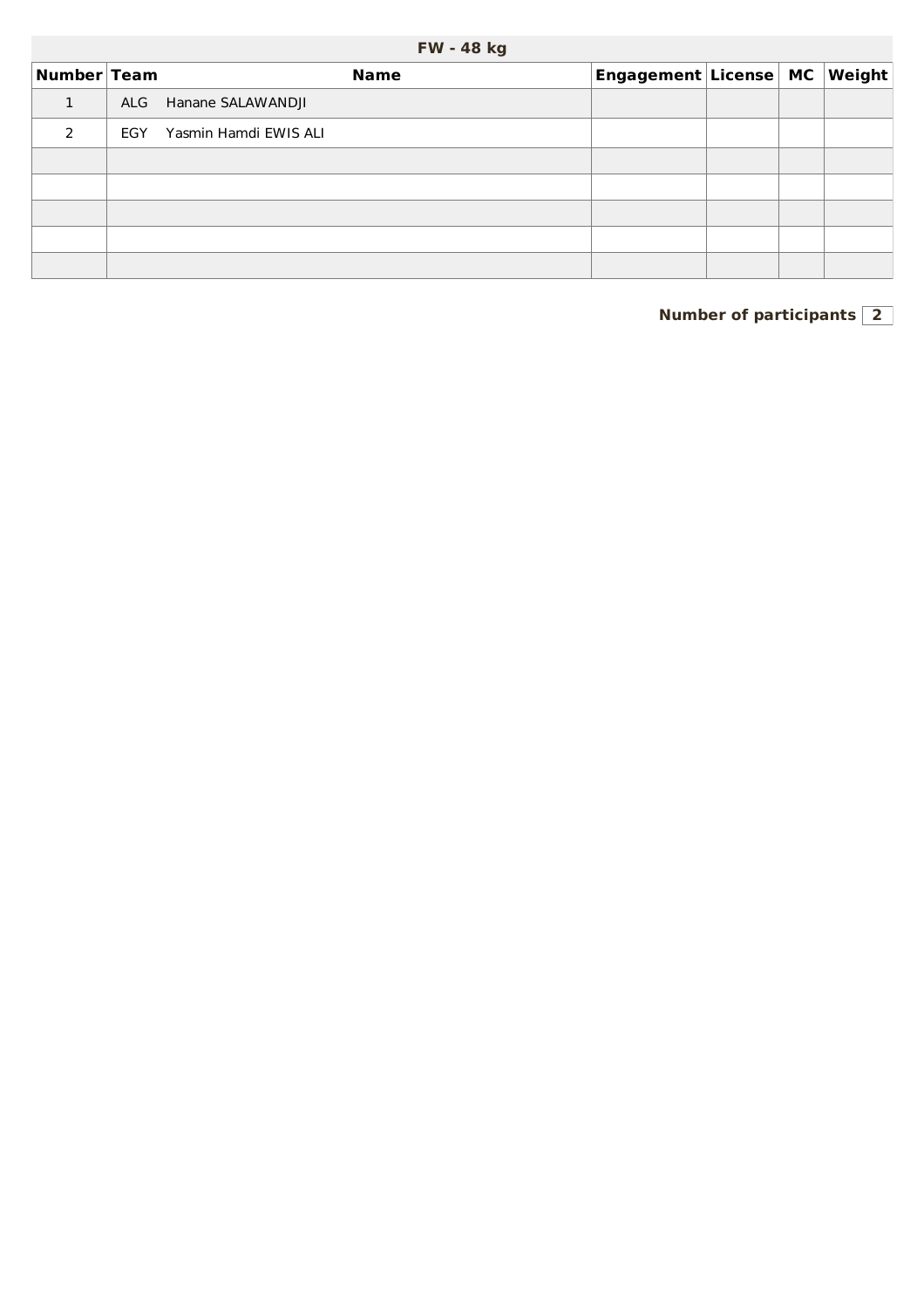## FW - 48 kg

| Number | Team | Name | Engagement | License | MC | Weight |
|---|---|---|---|---|---|---|
| 1 | ALG | Hanane SALAWANDJI | | | | |
| 2 | EGY | Yasmin Hamdi EWIS ALI | | | | |
| | | | | | | |
| | | | | | | |
| | | | | | | |
| | | | | | | |
| | | | | | | |

**Number of participants** 2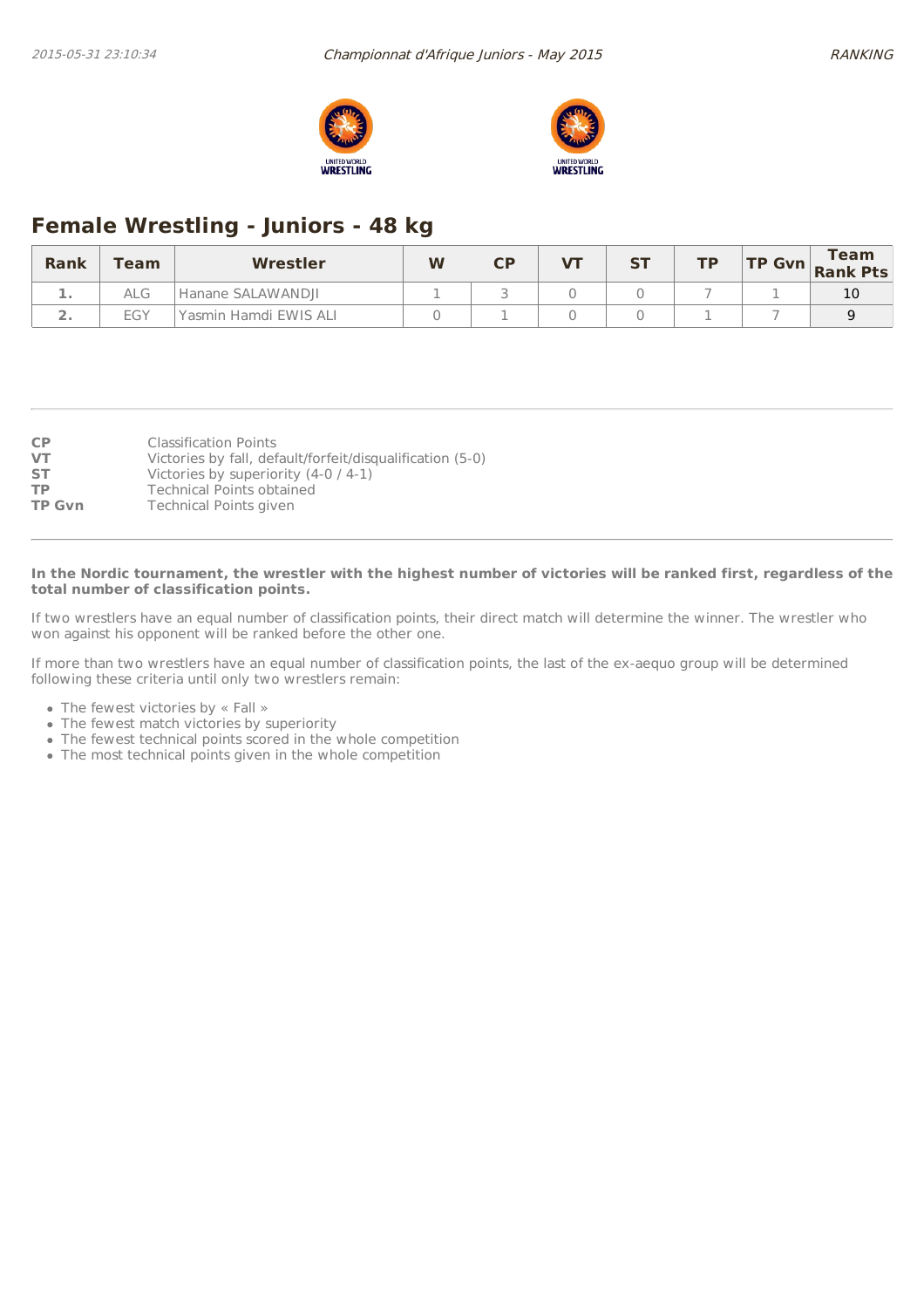## Female Wrestling - Juniors - 48 kg

| Rank | Team | Wrestler | W | CP | VT | ST | TP | TP Gvn | Team Rank Pts |
|---|---|---|---|---|---|---|---|---|---|
| 1. | ALG | Hanane SALAWANDJI | 1 | 3 | 0 | 0 | 7 | 1 | 10 |
| 2. | EGY | Yasmin Hamdi EWIS ALI | 0 | 1 | 0 | 0 | 1 | 7 | 9 |

**CP** Classification Points
**VT** Victories by fall, default/forfeit/disqualification (5-0)
**ST** Victories by superiority (4-0 / 4-1)
**TP** Technical Points obtained
**TP Gvn** Technical Points given

**In the Nordic tournament, the wrestler with the highest number of victories will be ranked first, regardless of the total number of classification points.**

If two wrestlers have an equal number of classification points, their direct match will determine the winner. The wrestler who won against his opponent will be ranked before the other one.

If more than two wrestlers have an equal number of classification points, the last of the ex-aequo group will be determined following these criteria until only two wrestlers remain:

- The fewest victories by « Fall »
- The fewest match victories by superiority
- The fewest technical points scored in the whole competition
- The most technical points given in the whole competition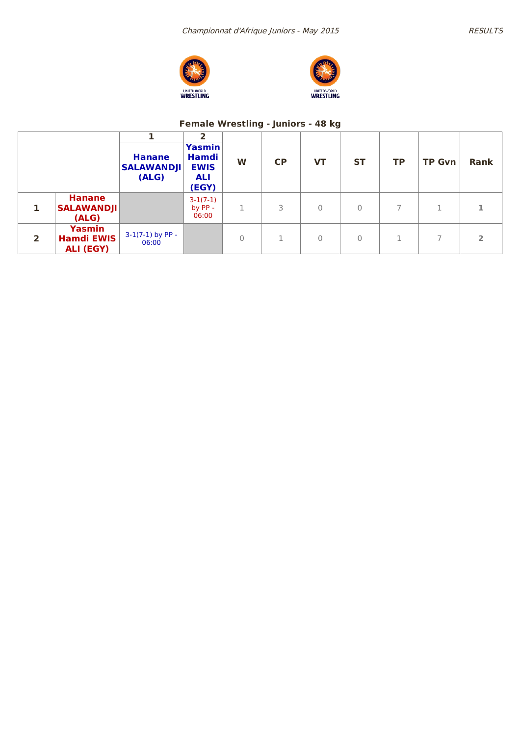## Female Wrestling - Juniors - 48 kg

| | | 1 | 2 | | | | | | | |
|---|---|---|---|---|---|---|---|---|---|---|
| | | **Hanane SALAWANDJI (ALG)** | **Yasmin Hamdi EWIS ALI (EGY)** | **W** | **CP** | **VT** | **ST** | **TP** | **TP Gvn** | **Rank** |
| **1** | **Hanane SALAWANDJI (ALG)** | | 3-1(7-1) by PP - 06:00 | 1 | 3 | 0 | 0 | 7 | 1 | **1** |
| **2** | **Yasmin Hamdi EWIS ALI (EGY)** | 3-1(7-1) by PP - 06:00 | | 0 | 1 | 0 | 0 | 1 | 7 | **2** |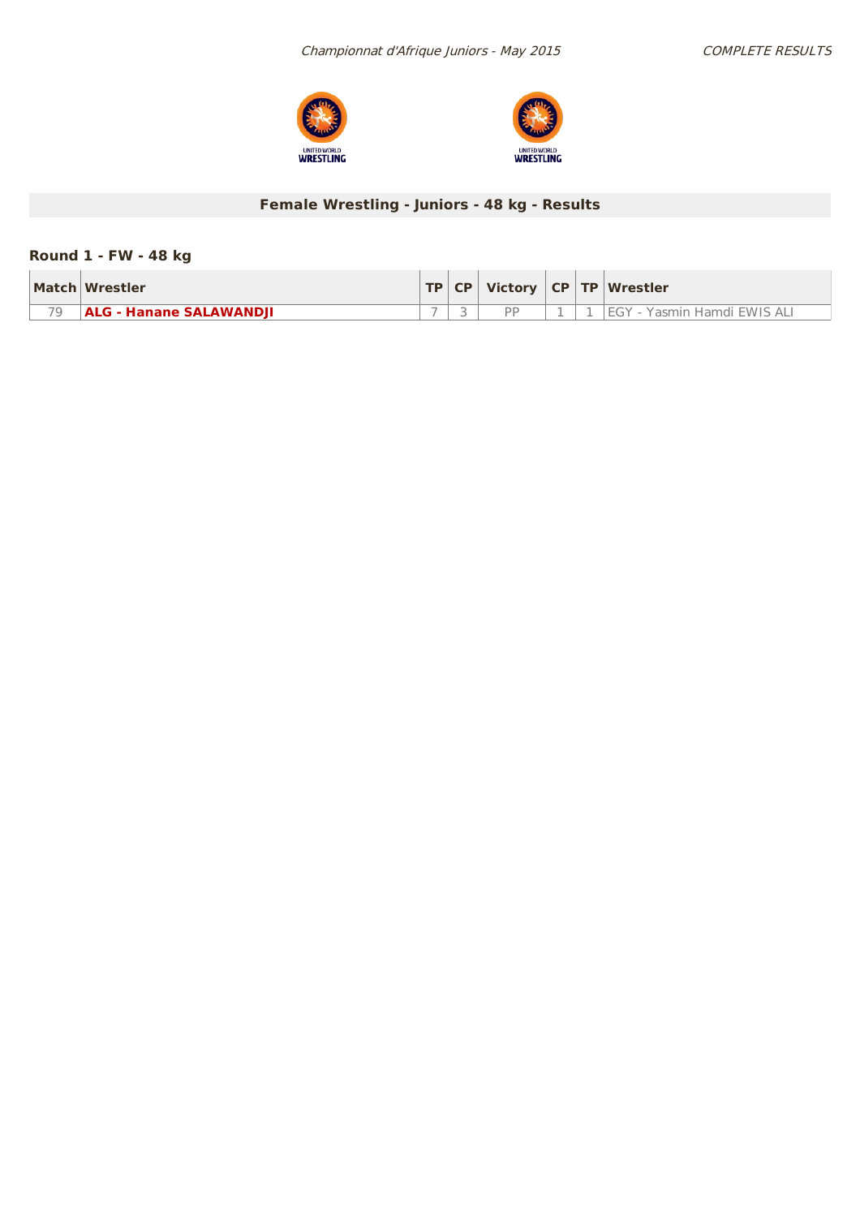## Female Wrestling - Juniors - 48 kg - Results

### Round 1 - FW - 48 kg

| Match | Wrestler | TP | CP | Victory | CP | TP | Wrestler |
|---|---|---|---|---|---|---|---|
| 79 | **ALG - Hanane SALAWANDJI** | 7 | 3 | PP | 1 | 1 | EGY - Yasmin Hamdi EWIS ALI |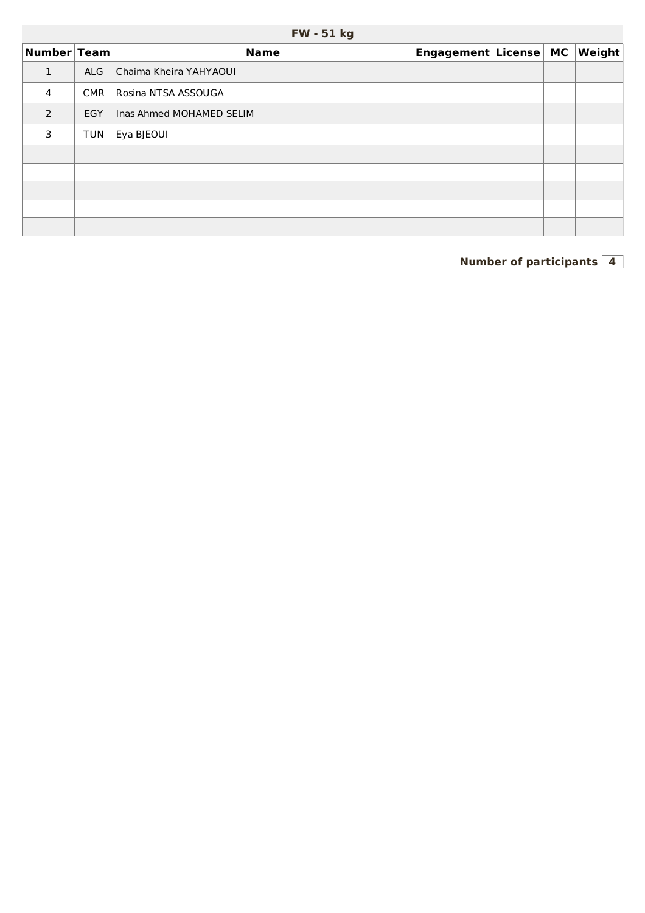## FW - 51 kg

| Number | Team | Name | Engagement | License | MC | Weight |
|---|---|---|---|---|---|---|
| 1 | ALG | Chaima Kheira YAHYAOUI | | | | |
| 4 | CMR | Rosina NTSA ASSOUGA | | | | |
| 2 | EGY | Inas Ahmed MOHAMED SELIM | | | | |
| 3 | TUN | Eya BJEOUI | | | | |
| | | | | | | |
| | | | | | | |
| | | | | | | |
| | | | | | | |
| | | | | | | |

**Number of participants** 4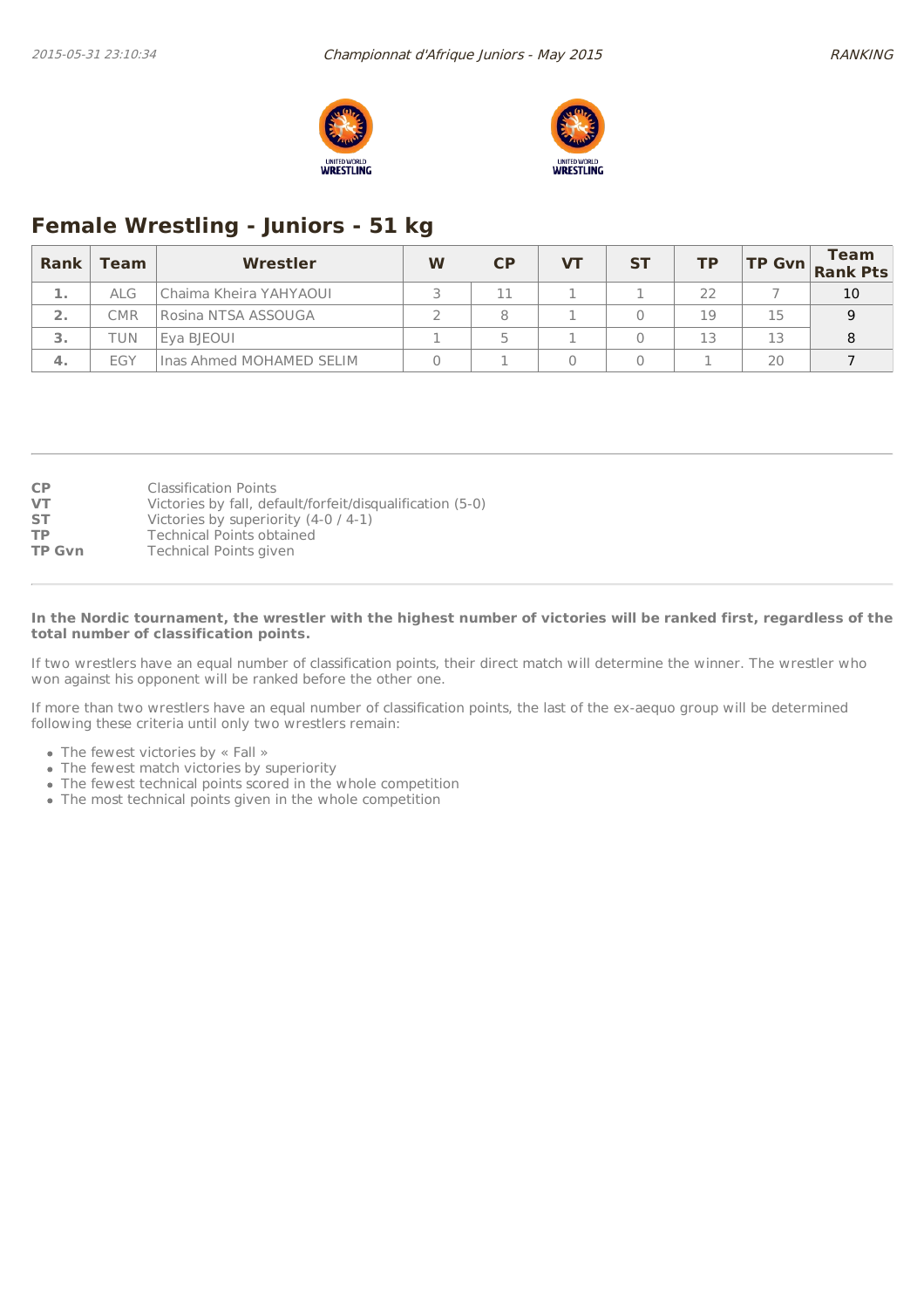## Female Wrestling - Juniors - 51 kg

| Rank | Team | Wrestler | W | CP | VT | ST | TP | TP Gvn | Team Rank Pts |
|---|---|---|---|---|---|---|---|---|---|
| 1. | ALG | Chaima Kheira YAHYAOUI | 3 | 11 | 1 | 1 | 22 | 7 | 10 |
| 2. | CMR | Rosina NTSA ASSOUGA | 2 | 8 | 1 | 0 | 19 | 15 | 9 |
| 3. | TUN | Eya BJEOUI | 1 | 5 | 1 | 0 | 13 | 13 | 8 |
| 4. | EGY | Inas Ahmed MOHAMED SELIM | 0 | 1 | 0 | 0 | 1 | 20 | 7 |

**CP** Classification Points
**VT** Victories by fall, default/forfeit/disqualification (5-0)
**ST** Victories by superiority (4-0 / 4-1)
**TP** Technical Points obtained
**TP Gvn** Technical Points given

**In the Nordic tournament, the wrestler with the highest number of victories will be ranked first, regardless of the total number of classification points.**

If two wrestlers have an equal number of classification points, their direct match will determine the winner. The wrestler who won against his opponent will be ranked before the other one.

If more than two wrestlers have an equal number of classification points, the last of the ex-aequo group will be determined following these criteria until only two wrestlers remain:

- The fewest victories by « Fall »
- The fewest match victories by superiority
- The fewest technical points scored in the whole competition
- The most technical points given in the whole competition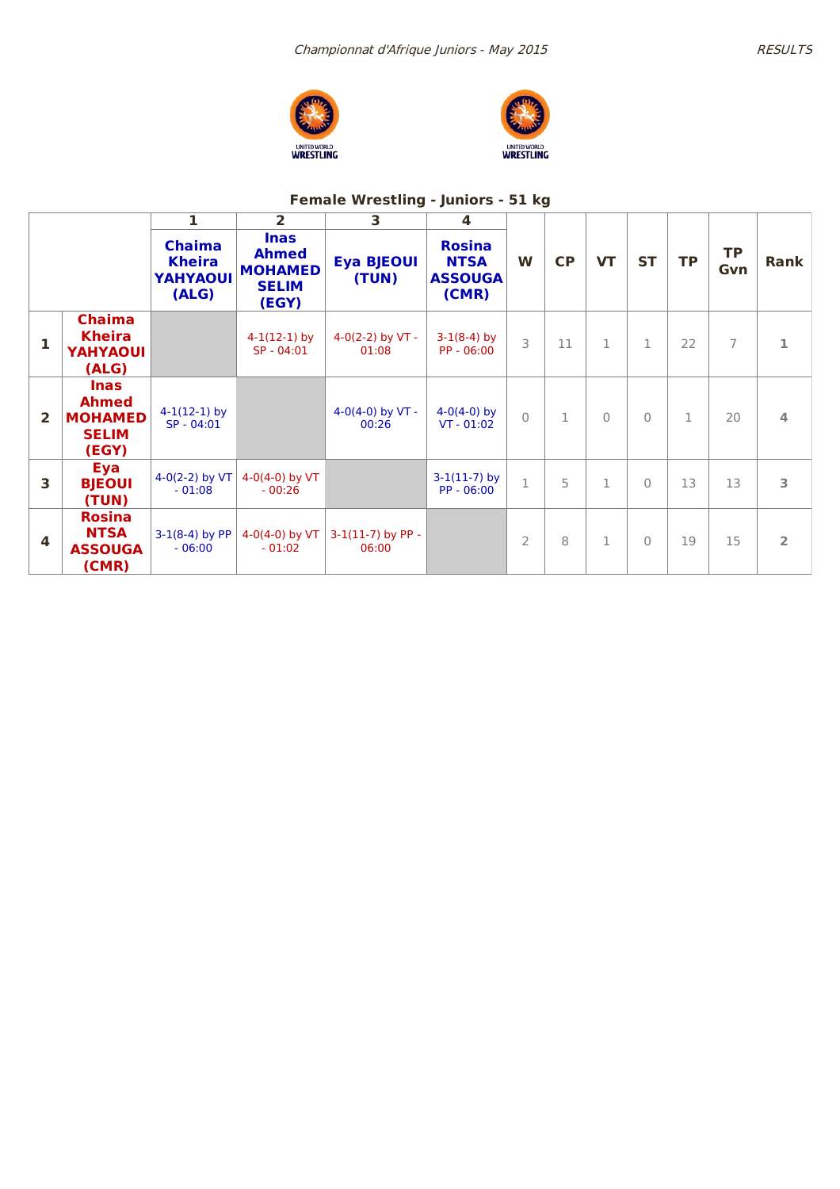## Female Wrestling - Juniors - 51 kg

| | | 1 | 2 | 3 | 4 | W | CP | VT | ST | TP | TP Gvn | Rank |
|---|---|---|---|---|---|---|---|---|---|---|---|---|
| | | Chaima Kheira YAHYAOUI (ALG) | Inas Ahmed MOHAMED SELIM (EGY) | Eya BJEOUI (TUN) | Rosina NTSA ASSOUGA (CMR) | | | | | | | |
| 1 | Chaima Kheira YAHYAOUI (ALG) | | 4-1(12-1) by SP - 04:01 | 4-0(2-2) by VT - 01:08 | 3-1(8-4) by PP - 06:00 | 3 | 11 | 1 | 1 | 22 | 7 | 1 |
| 2 | Inas Ahmed MOHAMED SELIM (EGY) | 4-1(12-1) by SP - 04:01 | | 4-0(4-0) by VT - 00:26 | 4-0(4-0) by VT - 01:02 | 0 | 1 | 0 | 0 | 1 | 20 | 4 |
| 3 | Eya BJEOUI (TUN) | 4-0(2-2) by VT - 01:08 | 4-0(4-0) by VT - 00:26 | | 3-1(11-7) by PP - 06:00 | 1 | 5 | 1 | 0 | 13 | 13 | 3 |
| 4 | Rosina NTSA ASSOUGA (CMR) | 3-1(8-4) by PP - 06:00 | 4-0(4-0) by VT - 01:02 | 3-1(11-7) by PP - 06:00 | | 2 | 8 | 1 | 0 | 19 | 15 | 2 |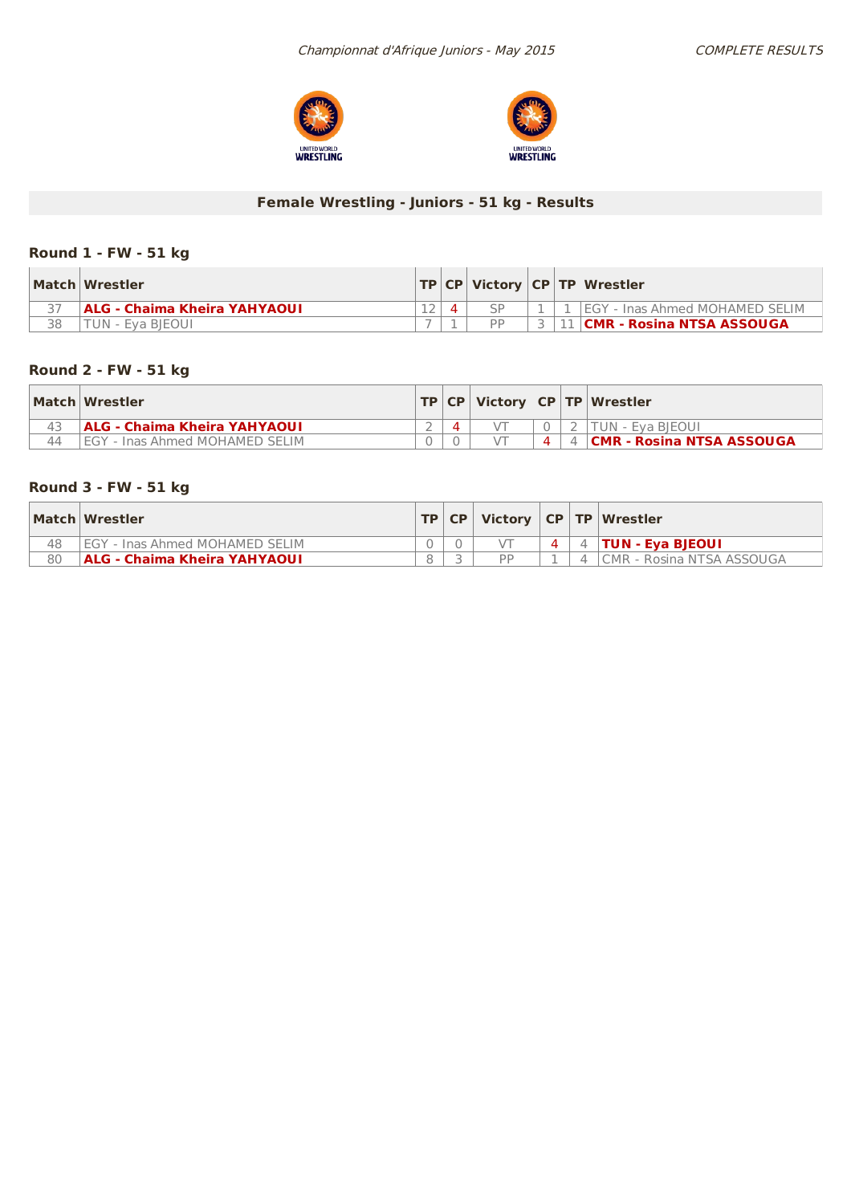# Female Wrestling - Juniors - 51 kg - Results

### Round 1 - FW - 51 kg

| Match | Wrestler | TP | CP | Victory | CP | TP | Wrestler |
|---|---|---|---|---|---|---|---|
| 37 | **ALG - Chaima Kheira YAHYAOUI** | 12 | 4 | SP | 1 | 1 | EGY - Inas Ahmed MOHAMED SELIM |
| 38 | TUN - Eya BJEOUI | 7 | 1 | PP | 3 | 11 | **CMR - Rosina NTSA ASSOUGA** |

### Round 2 - FW - 51 kg

| Match | Wrestler | TP | CP | Victory | CP | TP | Wrestler |
|---|---|---|---|---|---|---|---|
| 43 | **ALG - Chaima Kheira YAHYAOUI** | 2 | 4 | VT | 0 | 2 | TUN - Eya BJEOUI |
| 44 | EGY - Inas Ahmed MOHAMED SELIM | 0 | 0 | VT | 4 | 4 | **CMR - Rosina NTSA ASSOUGA** |

### Round 3 - FW - 51 kg

| Match | Wrestler | TP | CP | Victory | CP | TP | Wrestler |
|---|---|---|---|---|---|---|---|
| 48 | EGY - Inas Ahmed MOHAMED SELIM | 0 | 0 | VT | 4 | 4 | **TUN - Eya BJEOUI** |
| 80 | **ALG - Chaima Kheira YAHYAOUI** | 8 | 3 | PP | 1 | 4 | CMR - Rosina NTSA ASSOUGA |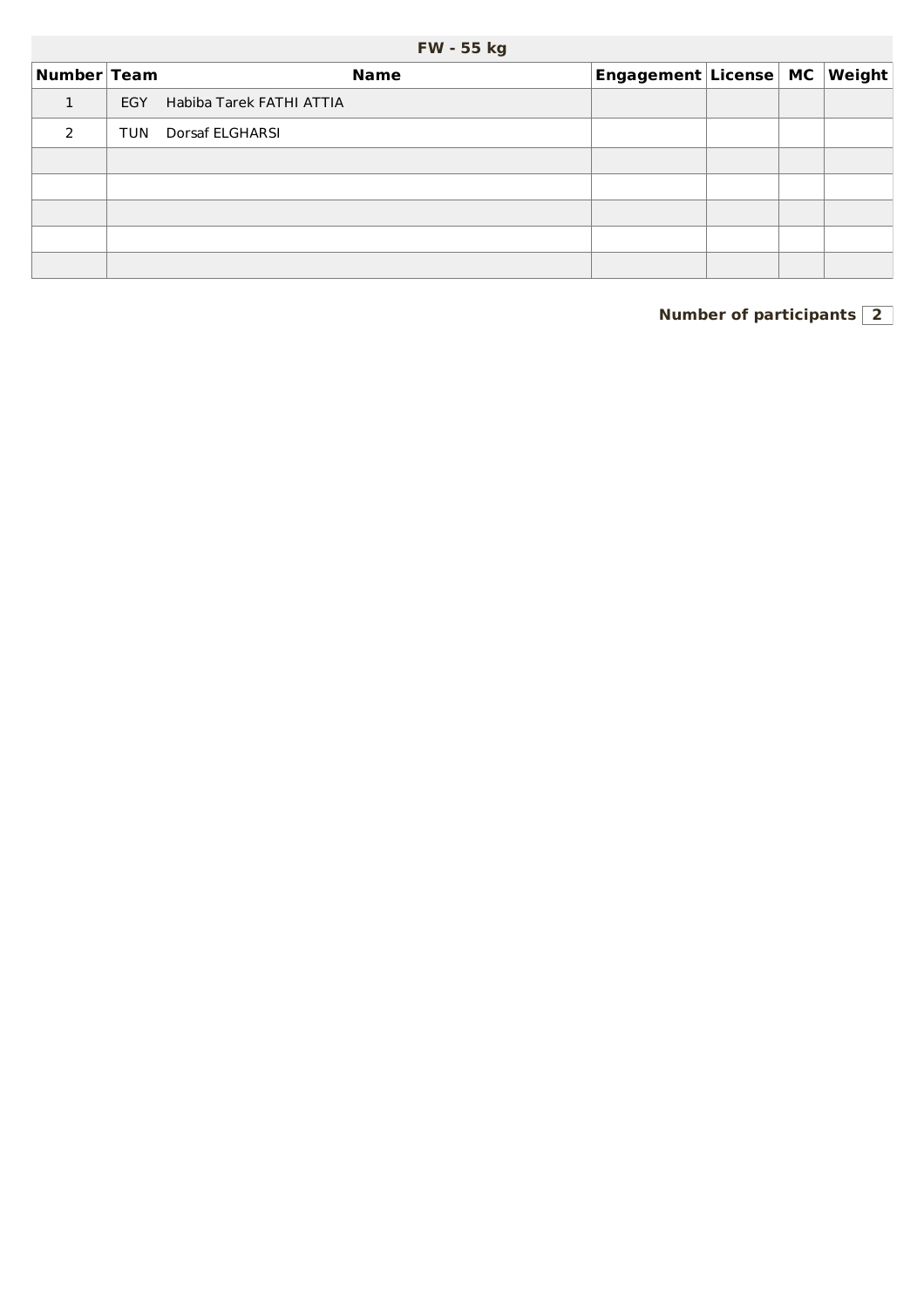## FW - 55 kg

| Number | Team | Name | Engagement | License | MC | Weight |
|---|---|---|---|---|---|---|
| 1 | EGY | Habiba Tarek FATHI ATTIA | | | | |
| 2 | TUN | Dorsaf ELGHARSI | | | | |
| | | | | | | |
| | | | | | | |
| | | | | | | |
| | | | | | | |
| | | | | | | |

**Number of participants** 2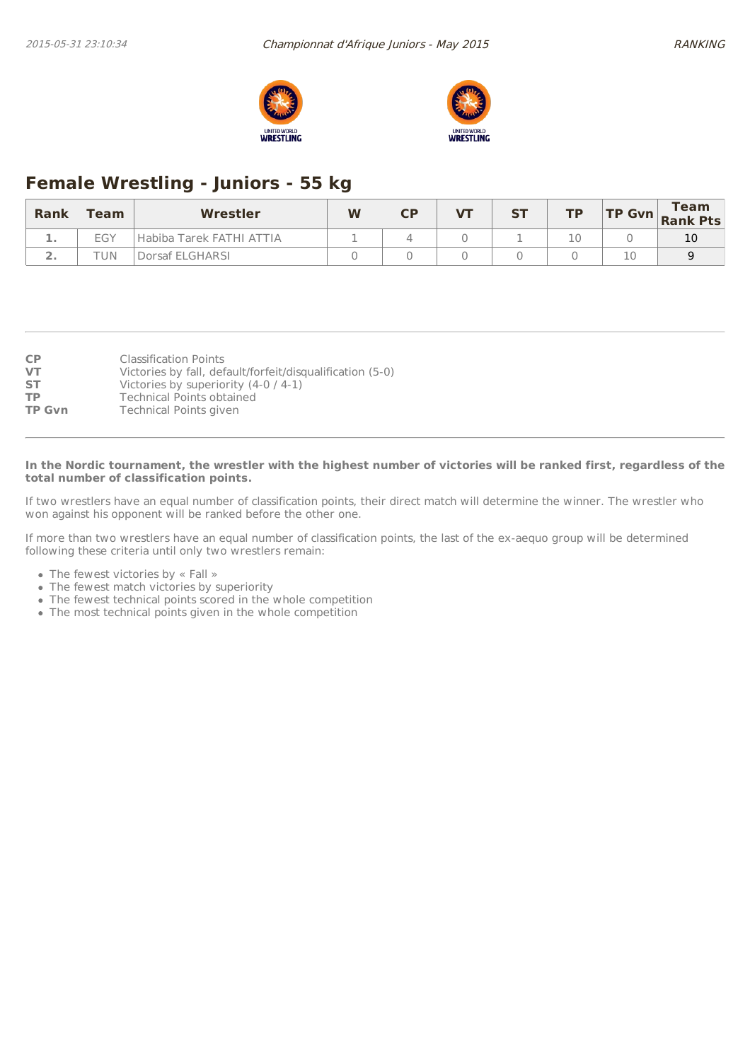## Female Wrestling - Juniors - 55 kg

| Rank | Team | Wrestler | W | CP | VT | ST | TP | TP Gvn | Team Rank Pts |
|---|---|---|---|---|---|---|---|---|---|
| 1. | EGY | Habiba Tarek FATHI ATTIA | 1 | 4 | 0 | 1 | 10 | 0 | 10 |
| 2. | TUN | Dorsaf ELGHARSI | 0 | 0 | 0 | 0 | 0 | 10 | 9 |

| | |
|---|---|
| **CP** | Classification Points |
| **VT** | Victories by fall, default/forfeit/disqualification (5-0) |
| **ST** | Victories by superiority (4-0 / 4-1) |
| **TP** | Technical Points obtained |
| **TP Gvn** | Technical Points given |

**In the Nordic tournament, the wrestler with the highest number of victories will be ranked first, regardless of the total number of classification points.**

If two wrestlers have an equal number of classification points, their direct match will determine the winner. The wrestler who won against his opponent will be ranked before the other one.

If more than two wrestlers have an equal number of classification points, the last of the ex-aequo group will be determined following these criteria until only two wrestlers remain:

- The fewest victories by « Fall »
- The fewest match victories by superiority
- The fewest technical points scored in the whole competition
- The most technical points given in the whole competition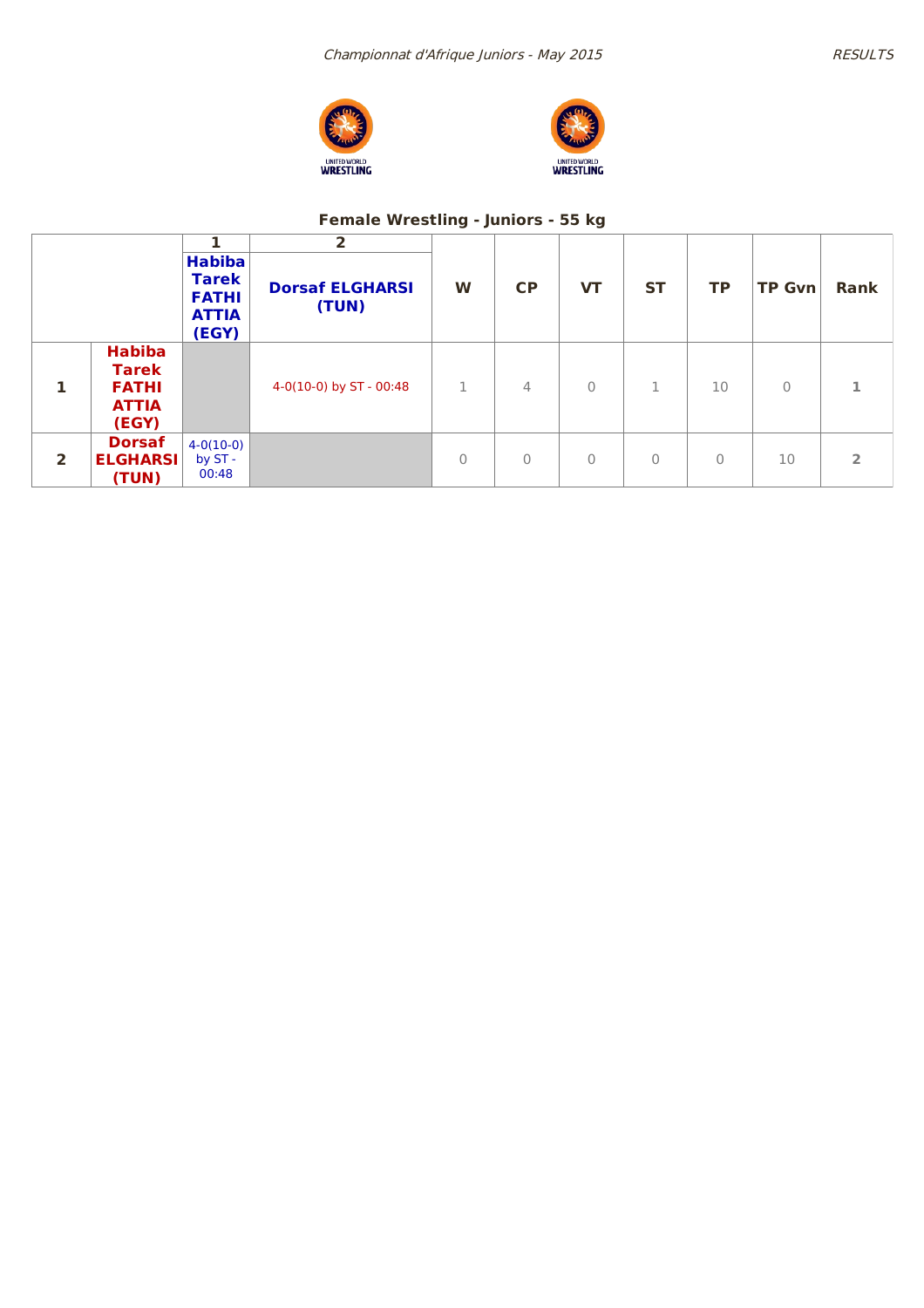*Championnat d'Afrique Juniors - May 2015*

*RESULTS*

## Female Wrestling - Juniors - 55 kg

| | | 1 | 2 | | | | | | | |
|---|---|---|---|---|---|---|---|---|---|---|
| | | **Habiba Tarek FATHI ATTIA (EGY)** | **Dorsaf ELGHARSI (TUN)** | **W** | **CP** | **VT** | **ST** | **TP** | **TP Gvn** | **Rank** |
| **1** | **Habiba Tarek FATHI ATTIA (EGY)** | | 4-0(10-0) by ST - 00:48 | 1 | 4 | 0 | 1 | 10 | 0 | **1** |
| **2** | **Dorsaf ELGHARSI (TUN)** | 4-0(10-0) by ST - 00:48 | | 0 | 0 | 0 | 0 | 0 | 10 | **2** |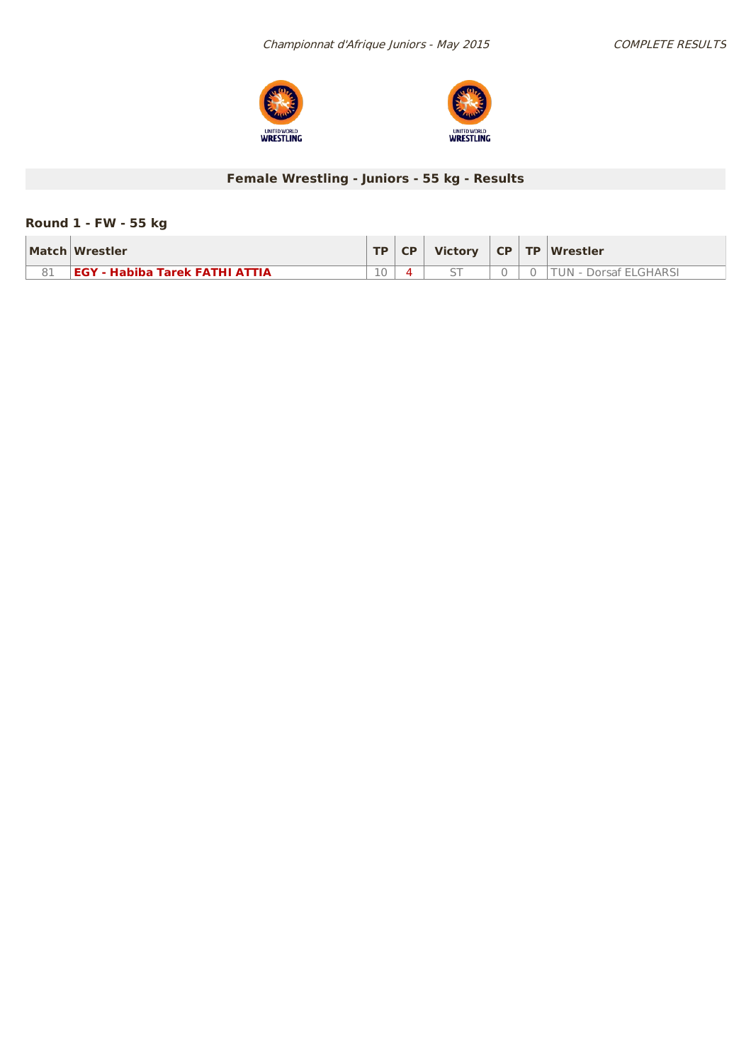## Female Wrestling - Juniors - 55 kg - Results

### Round 1 - FW - 55 kg

| Match | Wrestler | TP | CP | Victory | CP | TP | Wrestler |
|---|---|---|---|---|---|---|---|
| 81 | **EGY - Habiba Tarek FATHI ATTIA** | 10 | 4 | ST | 0 | 0 | TUN - Dorsaf ELGHARSI |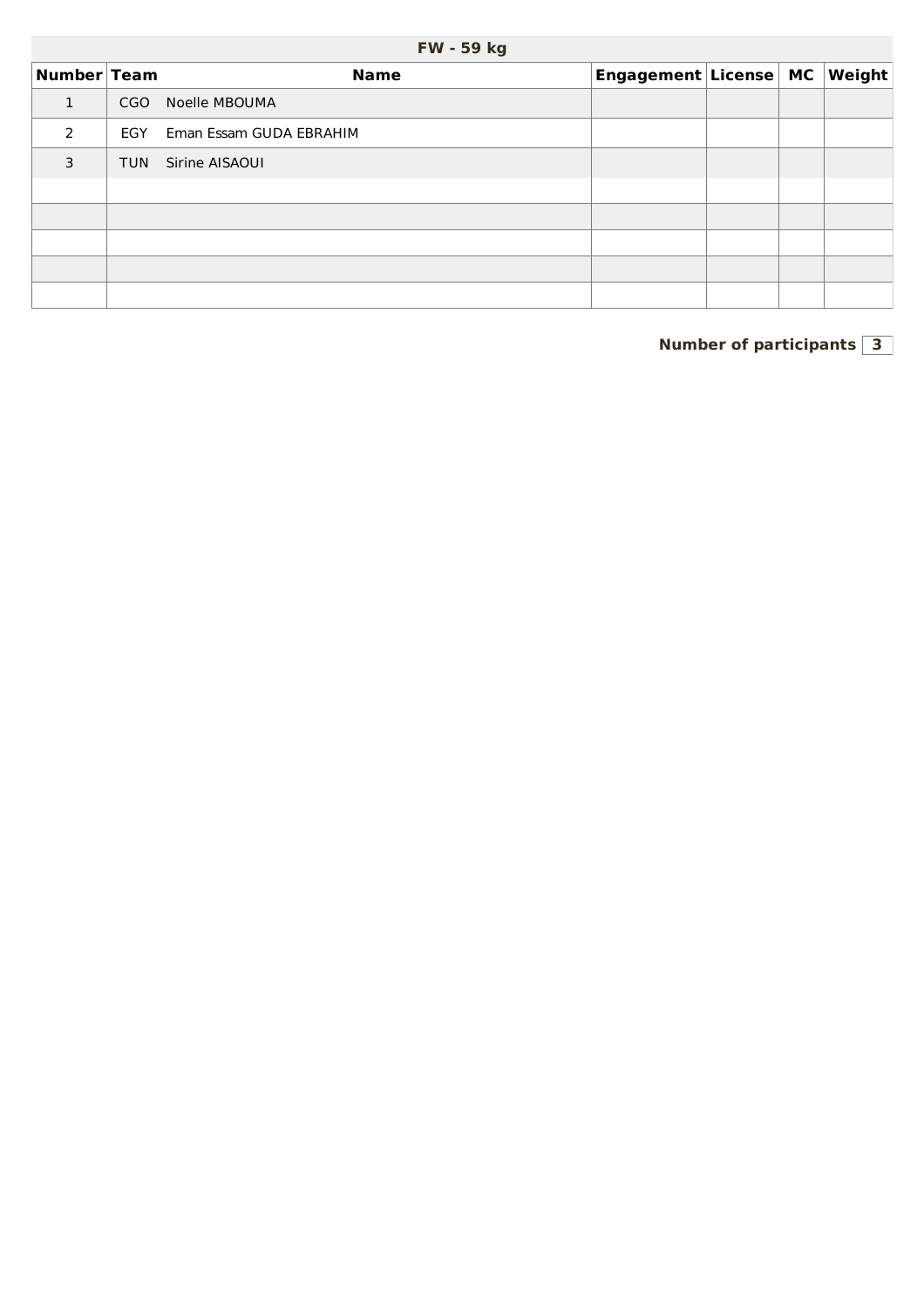## FW - 59 kg

| Number | Team | Name | Engagement | License | MC | Weight |
|---|---|---|---|---|---|---|
| 1 | CGO | Noelle MBOUMA | | | | |
| 2 | EGY | Eman Essam GUDA EBRAHIM | | | | |
| 3 | TUN | Sirine AISAOUI | | | | |
| | | | | | | |
| | | | | | | |
| | | | | | | |
| | | | | | | |
| | | | | | | |

**Number of participants** 3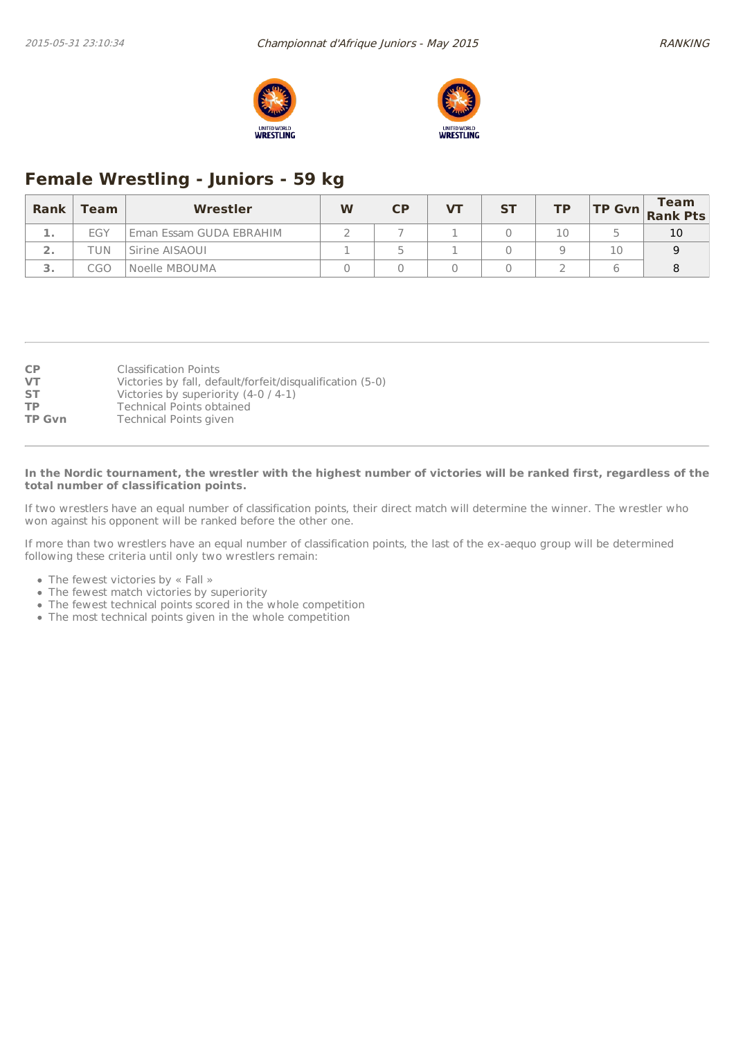## Female Wrestling - Juniors - 59 kg

| Rank | Team | Wrestler | W | CP | VT | ST | TP | TP Gvn | Team Rank Pts |
|---|---|---|---|---|---|---|---|---|---|
| 1. | EGY | Eman Essam GUDA EBRAHIM | 2 | 7 | 1 | 0 | 10 | 5 | 10 |
| 2. | TUN | Sirine AISAOUI | 1 | 5 | 1 | 0 | 9 | 10 | 9 |
| 3. | CGO | Noelle MBOUMA | 0 | 0 | 0 | 0 | 2 | 6 | 8 |

**CP** Classification Points
**VT** Victories by fall, default/forfeit/disqualification (5-0)
**ST** Victories by superiority (4-0 / 4-1)
**TP** Technical Points obtained
**TP Gvn** Technical Points given

**In the Nordic tournament, the wrestler with the highest number of victories will be ranked first, regardless of the total number of classification points.**

If two wrestlers have an equal number of classification points, their direct match will determine the winner. The wrestler who won against his opponent will be ranked before the other one.

If more than two wrestlers have an equal number of classification points, the last of the ex-aequo group will be determined following these criteria until only two wrestlers remain:

- The fewest victories by « Fall »
- The fewest match victories by superiority
- The fewest technical points scored in the whole competition
- The most technical points given in the whole competition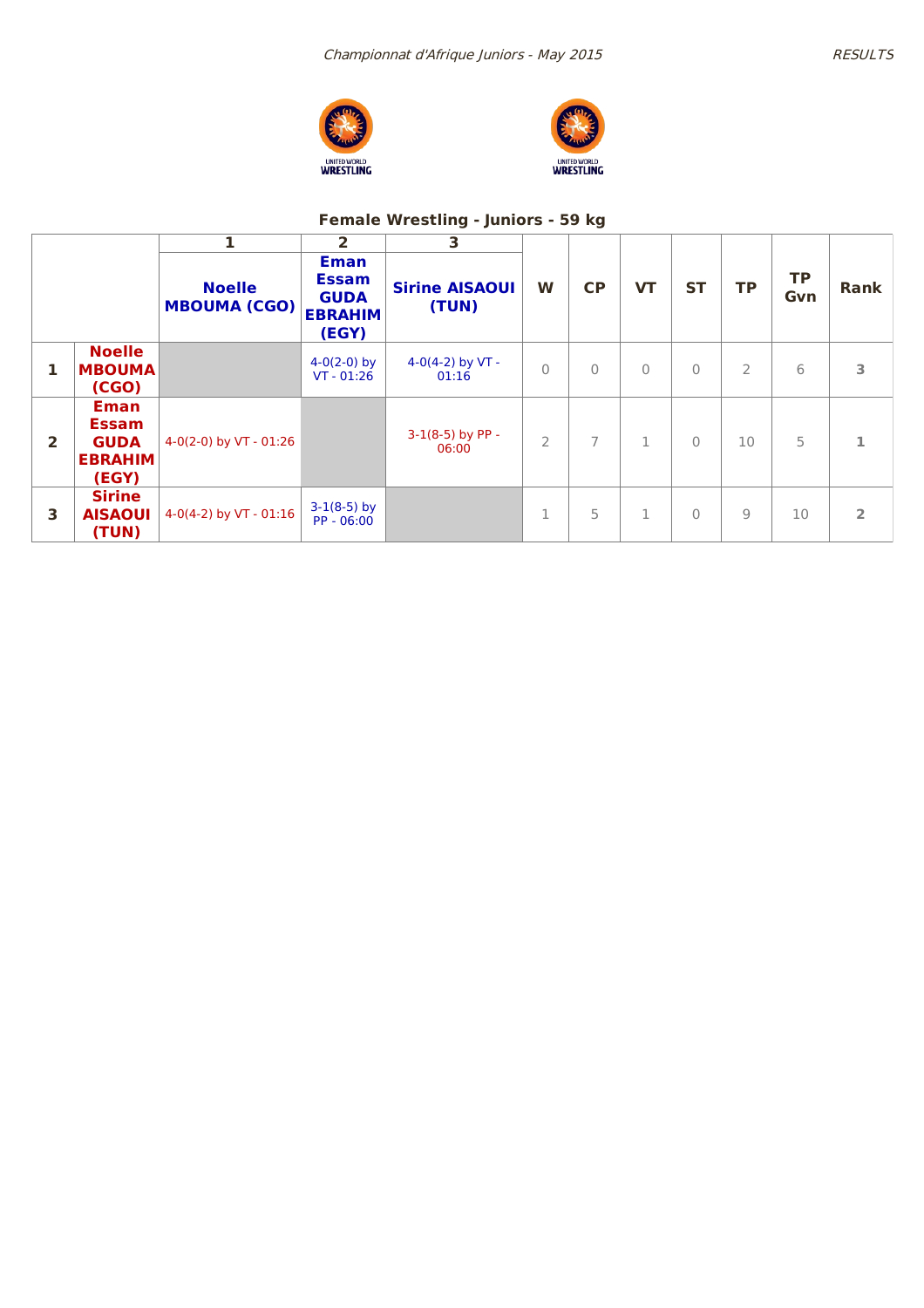*Championnat d'Afrique Juniors - May 2015*

*RESULTS*

## Female Wrestling - Juniors - 59 kg

| | | 1 | 2 | 3 | W | CP | VT | ST | TP | TP Gvn | Rank |
|---|---|---|---|---|---|---|---|---|---|---|---|
| | | **Noelle MBOUMA (CGO)** | **Eman Essam GUDA EBRAHIM (EGY)** | **Sirine AISAOUI (TUN)** | | | | | | | |
| **1** | **Noelle MBOUMA (CGO)** | | 4-0(2-0) by VT - 01:26 | 4-0(4-2) by VT - 01:16 | 0 | 0 | 0 | 0 | 2 | 6 | **3** |
| **2** | **Eman Essam GUDA EBRAHIM (EGY)** | 4-0(2-0) by VT - 01:26 | | 3-1(8-5) by PP - 06:00 | 2 | 7 | 1 | 0 | 10 | 5 | **1** |
| **3** | **Sirine AISAOUI (TUN)** | 4-0(4-2) by VT - 01:16 | 3-1(8-5) by PP - 06:00 | | 1 | 5 | 1 | 0 | 9 | 10 | **2** |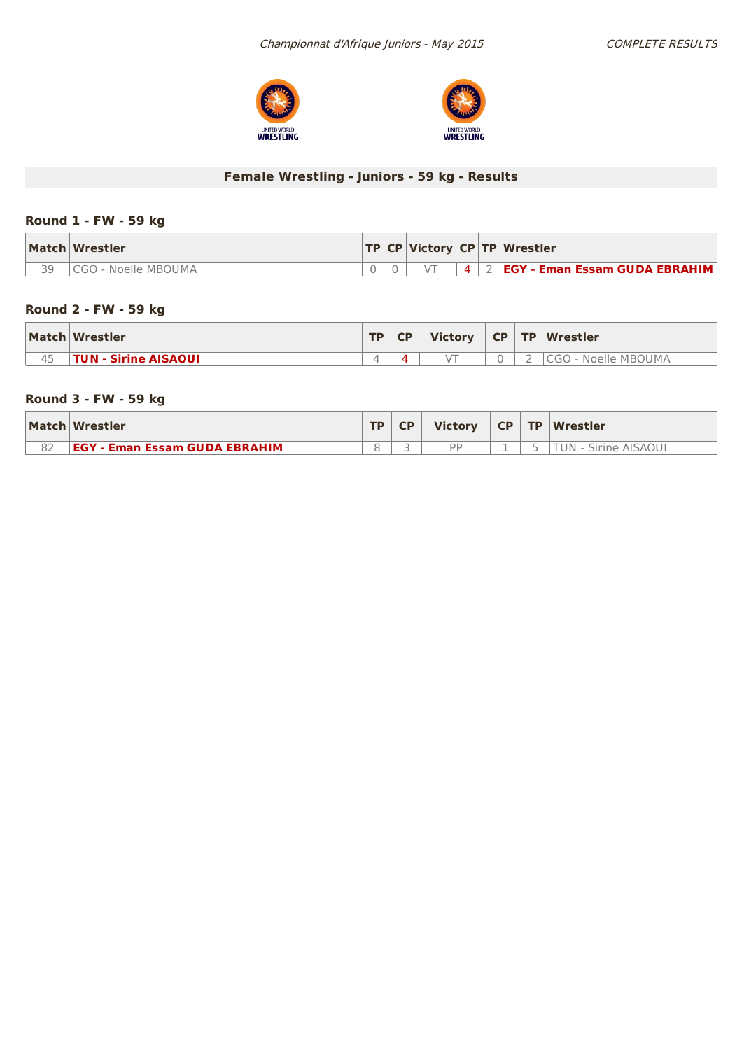## Female Wrestling - Juniors - 59 kg - Results

### Round 1 - FW - 59 kg

| Match | Wrestler | TP | CP | Victory | CP | TP | Wrestler |
|---|---|---|---|---|---|---|---|
| 39 | CGO - Noelle MBOUMA | 0 | 0 | VT | 4 | 2 | **EGY - Eman Essam GUDA EBRAHIM** |

### Round 2 - FW - 59 kg

| Match | Wrestler | TP | CP | Victory | CP | TP | Wrestler |
|---|---|---|---|---|---|---|---|
| 45 | **TUN - Sirine AISAOUI** | 4 | 4 | VT | 0 | 2 | CGO - Noelle MBOUMA |

### Round 3 - FW - 59 kg

| Match | Wrestler | TP | CP | Victory | CP | TP | Wrestler |
|---|---|---|---|---|---|---|---|
| 82 | **EGY - Eman Essam GUDA EBRAHIM** | 8 | 3 | PP | 1 | 5 | TUN - Sirine AISAOUI |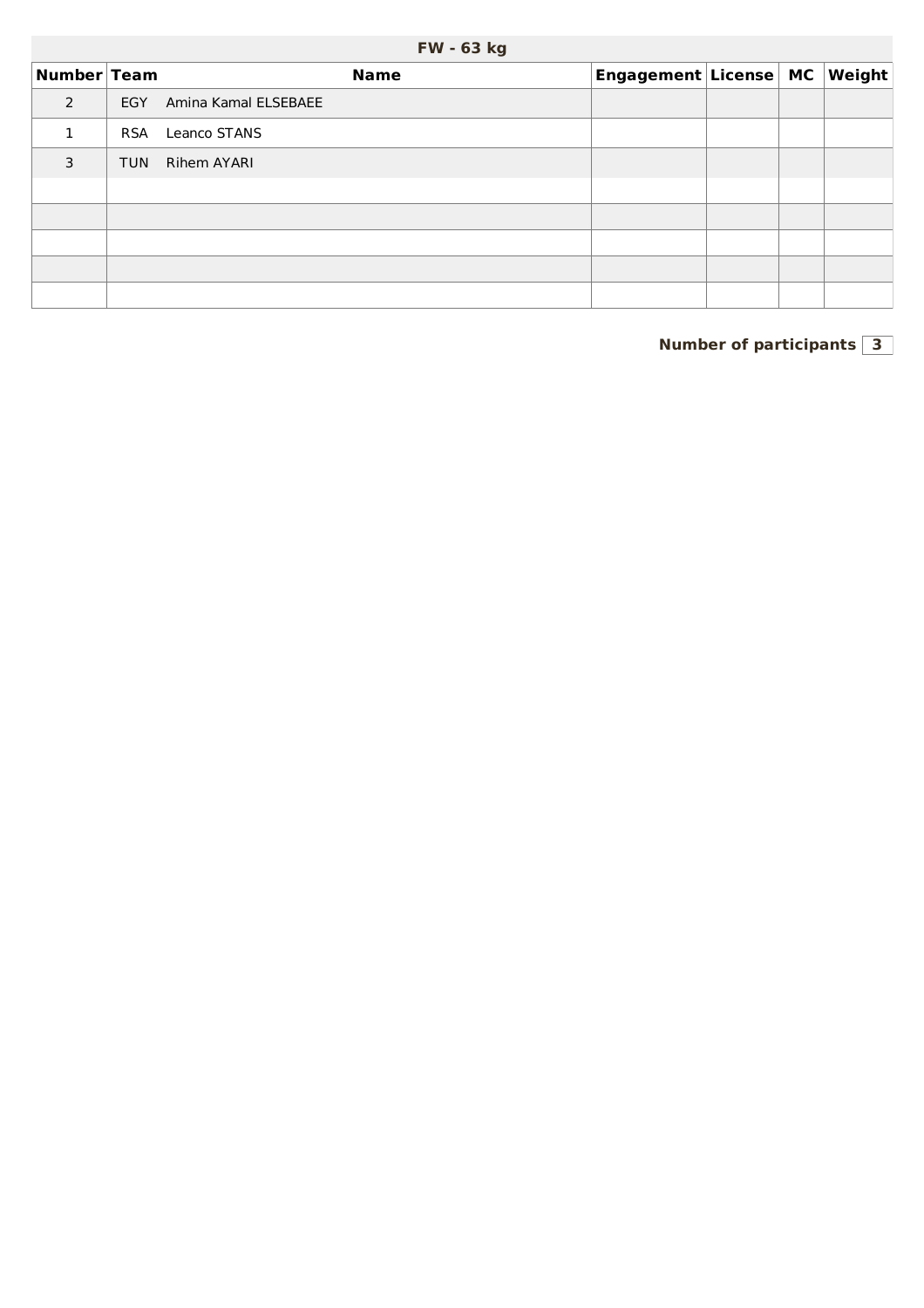## FW - 63 kg

| Number | Team | Name | Engagement | License | MC | Weight |
|---|---|---|---|---|---|---|
| 2 | EGY | Amina Kamal ELSEBAEE | | | | |
| 1 | RSA | Leanco STANS | | | | |
| 3 | TUN | Rihem AYARI | | | | |
| | | | | | | |
| | | | | | | |
| | | | | | | |
| | | | | | | |
| | | | | | | |

**Number of participants** **3**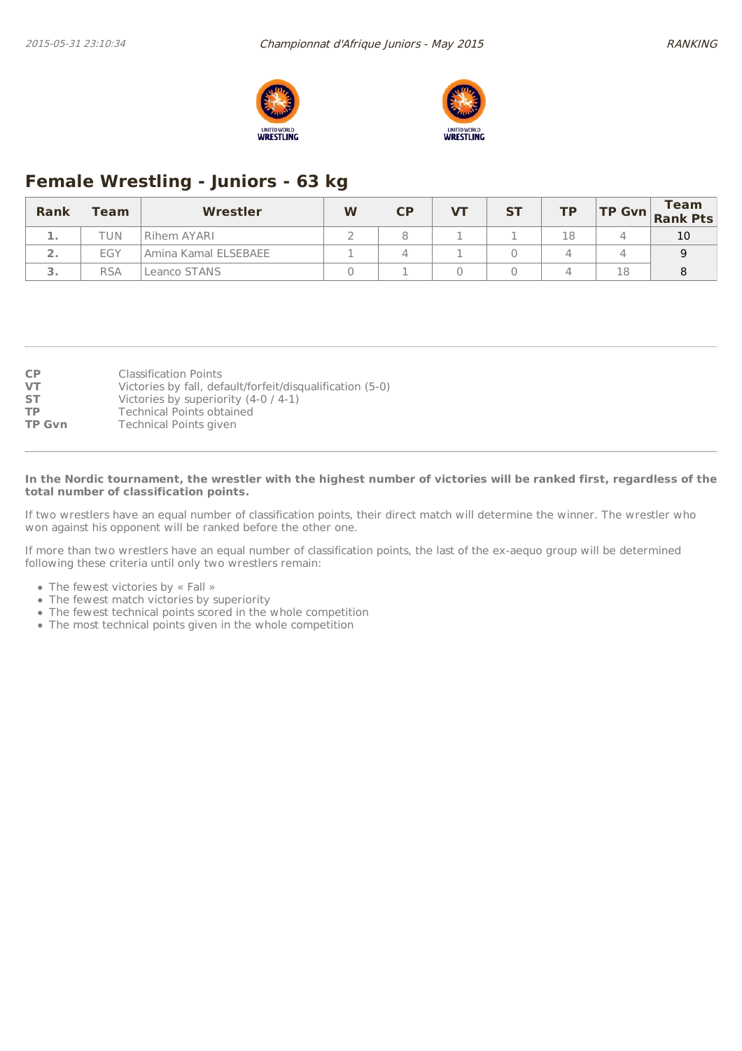## Female Wrestling - Juniors - 63 kg

| Rank | Team | Wrestler | W | CP | VT | ST | TP | TP Gvn | Team Rank Pts |
|---|---|---|---|---|---|---|---|---|---|
| 1. | TUN | Rihem AYARI | 2 | 8 | 1 | 1 | 18 | 4 | 10 |
| 2. | EGY | Amina Kamal ELSEBAEE | 1 | 4 | 1 | 0 | 4 | 4 | 9 |
| 3. | RSA | Leanco STANS | 0 | 1 | 0 | 0 | 4 | 18 | 8 |

**CP** Classification Points
**VT** Victories by fall, default/forfeit/disqualification (5-0)
**ST** Victories by superiority (4-0 / 4-1)
**TP** Technical Points obtained
**TP Gvn** Technical Points given

**In the Nordic tournament, the wrestler with the highest number of victories will be ranked first, regardless of the total number of classification points.**

If two wrestlers have an equal number of classification points, their direct match will determine the winner. The wrestler who won against his opponent will be ranked before the other one.

If more than two wrestlers have an equal number of classification points, the last of the ex-aequo group will be determined following these criteria until only two wrestlers remain:

- The fewest victories by « Fall »
- The fewest match victories by superiority
- The fewest technical points scored in the whole competition
- The most technical points given in the whole competition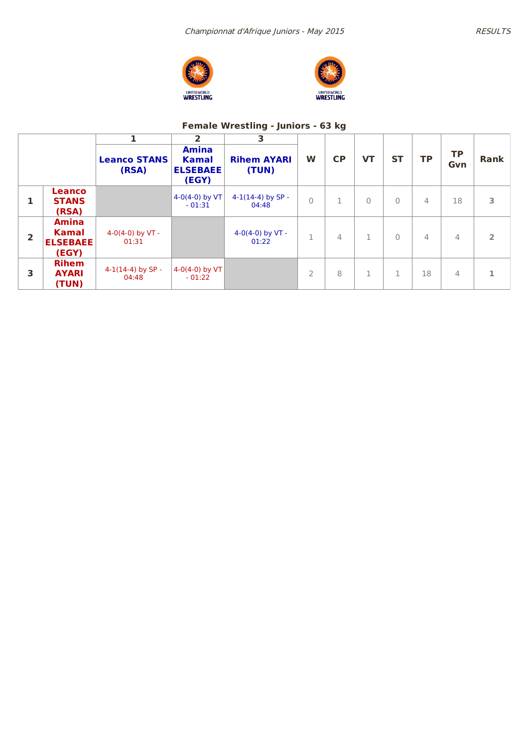*Championnat d'Afrique Juniors - May 2015*

## Female Wrestling - Juniors - 63 kg

| | | 1 | 2 | 3 | W | CP | VT | ST | TP | TP Gvn | Rank |
|---|---|---|---|---|---|---|---|---|---|---|---|
| | | **Leanco STANS (RSA)** | **Amina Kamal ELSEBAEE (EGY)** | **Rihem AYARI (TUN)** | | | | | | | |
| **1** | **Leanco STANS (RSA)** | | 4-0(4-0) by VT - 01:31 | 4-1(14-4) by SP - 04:48 | 0 | 1 | 0 | 0 | 4 | 18 | **3** |
| **2** | **Amina Kamal ELSEBAEE (EGY)** | 4-0(4-0) by VT - 01:31 | | 4-0(4-0) by VT - 01:22 | 1 | 4 | 1 | 0 | 4 | 4 | **2** |
| **3** | **Rihem AYARI (TUN)** | 4-1(14-4) by SP - 04:48 | 4-0(4-0) by VT - 01:22 | | 2 | 8 | 1 | 1 | 18 | 4 | **1** |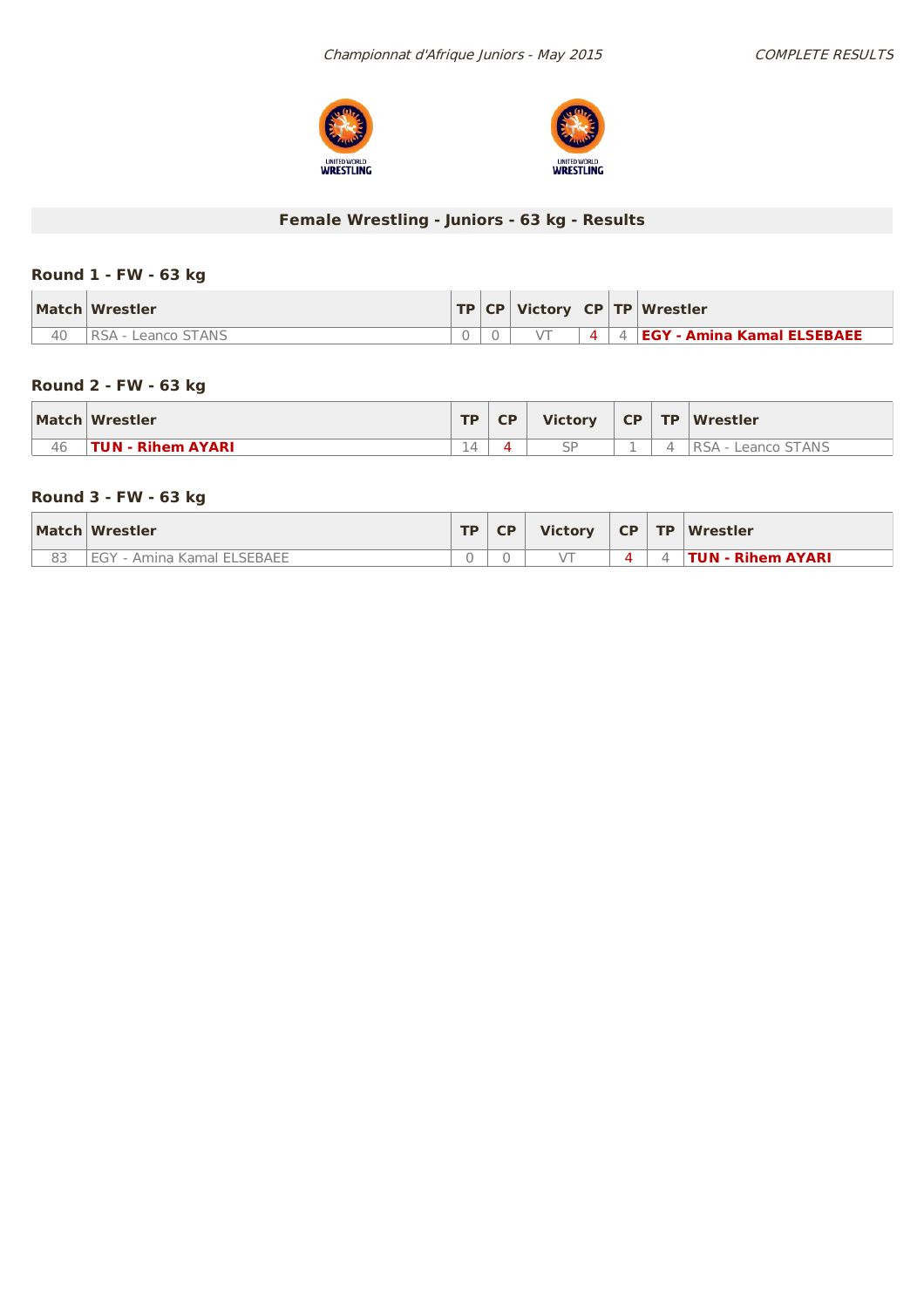## Female Wrestling - Juniors - 63 kg - Results

### Round 1 - FW - 63 kg

| Match | Wrestler | TP | CP | Victory | CP | TP | Wrestler |
|---|---|---|---|---|---|---|---|
| 40 | RSA - Leanco STANS | 0 | 0 | VT | 4 | 4 | **EGY - Amina Kamal ELSEBAEE** |

### Round 2 - FW - 63 kg

| Match | Wrestler | TP | CP | Victory | CP | TP | Wrestler |
|---|---|---|---|---|---|---|---|
| 46 | **TUN - Rihem AYARI** | 14 | 4 | SP | 1 | 4 | RSA - Leanco STANS |

### Round 3 - FW - 63 kg

| Match | Wrestler | TP | CP | Victory | CP | TP | Wrestler |
|---|---|---|---|---|---|---|---|
| 83 | EGY - Amina Kamal ELSEBAEE | 0 | 0 | VT | 4 | 4 | **TUN - Rihem AYARI** |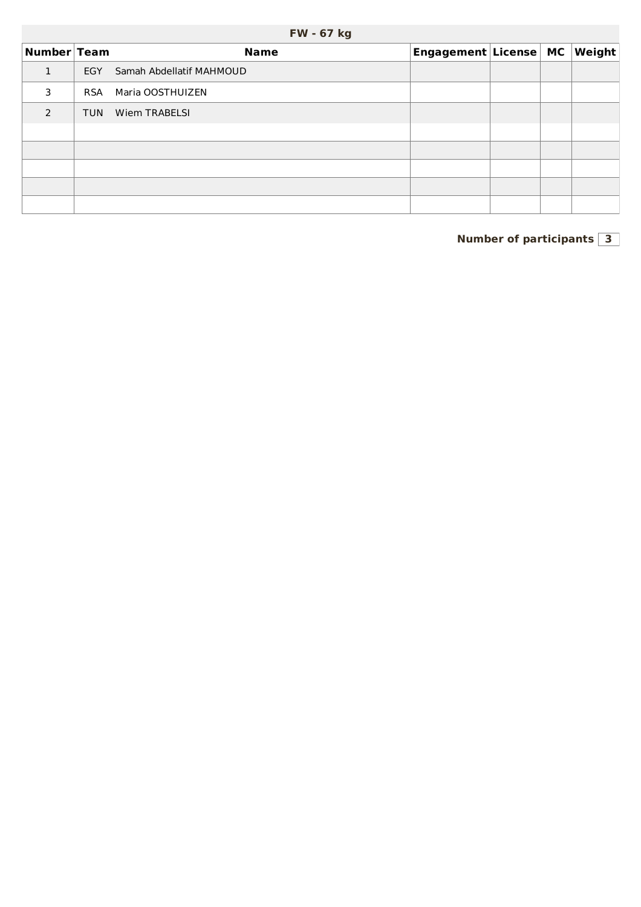| FW - 67 kg | | | | | | |
|---|---|---|---|---|---|---|
| Number | Team | Name | Engagement | License | MC | Weight |
| 1 | EGY | Samah Abdellatif MAHMOUD | | | | |
| 3 | RSA | Maria OOSTHUIZEN | | | | |
| 2 | TUN | Wiem TRABELSI | | | | |
| | | | | | | |
| | | | | | | |
| | | | | | | |
| | | | | | | |
| | | | | | | |

**Number of participants** 3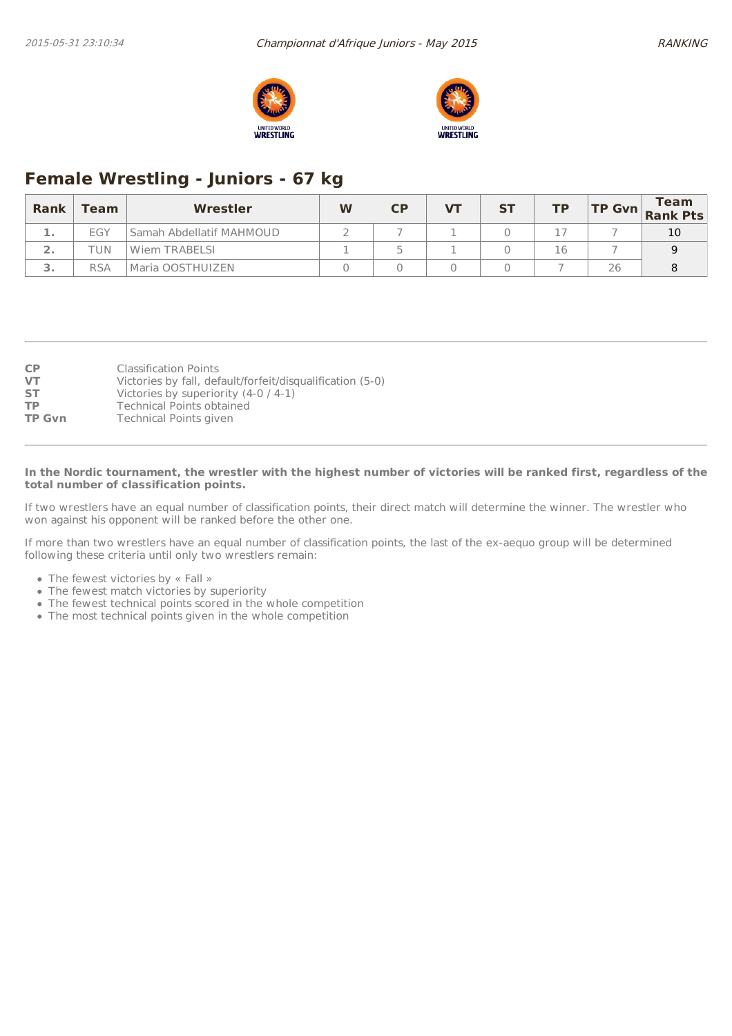## Female Wrestling - Juniors - 67 kg

| Rank | Team | Wrestler | W | CP | VT | ST | TP | TP Gvn | Team Rank Pts |
|---|---|---|---|---|---|---|---|---|---|
| 1. | EGY | Samah Abdellatif MAHMOUD | 2 | 7 | 1 | 0 | 17 | 7 | 10 |
| 2. | TUN | Wiem TRABELSI | 1 | 5 | 1 | 0 | 16 | 7 | 9 |
| 3. | RSA | Maria OOSTHUIZEN | 0 | 0 | 0 | 0 | 7 | 26 | 8 |

**CP** Classification Points
**VT** Victories by fall, default/forfeit/disqualification (5-0)
**ST** Victories by superiority (4-0 / 4-1)
**TP** Technical Points obtained
**TP Gvn** Technical Points given

**In the Nordic tournament, the wrestler with the highest number of victories will be ranked first, regardless of the total number of classification points.**

If two wrestlers have an equal number of classification points, their direct match will determine the winner. The wrestler who won against his opponent will be ranked before the other one.

If more than two wrestlers have an equal number of classification points, the last of the ex-aequo group will be determined following these criteria until only two wrestlers remain:

- The fewest victories by « Fall »
- The fewest match victories by superiority
- The fewest technical points scored in the whole competition
- The most technical points given in the whole competition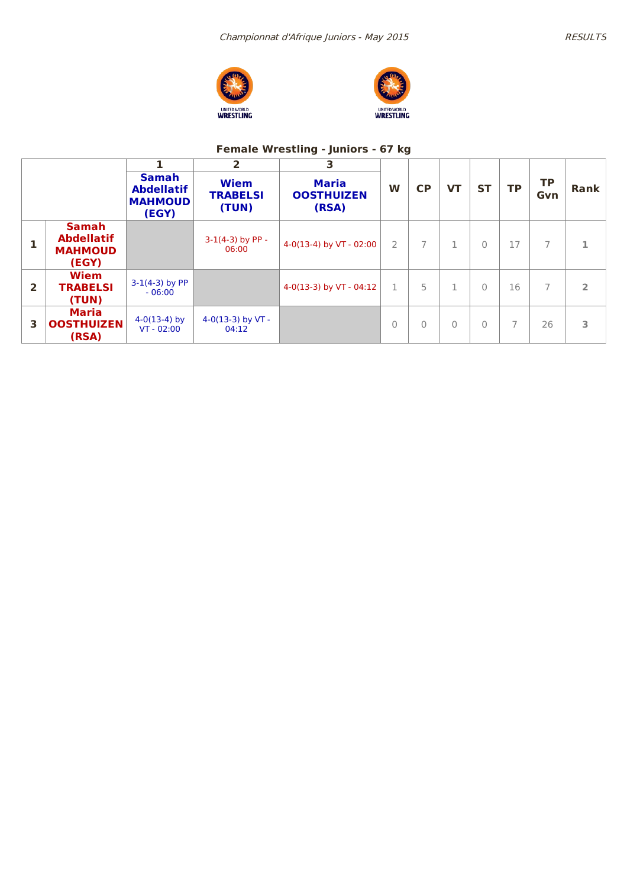## Female Wrestling - Juniors - 67 kg

| | | 1 | 2 | 3 | W | CP | VT | ST | TP | TP Gvn | Rank |
|---|---|---|---|---|---|---|---|---|---|---|---|
| | | Samah Abdellatif MAHMOUD (EGY) | Wiem TRABELSI (TUN) | Maria OOSTHUIZEN (RSA) | | | | | | | |
| 1 | Samah Abdellatif MAHMOUD (EGY) | | 3-1(4-3) by PP - 06:00 | 4-0(13-4) by VT - 02:00 | 2 | 7 | 1 | 0 | 17 | 7 | 1 |
| 2 | Wiem TRABELSI (TUN) | 3-1(4-3) by PP - 06:00 | | 4-0(13-3) by VT - 04:12 | 1 | 5 | 1 | 0 | 16 | 7 | 2 |
| 3 | Maria OOSTHUIZEN (RSA) | 4-0(13-4) by VT - 02:00 | 4-0(13-3) by VT - 04:12 | | 0 | 0 | 0 | 0 | 7 | 26 | 3 |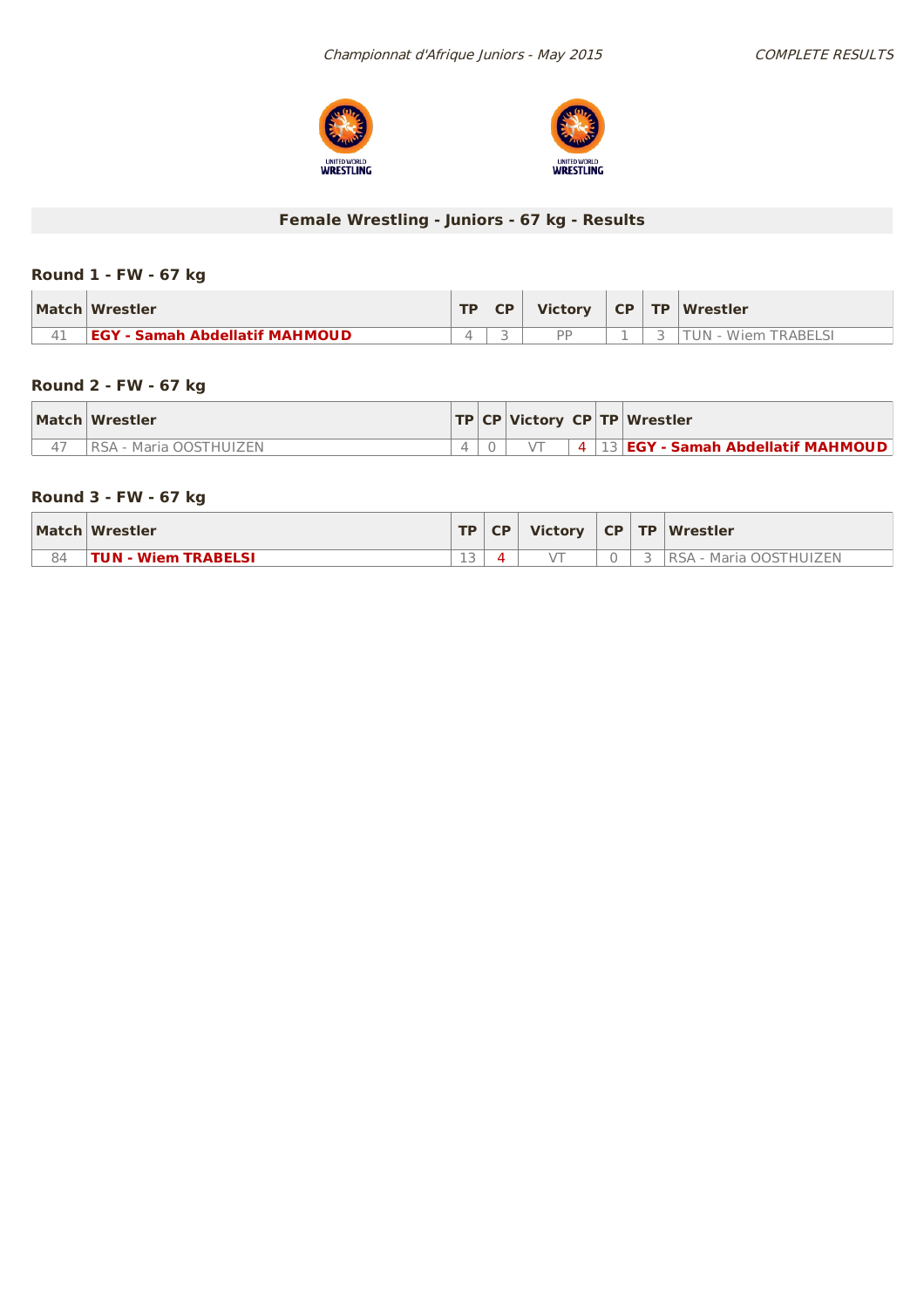*Championnat d'Afrique Juniors - May 2015*

*COMPLETE RESULTS*

## Female Wrestling - Juniors - 67 kg - Results

### Round 1 - FW - 67 kg

| Match | Wrestler | TP | CP | Victory | CP | TP | Wrestler |
|---|---|---|---|---|---|---|---|
| 41 | **EGY - Samah Abdellatif MAHMOUD** | 4 | 3 | PP | 1 | 3 | TUN - Wiem TRABELSI |

### Round 2 - FW - 67 kg

| Match | Wrestler | TP | CP | Victory | CP | TP | Wrestler |
|---|---|---|---|---|---|---|---|
| 47 | RSA - Maria OOSTHUIZEN | 4 | 0 | VT | 4 | 13 | **EGY - Samah Abdellatif MAHMOUD** |

### Round 3 - FW - 67 kg

| Match | Wrestler | TP | CP | Victory | CP | TP | Wrestler |
|---|---|---|---|---|---|---|---|
| 84 | **TUN - Wiem TRABELSI** | 13 | 4 | VT | 0 | 3 | RSA - Maria OOSTHUIZEN |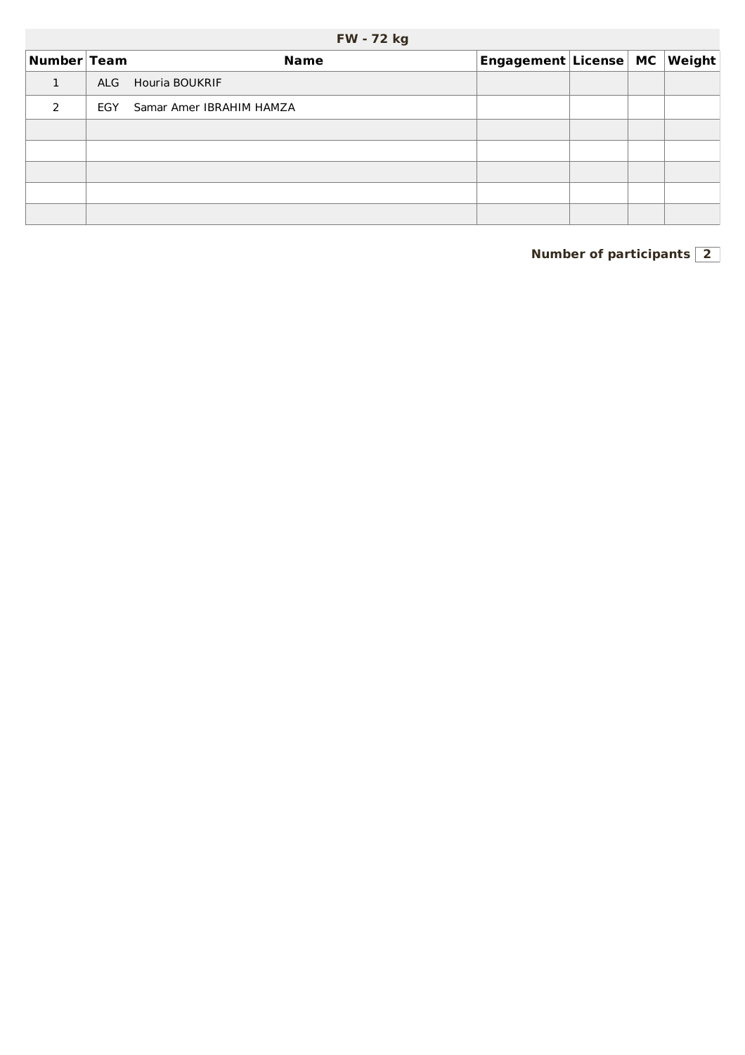## FW - 72 kg

| Number | Team | Name | Engagement | License | MC | Weight |
|---|---|---|---|---|---|---|
| 1 | ALG | Houria BOUKRIF | | | | |
| 2 | EGY | Samar Amer IBRAHIM HAMZA | | | | |
| | | | | | | |
| | | | | | | |
| | | | | | | |
| | | | | | | |
| | | | | | | |

**Number of participants** **2**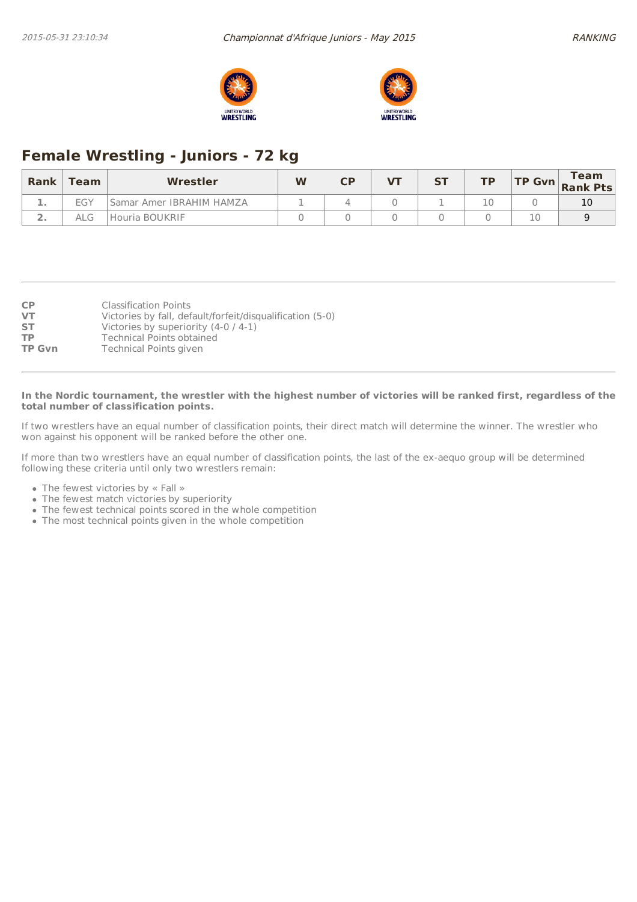## Female Wrestling - Juniors - 72 kg

| Rank | Team | Wrestler | W | CP | VT | ST | TP | TP Gvn | Team Rank Pts |
|---|---|---|---|---|---|---|---|---|---|
| 1. | EGY | Samar Amer IBRAHIM HAMZA | 1 | 4 | 0 | 1 | 10 | 0 | 10 |
| 2. | ALG | Houria BOUKRIF | 0 | 0 | 0 | 0 | 0 | 10 | 9 |

**CP** Classification Points
**VT** Victories by fall, default/forfeit/disqualification (5-0)
**ST** Victories by superiority (4-0 / 4-1)
**TP** Technical Points obtained
**TP Gvn** Technical Points given

**In the Nordic tournament, the wrestler with the highest number of victories will be ranked first, regardless of the total number of classification points.**

If two wrestlers have an equal number of classification points, their direct match will determine the winner. The wrestler who won against his opponent will be ranked before the other one.

If more than two wrestlers have an equal number of classification points, the last of the ex-aequo group will be determined following these criteria until only two wrestlers remain:

- The fewest victories by « Fall »
- The fewest match victories by superiority
- The fewest technical points scored in the whole competition
- The most technical points given in the whole competition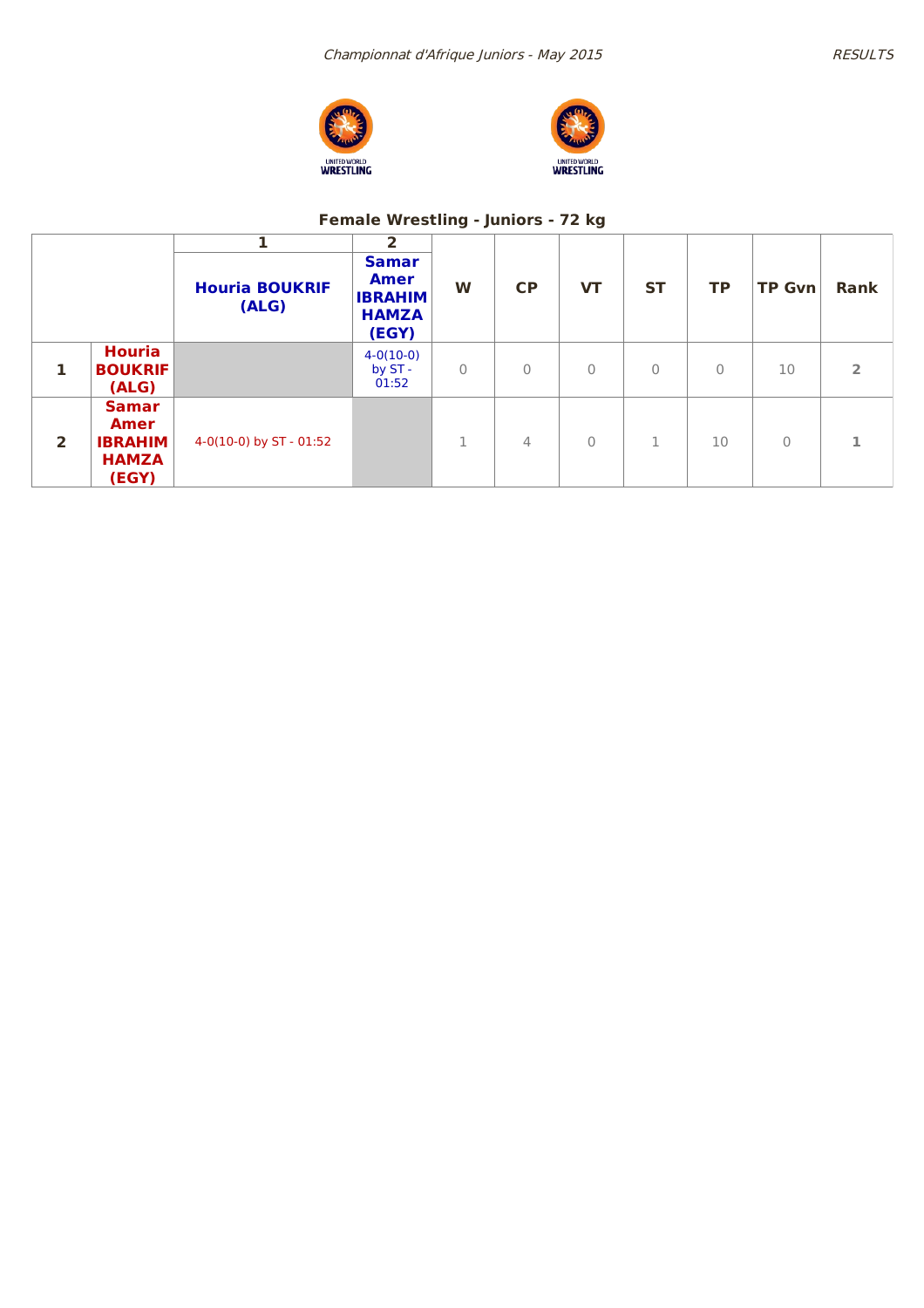## Female Wrestling - Juniors - 72 kg

| | | 1 | 2 | | | | | | | |
|---|---|---|---|---|---|---|---|---|---|---|
| | | **Houria BOUKRIF (ALG)** | **Samar Amer IBRAHIM HAMZA (EGY)** | **W** | **CP** | **VT** | **ST** | **TP** | **TP Gvn** | **Rank** |
| **1** | **Houria BOUKRIF (ALG)** | | 4-0(10-0) by ST - 01:52 | 0 | 0 | 0 | 0 | 0 | 10 | **2** |
| **2** | **Samar Amer IBRAHIM HAMZA (EGY)** | 4-0(10-0) by ST - 01:52 | | 1 | 4 | 0 | 1 | 10 | 0 | **1** |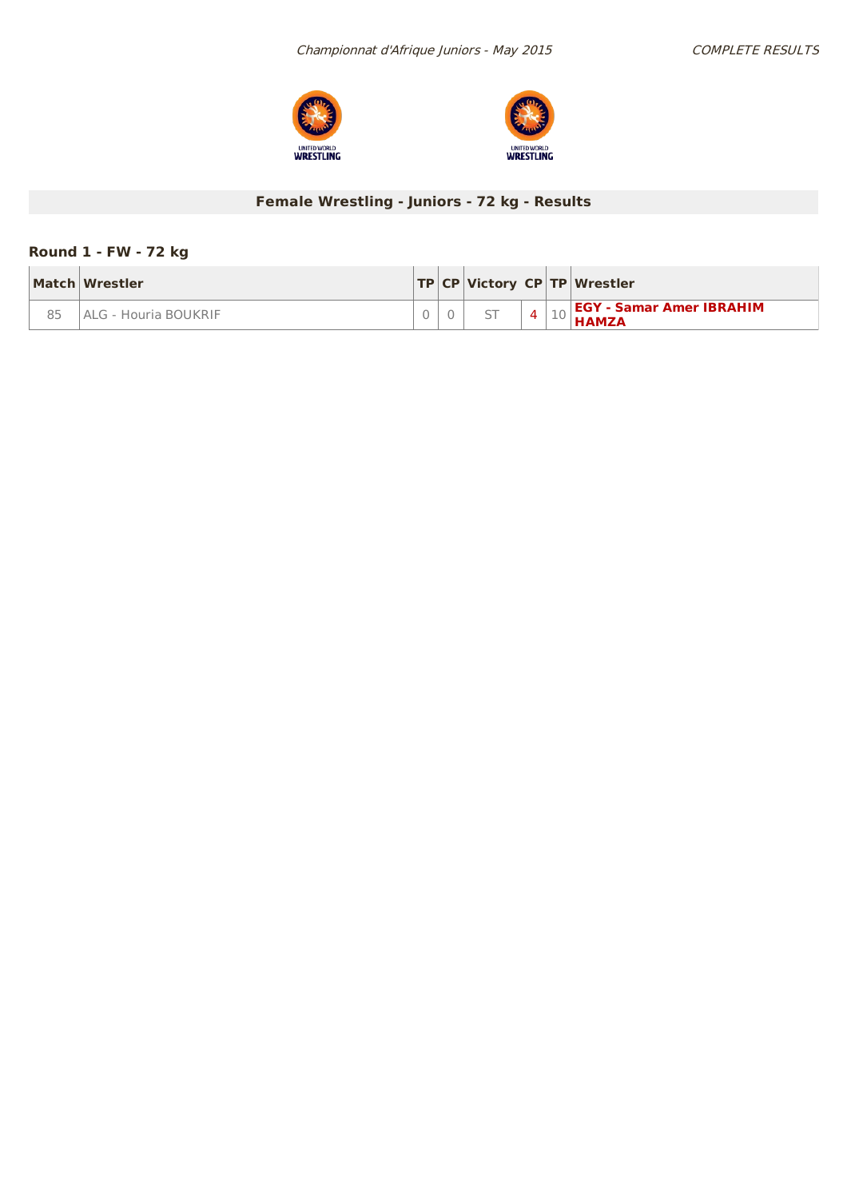## Female Wrestling - Juniors - 72 kg - Results

### Round 1 - FW - 72 kg

| Match | Wrestler | TP | CP | Victory | CP | TP | Wrestler |
|---|---|---|---|---|---|---|---|
| 85 | ALG - Houria BOUKRIF | 0 | 0 | ST | 4 | 10 | **EGY - Samar Amer IBRAHIM HAMZA** |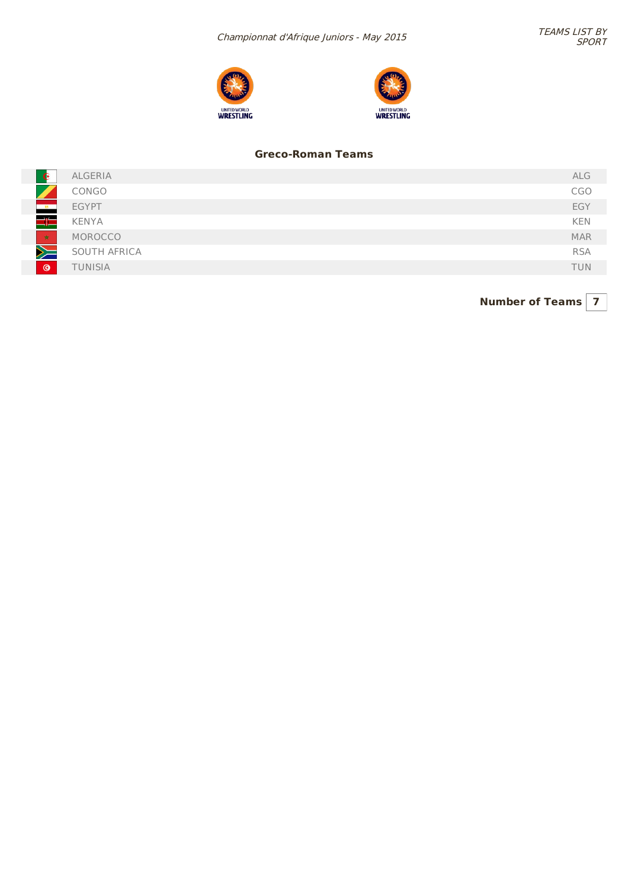*Championnat d'Afrique Juniors - May 2015*

*TEAMS LIST BY SPORT*

## Greco-Roman Teams

| Country | Code |
|---|---|
| ALGERIA | ALG |
| CONGO | CGO |
| EGYPT | EGY |
| KENYA | KEN |
| MOROCCO | MAR |
| SOUTH AFRICA | RSA |
| TUNISIA | TUN |

**Number of Teams** | **7**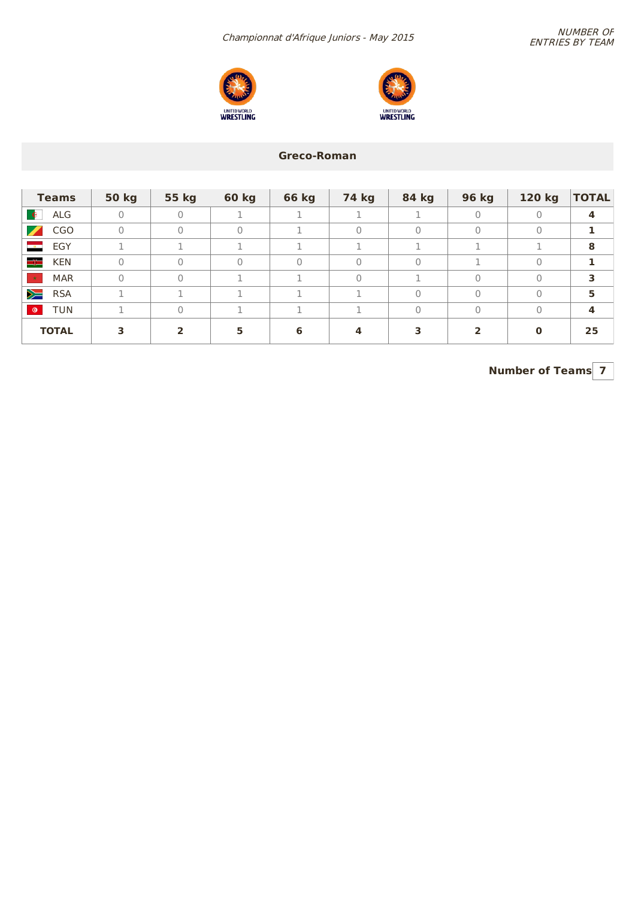*Championnat d'Afrique Juniors - May 2015*

*NUMBER OF ENTRIES BY TEAM*

## Greco-Roman

| Teams | 50 kg | 55 kg | 60 kg | 66 kg | 74 kg | 84 kg | 96 kg | 120 kg | TOTAL |
|---|---|---|---|---|---|---|---|---|---|
| ALG | 0 | 0 | 1 | 1 | 1 | 1 | 0 | 0 | **4** |
| CGO | 0 | 0 | 0 | 1 | 0 | 0 | 0 | 0 | **1** |
| EGY | 1 | 1 | 1 | 1 | 1 | 1 | 1 | 1 | **8** |
| KEN | 0 | 0 | 0 | 0 | 0 | 0 | 1 | 0 | **1** |
| MAR | 0 | 0 | 1 | 1 | 0 | 1 | 0 | 0 | **3** |
| RSA | 1 | 1 | 1 | 1 | 1 | 0 | 0 | 0 | **5** |
| TUN | 1 | 0 | 1 | 1 | 1 | 0 | 0 | 0 | **4** |
| **TOTAL** | **3** | **2** | **5** | **6** | **4** | **3** | **2** | **0** | **25** |

**Number of Teams** 7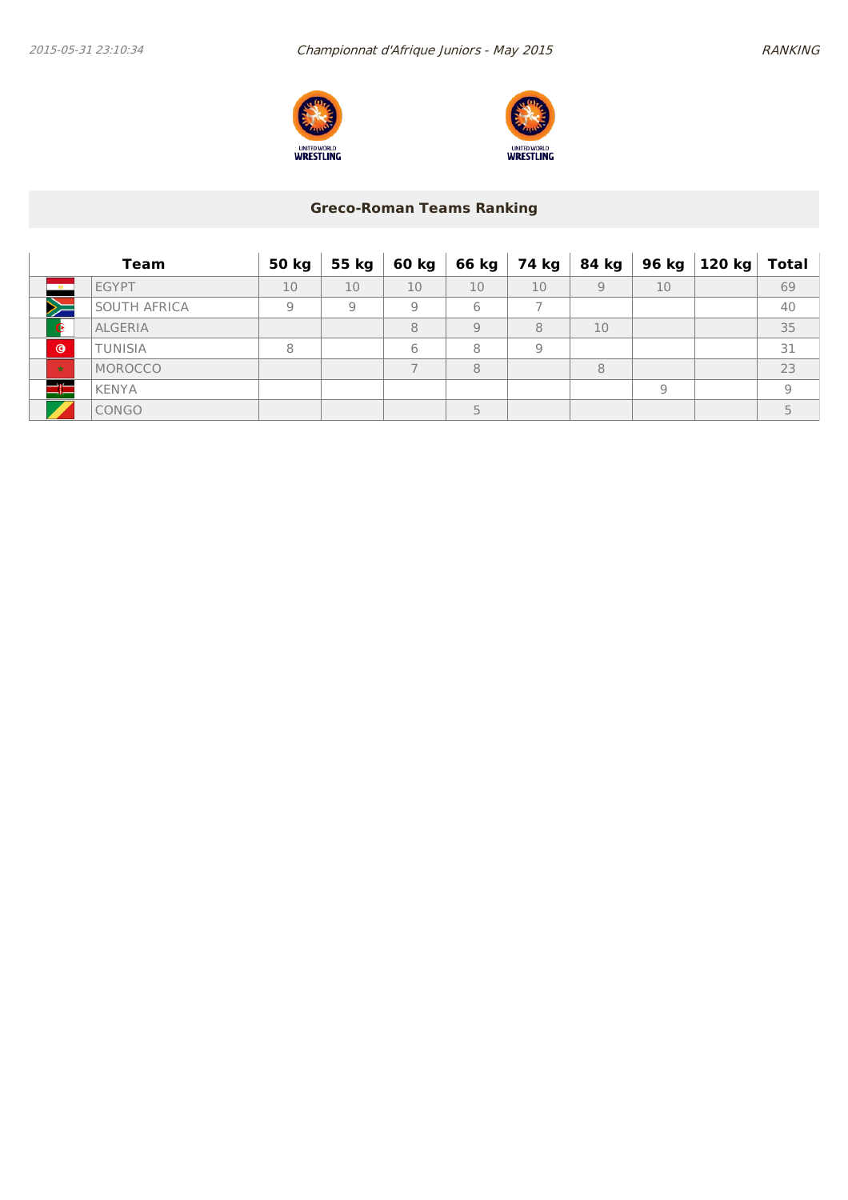## Greco-Roman Teams Ranking

| Team | | 50 kg | 55 kg | 60 kg | 66 kg | 74 kg | 84 kg | 96 kg | 120 kg | Total |
|---|---|---|---|---|---|---|---|---|---|---|
| | EGYPT | 10 | 10 | 10 | 10 | 10 | 9 | 10 | | 69 |
| | SOUTH AFRICA | 9 | 9 | 9 | 6 | 7 | | | | 40 |
| | ALGERIA | | | 8 | 9 | 8 | 10 | | | 35 |
| | TUNISIA | 8 | | 6 | 8 | 9 | | | | 31 |
| | MOROCCO | | | 7 | 8 | | 8 | | | 23 |
| | KENYA | | | | | | | 9 | | 9 |
| | CONGO | | | | 5 | | | | | 5 |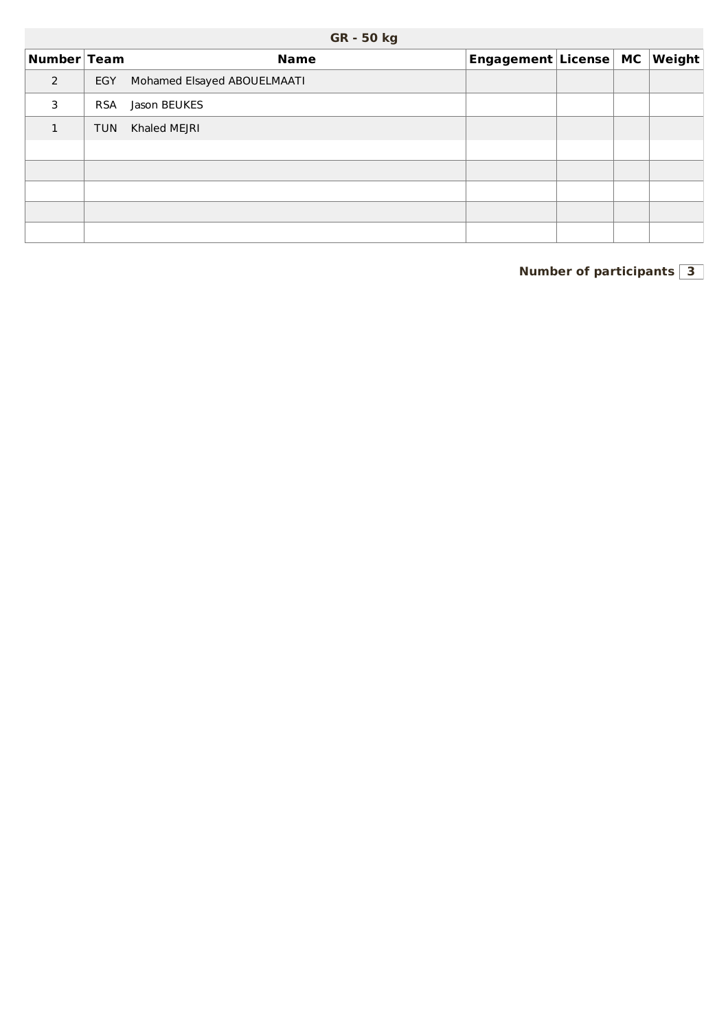## GR - 50 kg

| Number | Team | Name | Engagement | License | MC | Weight |
|---|---|---|---|---|---|---|
| 2 | EGY | Mohamed Elsayed ABOUELMAATI | | | | |
| 3 | RSA | Jason BEUKES | | | | |
| 1 | TUN | Khaled MEJRI | | | | |
| | | | | | | |
| | | | | | | |
| | | | | | | |
| | | | | | | |
| | | | | | | |

**Number of participants** 3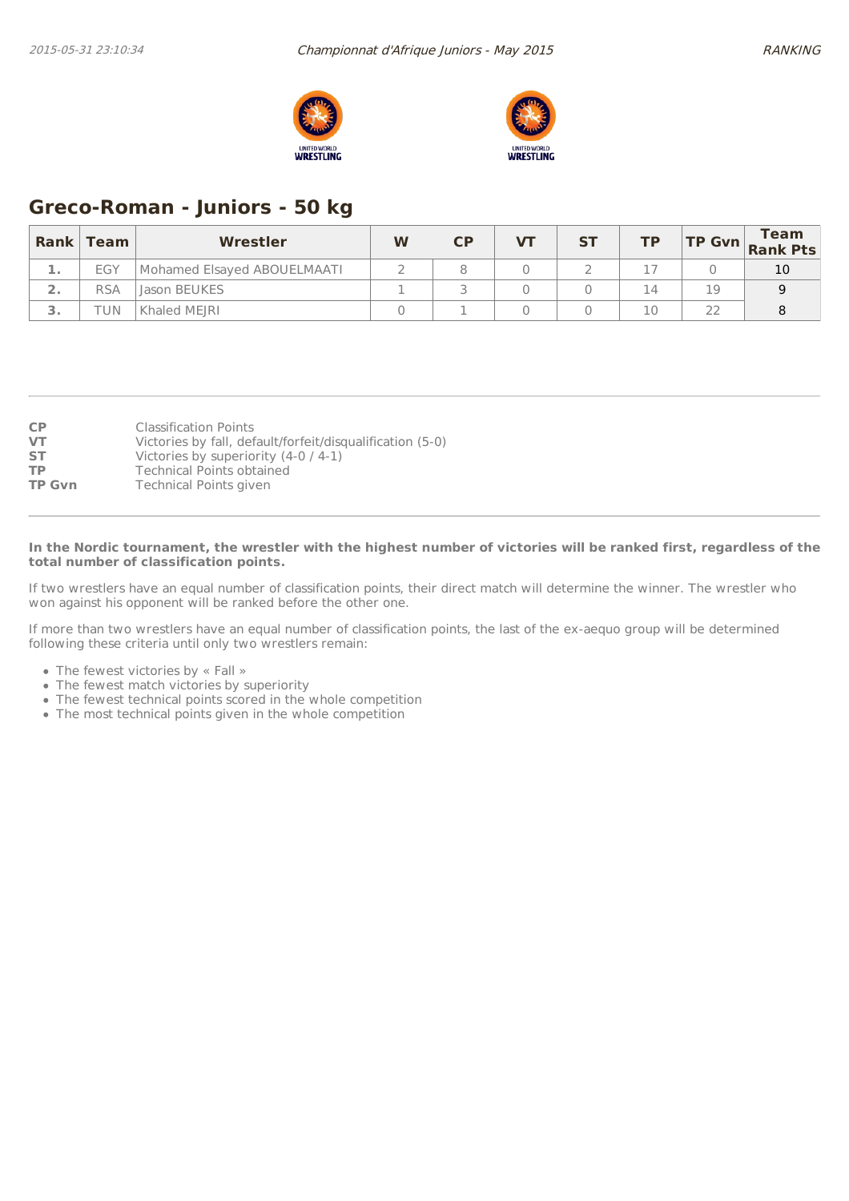## Greco-Roman - Juniors - 50 kg

| Rank | Team | Wrestler | W | CP | VT | ST | TP | TP Gvn | Team Rank Pts |
|---|---|---|---|---|---|---|---|---|---|
| 1. | EGY | Mohamed Elsayed ABOUELMAATI | 2 | 8 | 0 | 2 | 17 | 0 | 10 |
| 2. | RSA | Jason BEUKES | 1 | 3 | 0 | 0 | 14 | 19 | 9 |
| 3. | TUN | Khaled MEJRI | 0 | 1 | 0 | 0 | 10 | 22 | 8 |

**CP** Classification Points
**VT** Victories by fall, default/forfeit/disqualification (5-0)
**ST** Victories by superiority (4-0 / 4-1)
**TP** Technical Points obtained
**TP Gvn** Technical Points given

**In the Nordic tournament, the wrestler with the highest number of victories will be ranked first, regardless of the total number of classification points.**

If two wrestlers have an equal number of classification points, their direct match will determine the winner. The wrestler who won against his opponent will be ranked before the other one.

If more than two wrestlers have an equal number of classification points, the last of the ex-aequo group will be determined following these criteria until only two wrestlers remain:

- The fewest victories by « Fall »
- The fewest match victories by superiority
- The fewest technical points scored in the whole competition
- The most technical points given in the whole competition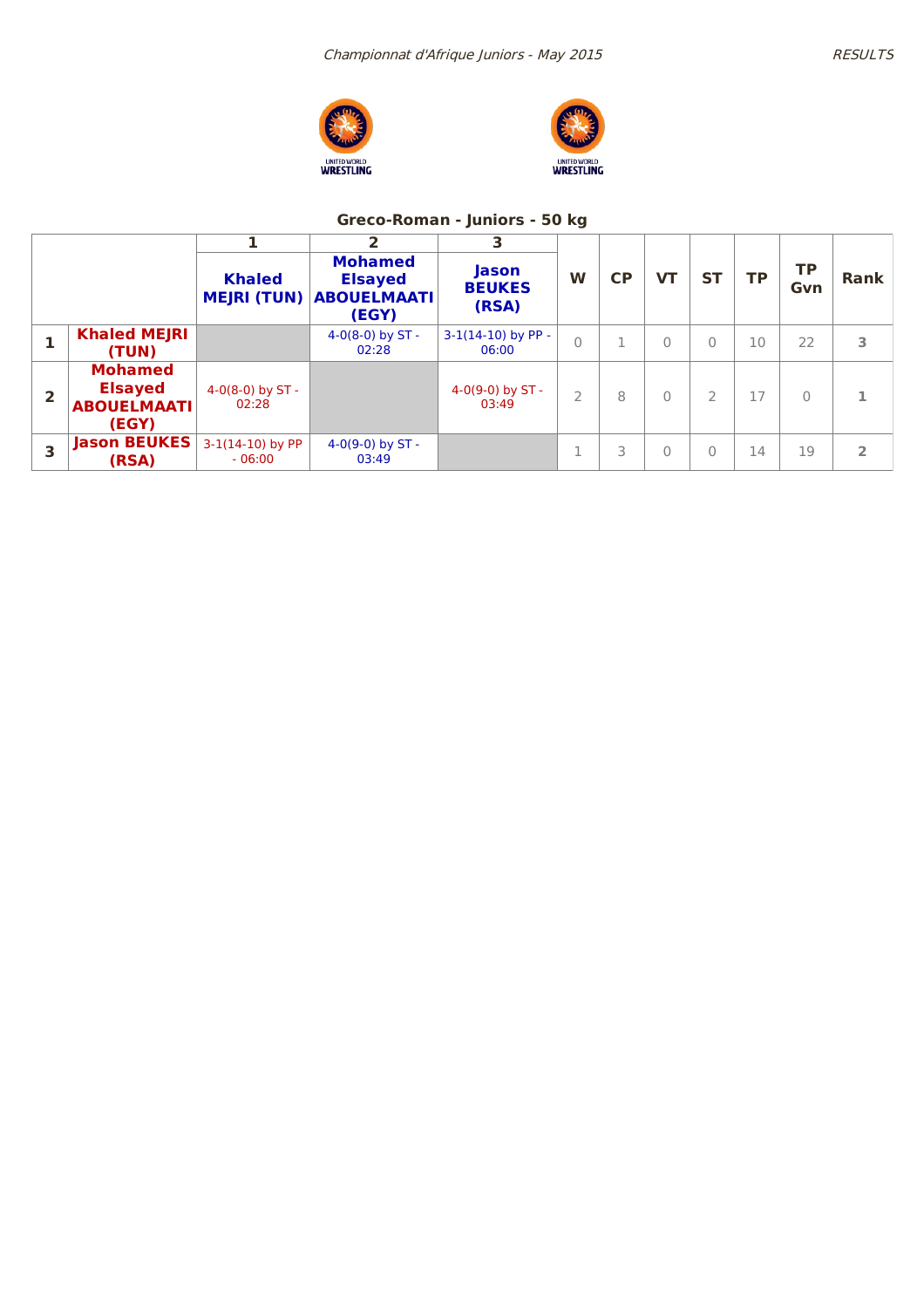## Greco-Roman - Juniors - 50 kg

| | | 1 | 2 | 3 | W | CP | VT | ST | TP | TP Gvn | Rank |
|---|---|---|---|---|---|---|---|---|---|---|---|
| | | Khaled MEJRI (TUN) | Mohamed Elsayed ABOUELMAATI (EGY) | Jason BEUKES (RSA) | | | | | | | |
| 1 | Khaled MEJRI (TUN) | | 4-0(8-0) by ST - 02:28 | 3-1(14-10) by PP - 06:00 | 0 | 1 | 0 | 0 | 10 | 22 | 3 |
| 2 | Mohamed Elsayed ABOUELMAATI (EGY) | 4-0(8-0) by ST - 02:28 | | 4-0(9-0) by ST - 03:49 | 2 | 8 | 0 | 2 | 17 | 0 | 1 |
| 3 | Jason BEUKES (RSA) | 3-1(14-10) by PP - 06:00 | 4-0(9-0) by ST - 03:49 | | 1 | 3 | 0 | 0 | 14 | 19 | 2 |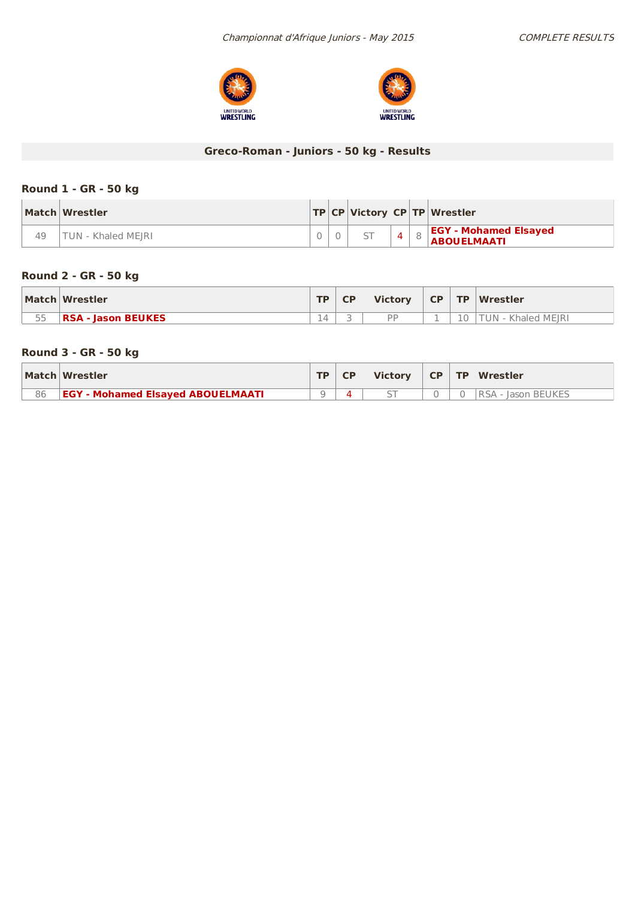## Greco-Roman - Juniors - 50 kg - Results

### Round 1 - GR - 50 kg

| Match | Wrestler | TP | CP | Victory | CP | TP | Wrestler |
|---|---|---|---|---|---|---|---|
| 49 | TUN - Khaled MEJRI | 0 | 0 | ST | 4 | 8 | **EGY - Mohamed Elsayed ABOUELMAATI** |

### Round 2 - GR - 50 kg

| Match | Wrestler | TP | CP | Victory | CP | TP | Wrestler |
|---|---|---|---|---|---|---|---|
| 55 | **RSA - Jason BEUKES** | 14 | 3 | PP | 1 | 10 | TUN - Khaled MEJRI |

### Round 3 - GR - 50 kg

| Match | Wrestler | TP | CP | Victory | CP | TP | Wrestler |
|---|---|---|---|---|---|---|---|
| 86 | **EGY - Mohamed Elsayed ABOUELMAATI** | 9 | 4 | ST | 0 | 0 | RSA - Jason BEUKES |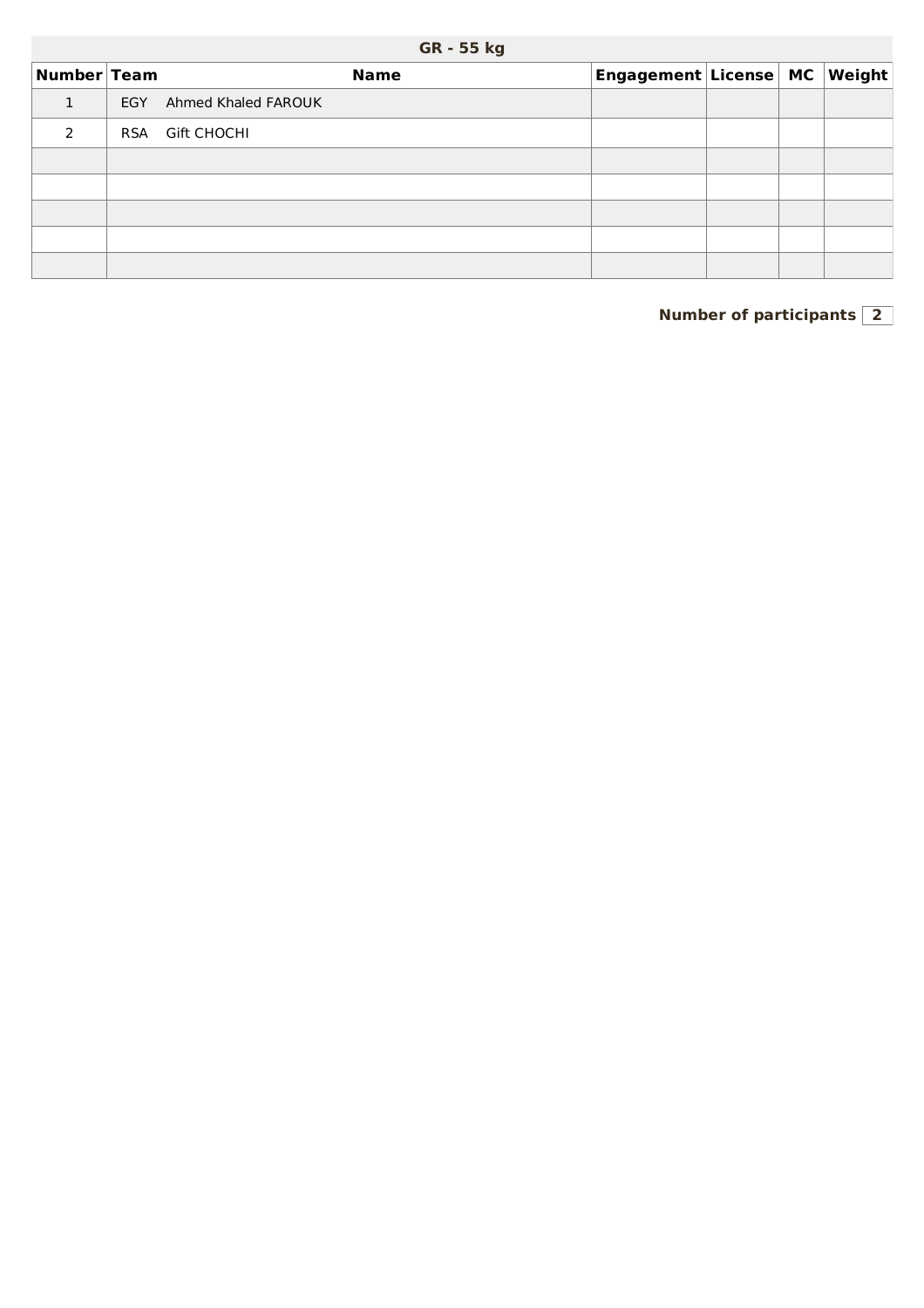## GR - 55 kg

| Number | Team | Name | Engagement | License | MC | Weight |
|---|---|---|---|---|---|---|
| 1 | EGY | Ahmed Khaled FAROUK | | | | |
| 2 | RSA | Gift CHOCHI | | | | |
| | | | | | | |
| | | | | | | |
| | | | | | | |
| | | | | | | |
| | | | | | | |

**Number of participants** 2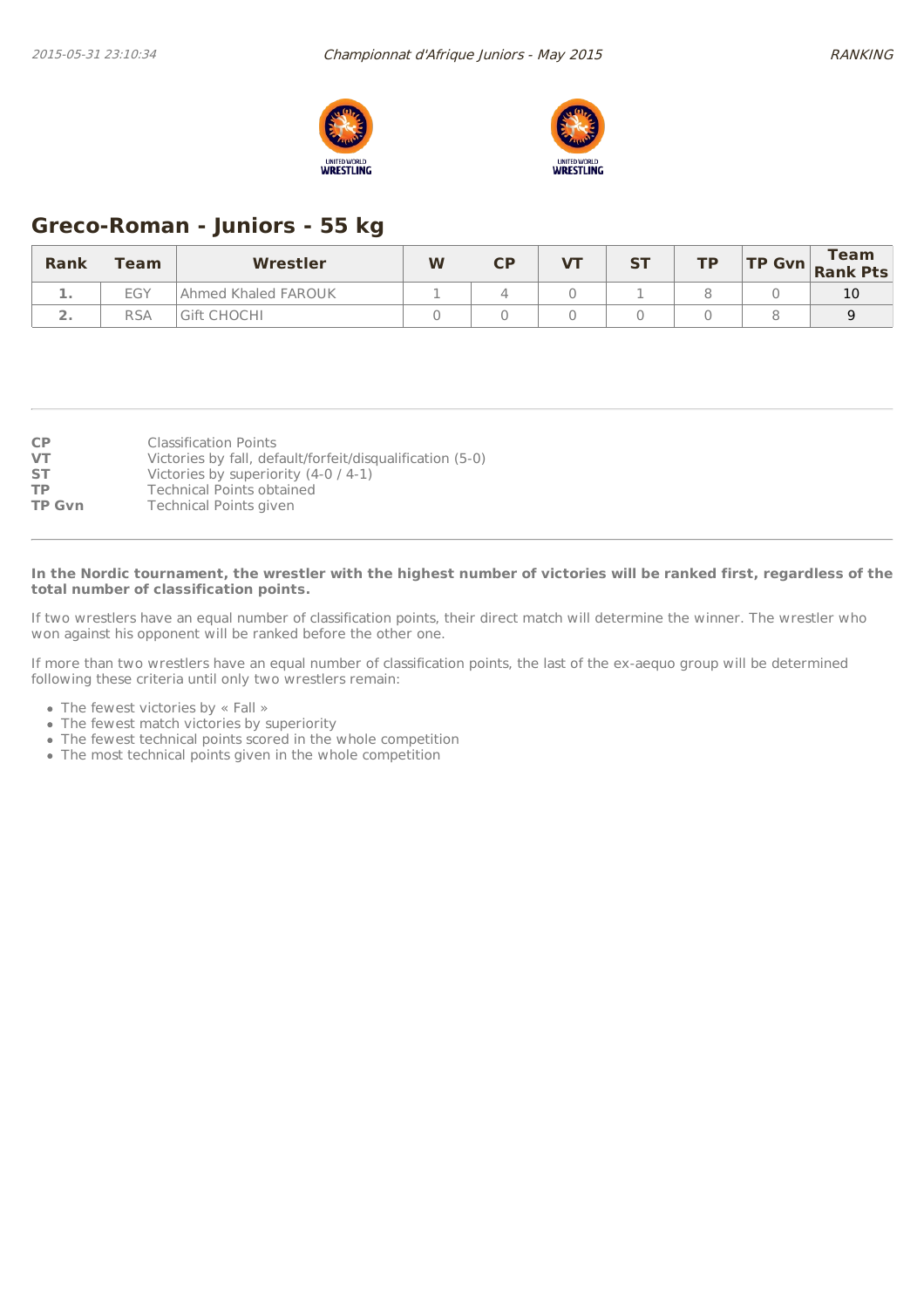## Greco-Roman - Juniors - 55 kg

| Rank | Team | Wrestler | W | CP | VT | ST | TP | TP Gvn | Team Rank Pts |
|---|---|---|---|---|---|---|---|---|---|
| 1. | EGY | Ahmed Khaled FAROUK | 1 | 4 | 0 | 1 | 8 | 0 | 10 |
| 2. | RSA | Gift CHOCHI | 0 | 0 | 0 | 0 | 0 | 8 | 9 |

**CP** Classification Points
**VT** Victories by fall, default/forfeit/disqualification (5-0)
**ST** Victories by superiority (4-0 / 4-1)
**TP** Technical Points obtained
**TP Gvn** Technical Points given

**In the Nordic tournament, the wrestler with the highest number of victories will be ranked first, regardless of the total number of classification points.**

If two wrestlers have an equal number of classification points, their direct match will determine the winner. The wrestler who won against his opponent will be ranked before the other one.

If more than two wrestlers have an equal number of classification points, the last of the ex-aequo group will be determined following these criteria until only two wrestlers remain:

- The fewest victories by « Fall »
- The fewest match victories by superiority
- The fewest technical points scored in the whole competition
- The most technical points given in the whole competition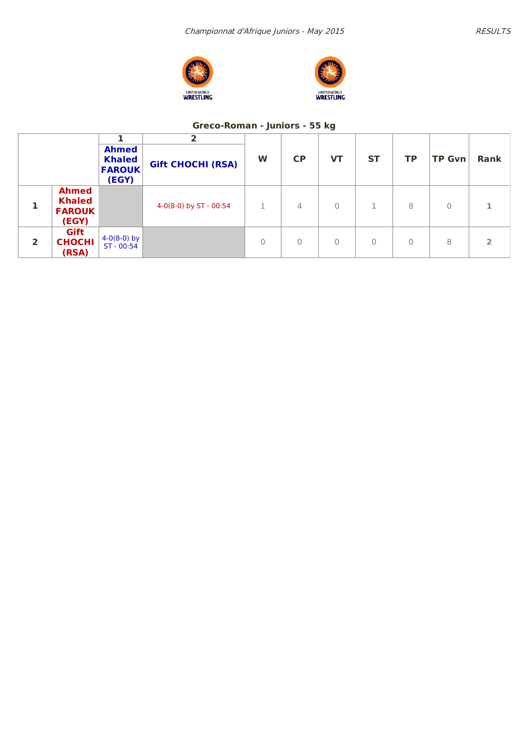*Championnat d'Afrique Juniors - May 2015*

*RESULTS*

## Greco-Roman - Juniors - 55 kg

| | | 1 | 2 | W | CP | VT | ST | TP | TP Gvn | Rank |
|---|---|---|---|---|---|---|---|---|---|---|
| | | **Ahmed Khaled FAROUK (EGY)** | **Gift CHOCHI (RSA)** | | | | | | | |
| **1** | **Ahmed Khaled FAROUK (EGY)** | | 4-0(8-0) by ST - 00:54 | 1 | 4 | 0 | 1 | 8 | 0 | **1** |
| **2** | **Gift CHOCHI (RSA)** | 4-0(8-0) by ST - 00:54 | | 0 | 0 | 0 | 0 | 0 | 8 | **2** |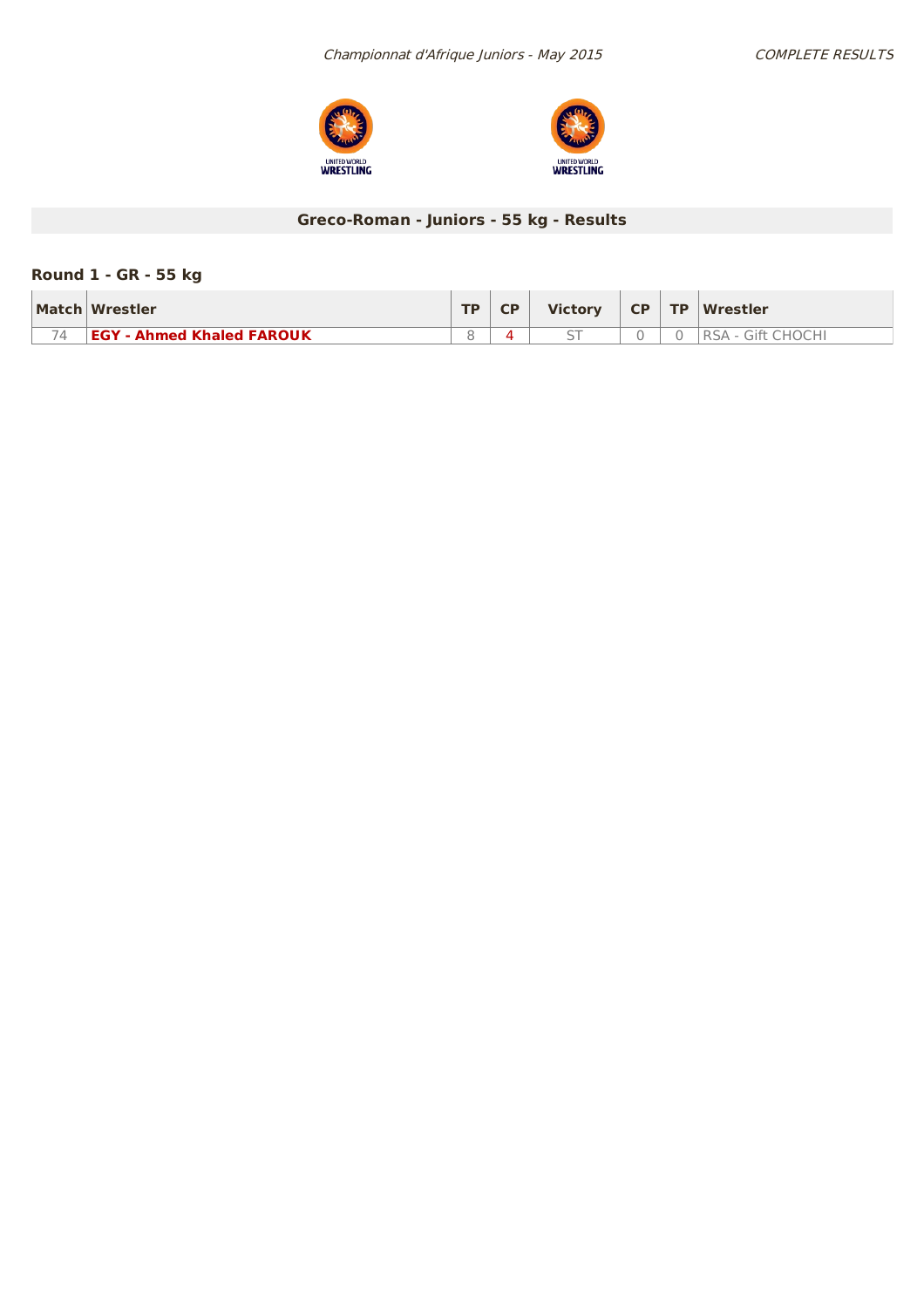## Greco-Roman - Juniors - 55 kg - Results

### Round 1 - GR - 55 kg

| Match | Wrestler | TP | CP | Victory | CP | TP | Wrestler |
|---|---|---|---|---|---|---|---|
| 74 | **EGY - Ahmed Khaled FAROUK** | 8 | 4 | ST | 0 | 0 | RSA - Gift CHOCHI |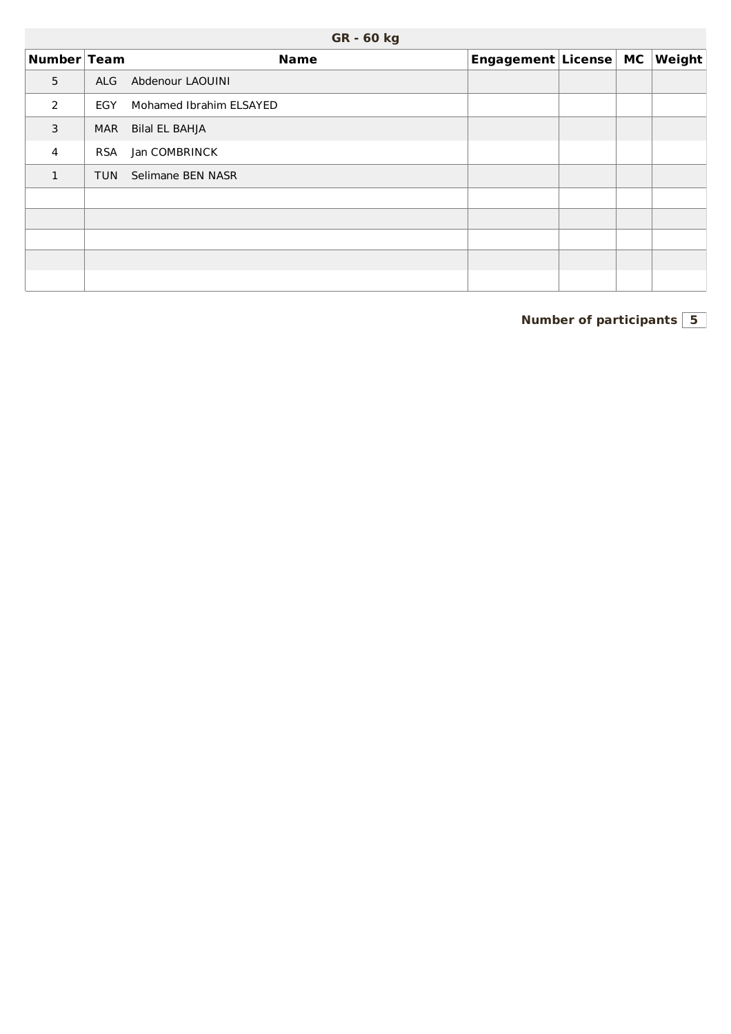## GR - 60 kg

| Number | Team | Name | Engagement | License | MC | Weight |
|---|---|---|---|---|---|---|
| 5 | ALG | Abdenour LAOUINI | | | | |
| 2 | EGY | Mohamed Ibrahim ELSAYED | | | | |
| 3 | MAR | Bilal EL BAHJA | | | | |
| 4 | RSA | Jan COMBRINCK | | | | |
| 1 | TUN | Selimane BEN NASR | | | | |
| | | | | | | |
| | | | | | | |
| | | | | | | |
| | | | | | | |
| | | | | | | |

**Number of participants** **5**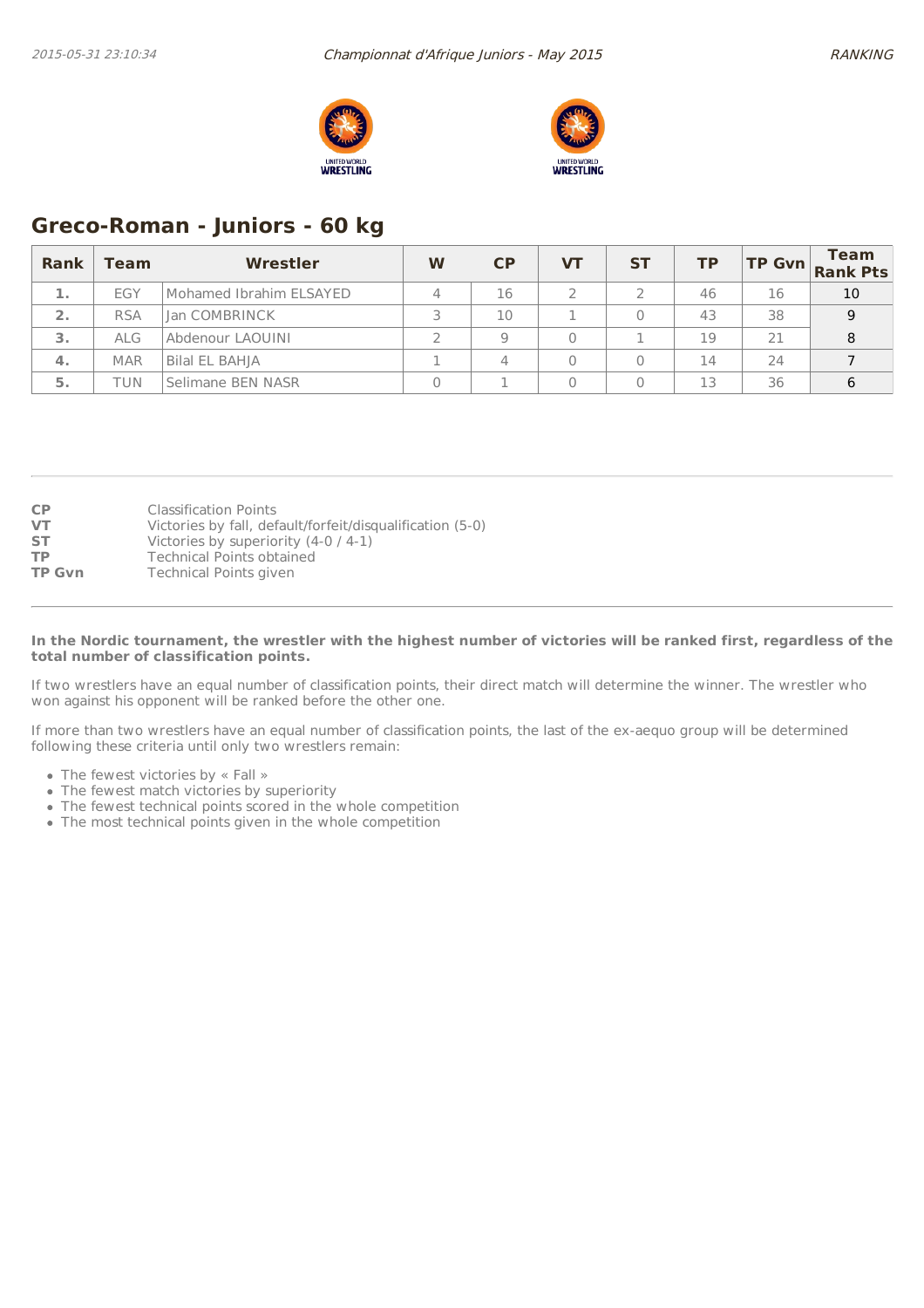## Greco-Roman - Juniors - 60 kg

| Rank | Team | Wrestler | W | CP | VT | ST | TP | TP Gvn | Team Rank Pts |
|---|---|---|---|---|---|---|---|---|---|
| 1. | EGY | Mohamed Ibrahim ELSAYED | 4 | 16 | 2 | 2 | 46 | 16 | 10 |
| 2. | RSA | Jan COMBRINCK | 3 | 10 | 1 | 0 | 43 | 38 | 9 |
| 3. | ALG | Abdenour LAOUINI | 2 | 9 | 0 | 1 | 19 | 21 | 8 |
| 4. | MAR | Bilal EL BAHJA | 1 | 4 | 0 | 0 | 14 | 24 | 7 |
| 5. | TUN | Selimane BEN NASR | 0 | 1 | 0 | 0 | 13 | 36 | 6 |

**CP** Classification Points
**VT** Victories by fall, default/forfeit/disqualification (5-0)
**ST** Victories by superiority (4-0 / 4-1)
**TP** Technical Points obtained
**TP Gvn** Technical Points given

**In the Nordic tournament, the wrestler with the highest number of victories will be ranked first, regardless of the total number of classification points.**

If two wrestlers have an equal number of classification points, their direct match will determine the winner. The wrestler who won against his opponent will be ranked before the other one.

If more than two wrestlers have an equal number of classification points, the last of the ex-aequo group will be determined following these criteria until only two wrestlers remain:

- The fewest victories by « Fall »
- The fewest match victories by superiority
- The fewest technical points scored in the whole competition
- The most technical points given in the whole competition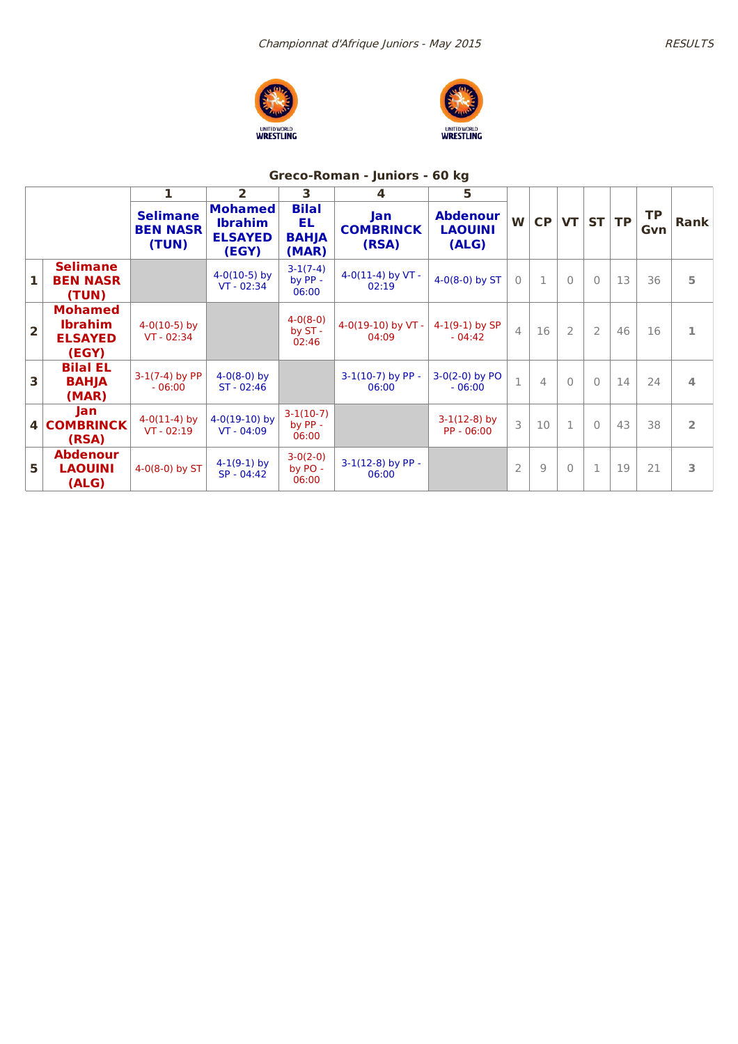*Championnat d'Afrique Juniors - May 2015*

*RESULTS*

## Greco-Roman - Juniors - 60 kg

| | | 1 | 2 | 3 | 4 | 5 | | | | | | | |
|---|---|---|---|---|---|---|---|---|---|---|---|---|---|
| | | **Selimane BEN NASR (TUN)** | **Mohamed Ibrahim ELSAYED (EGY)** | **Bilal EL BAHJA (MAR)** | **Jan COMBRINCK (RSA)** | **Abdenour LAOUINI (ALG)** | **W** | **CP** | **VT** | **ST** | **TP** | **TP Gvn** | **Rank** |
| **1** | **Selimane BEN NASR (TUN)** | | 4-0(10-5) by VT - 02:34 | 3-1(7-4) by PP - 06:00 | 4-0(11-4) by VT - 02:19 | 4-0(8-0) by ST | 0 | 1 | 0 | 0 | 13 | 36 | 5 |
| **2** | **Mohamed Ibrahim ELSAYED (EGY)** | 4-0(10-5) by VT - 02:34 | | 4-0(8-0) by ST - 02:46 | 4-0(19-10) by VT - 04:09 | 4-1(9-1) by SP - 04:42 | 4 | 16 | 2 | 2 | 46 | 16 | 1 |
| **3** | **Bilal EL BAHJA (MAR)** | 3-1(7-4) by PP - 06:00 | 4-0(8-0) by ST - 02:46 | | 3-1(10-7) by PP - 06:00 | 3-0(2-0) by PO - 06:00 | 1 | 4 | 0 | 0 | 14 | 24 | 4 |
| **4** | **Jan COMBRINCK (RSA)** | 4-0(11-4) by VT - 02:19 | 4-0(19-10) by VT - 04:09 | 3-1(10-7) by PP - 06:00 | | 3-1(12-8) by PP - 06:00 | 3 | 10 | 1 | 0 | 43 | 38 | 2 |
| **5** | **Abdenour LAOUINI (ALG)** | 4-0(8-0) by ST | 4-1(9-1) by SP - 04:42 | 3-0(2-0) by PO - 06:00 | 3-1(12-8) by PP - 06:00 | | 2 | 9 | 0 | 1 | 19 | 21 | 3 |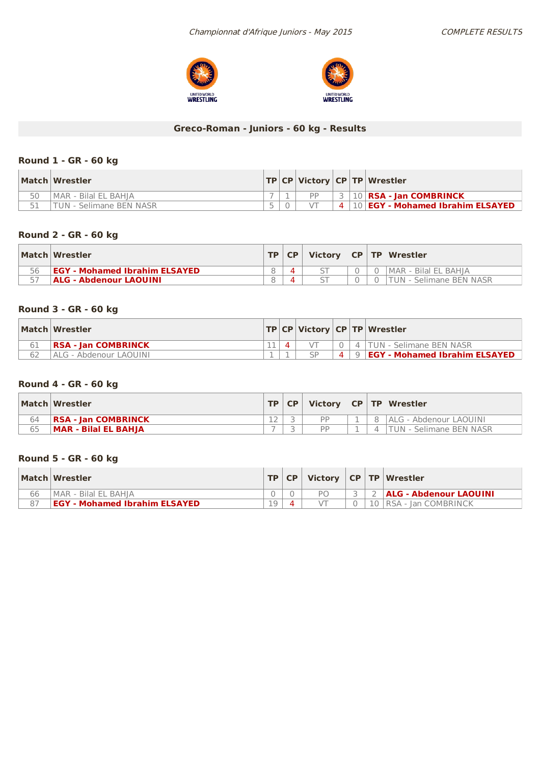*Championnat d'Afrique Juniors - May 2015*

*COMPLETE RESULTS*

## Greco-Roman - Juniors - 60 kg - Results

### Round 1 - GR - 60 kg

| Match | Wrestler | TP | CP | Victory | CP | TP | Wrestler |
|---|---|---|---|---|---|---|---|
| 50 | MAR - Bilal EL BAHJA | 7 | 1 | PP | 3 | 10 | **RSA - Jan COMBRINCK** |
| 51 | TUN - Selimane BEN NASR | 5 | 0 | VT | 4 | 10 | **EGY - Mohamed Ibrahim ELSAYED** |

### Round 2 - GR - 60 kg

| Match | Wrestler | TP | CP | Victory | CP | TP | Wrestler |
|---|---|---|---|---|---|---|---|
| 56 | **EGY - Mohamed Ibrahim ELSAYED** | 8 | 4 | ST | 0 | 0 | MAR - Bilal EL BAHJA |
| 57 | **ALG - Abdenour LAOUINI** | 8 | 4 | ST | 0 | 0 | TUN - Selimane BEN NASR |

### Round 3 - GR - 60 kg

| Match | Wrestler | TP | CP | Victory | CP | TP | Wrestler |
|---|---|---|---|---|---|---|---|
| 61 | **RSA - Jan COMBRINCK** | 11 | 4 | VT | 0 | 4 | TUN - Selimane BEN NASR |
| 62 | ALG - Abdenour LAOUINI | 1 | 1 | SP | 4 | 9 | **EGY - Mohamed Ibrahim ELSAYED** |

### Round 4 - GR - 60 kg

| Match | Wrestler | TP | CP | Victory | CP | TP | Wrestler |
|---|---|---|---|---|---|---|---|
| 64 | **RSA - Jan COMBRINCK** | 12 | 3 | PP | 1 | 8 | ALG - Abdenour LAOUINI |
| 65 | **MAR - Bilal EL BAHJA** | 7 | 3 | PP | 1 | 4 | TUN - Selimane BEN NASR |

### Round 5 - GR - 60 kg

| Match | Wrestler | TP | CP | Victory | CP | TP | Wrestler |
|---|---|---|---|---|---|---|---|
| 66 | MAR - Bilal EL BAHJA | 0 | 0 | PO | 3 | 2 | **ALG - Abdenour LAOUINI** |
| 87 | **EGY - Mohamed Ibrahim ELSAYED** | 19 | 4 | VT | 0 | 10 | RSA - Jan COMBRINCK |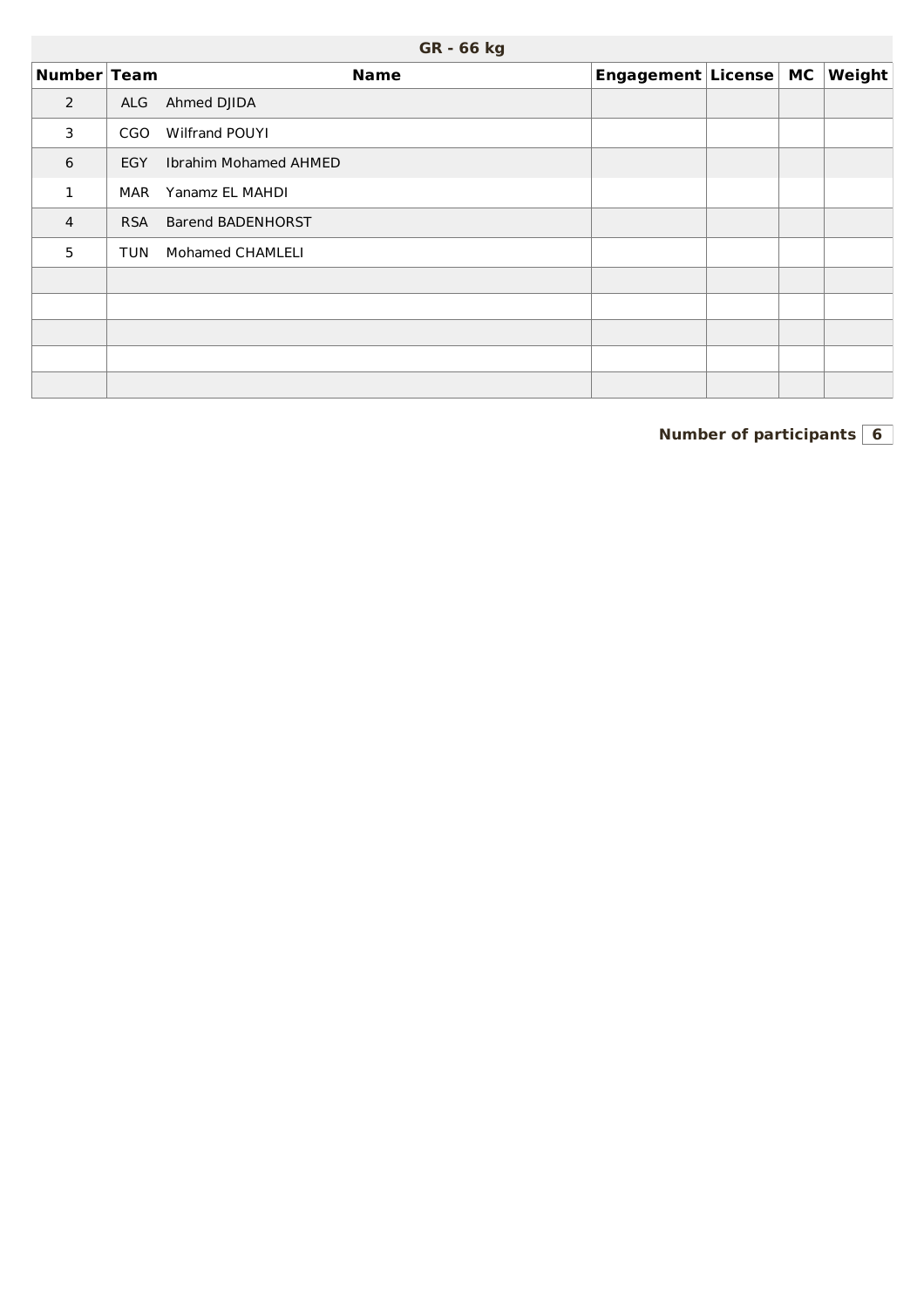## GR - 66 kg

| Number | Team | Name | Engagement | License | MC | Weight |
|---|---|---|---|---|---|---|
| 2 | ALG | Ahmed DJIDA | | | | |
| 3 | CGO | Wilfrand POUYI | | | | |
| 6 | EGY | Ibrahim Mohamed AHMED | | | | |
| 1 | MAR | Yanamz EL MAHDI | | | | |
| 4 | RSA | Barend BADENHORST | | | | |
| 5 | TUN | Mohamed CHAMLELI | | | | |
| | | | | | | |
| | | | | | | |
| | | | | | | |
| | | | | | | |
| | | | | | | |

**Number of participants** 6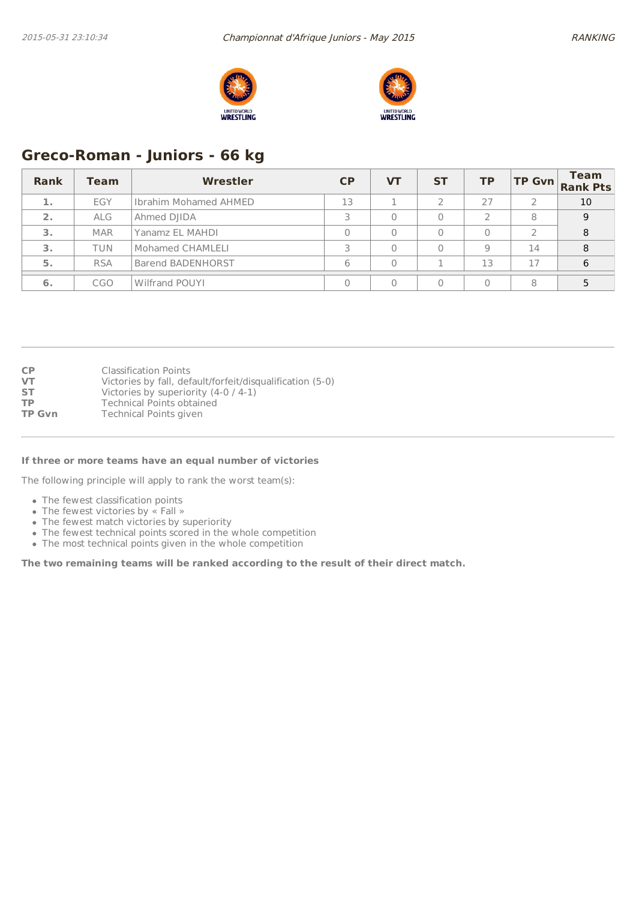## Greco-Roman - Juniors - 66 kg

| Rank | Team | Wrestler | CP | VT | ST | TP | TP Gvn | Team Rank Pts |
|---|---|---|---|---|---|---|---|---|
| 1. | EGY | Ibrahim Mohamed AHMED | 13 | 1 | 2 | 27 | 2 | 10 |
| 2. | ALG | Ahmed DJIDA | 3 | 0 | 0 | 2 | 8 | 9 |
| 3. | MAR | Yanamz EL MAHDI | 0 | 0 | 0 | 0 | 2 | 8 |
| 3. | TUN | Mohamed CHAMLELI | 3 | 0 | 0 | 9 | 14 | 8 |
| 5. | RSA | Barend BADENHORST | 6 | 0 | 1 | 13 | 17 | 6 |
| 6. | CGO | Wilfrand POUYI | 0 | 0 | 0 | 0 | 8 | 5 |

**CP** Classification Points
**VT** Victories by fall, default/forfeit/disqualification (5-0)
**ST** Victories by superiority (4-0 / 4-1)
**TP** Technical Points obtained
**TP Gvn** Technical Points given

**If three or more teams have an equal number of victories**

The following principle will apply to rank the worst team(s):

- The fewest classification points
- The fewest victories by « Fall »
- The fewest match victories by superiority
- The fewest technical points scored in the whole competition
- The most technical points given in the whole competition

**The two remaining teams will be ranked according to the result of their direct match.**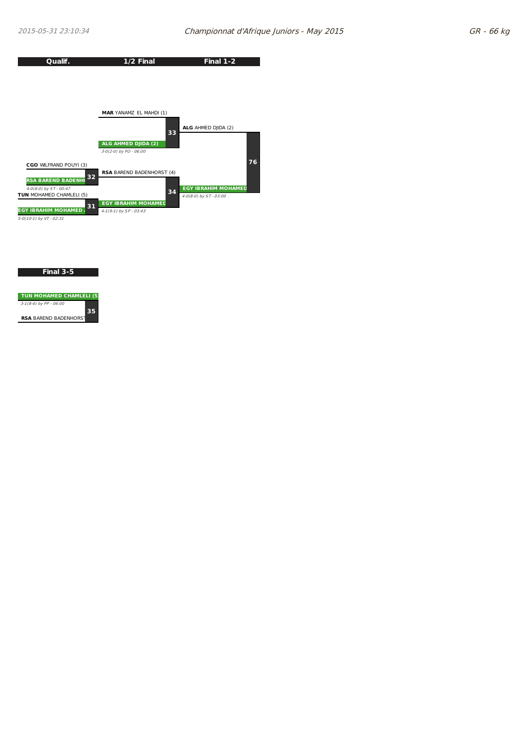# Championnat d'Afrique Juniors - May 2015

## GR - 66 kg

| Qualif. | 1/2 Final | Final 1-2 |
|---|---|---|
| | **MAR** YANAMZ EL MAHDI (1) | |
| | **ALG AHMED DJIDA (2)** — *3-0(2-0) by PO - 06:00* (33) | **ALG** AHMED DJIDA (2) |
| **CGO** WILFRAND POUYI (3) | | |
| **RSA BAREND BADENH** — *4-0(8-0) by ST - 00:47* (32) | **RSA** BAREND BADENHORST (4) | **EGY IBRAHIM MOHAMED** — *4-0(8-0) by ST - 03:00* (76) |
| **TUN** MOHAMED CHAMLELI (5) | | |
| **EGY IBRAHIM MOHAMED** — *5-0(10-1) by VT - 02:31* (31) | **EGY IBRAHIM MOHAMED** — *4-1(9-1) by SP - 03:43* (34) | |

## Final 3-5

| Final 3-5 |
|---|
| **TUN MOHAMED CHAMLELI (5)** — *3-1(8-4) by PP - 06:00* (35) |
| **RSA** BAREND BADENHORST |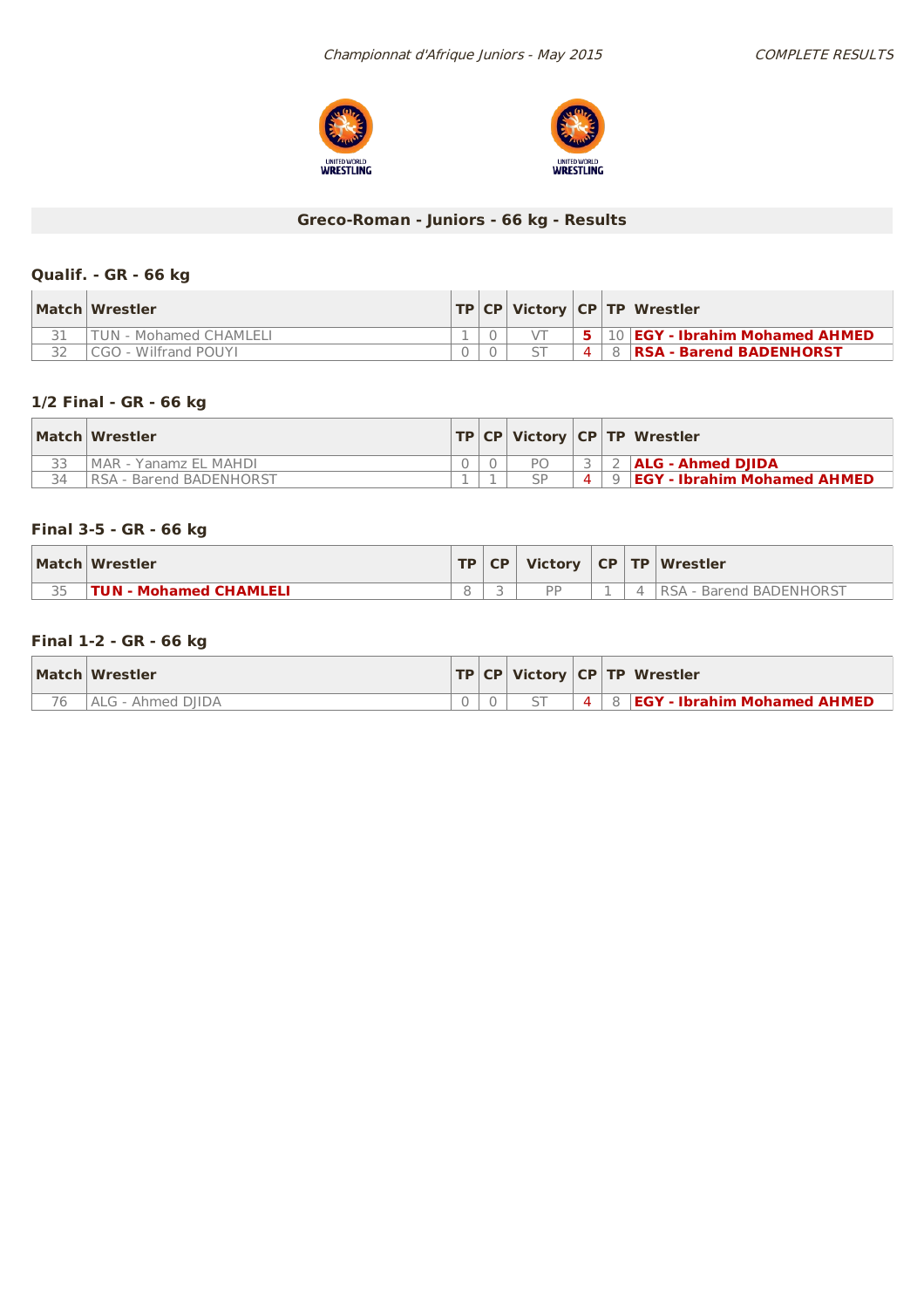*Championnat d'Afrique Juniors - May 2015*

*COMPLETE RESULTS*

## Greco-Roman - Juniors - 66 kg - Results

### Qualif. - GR - 66 kg

| Match | Wrestler | TP | CP | Victory | CP | TP | Wrestler |
|---|---|---|---|---|---|---|---|
| 31 | TUN - Mohamed CHAMLELI | 1 | 0 | VT | 5 | 10 | **EGY - Ibrahim Mohamed AHMED** |
| 32 | CGO - Wilfrand POUYI | 0 | 0 | ST | 4 | 8 | **RSA - Barend BADENHORST** |

### 1/2 Final - GR - 66 kg

| Match | Wrestler | TP | CP | Victory | CP | TP | Wrestler |
|---|---|---|---|---|---|---|---|
| 33 | MAR - Yanamz EL MAHDI | 0 | 0 | PO | 3 | 2 | **ALG - Ahmed DJIDA** |
| 34 | RSA - Barend BADENHORST | 1 | 1 | SP | 4 | 9 | **EGY - Ibrahim Mohamed AHMED** |

### Final 3-5 - GR - 66 kg

| Match | Wrestler | TP | CP | Victory | CP | TP | Wrestler |
|---|---|---|---|---|---|---|---|
| 35 | **TUN - Mohamed CHAMLELI** | 8 | 3 | PP | 1 | 4 | RSA - Barend BADENHORST |

### Final 1-2 - GR - 66 kg

| Match | Wrestler | TP | CP | Victory | CP | TP | Wrestler |
|---|---|---|---|---|---|---|---|
| 76 | ALG - Ahmed DJIDA | 0 | 0 | ST | 4 | 8 | **EGY - Ibrahim Mohamed AHMED** |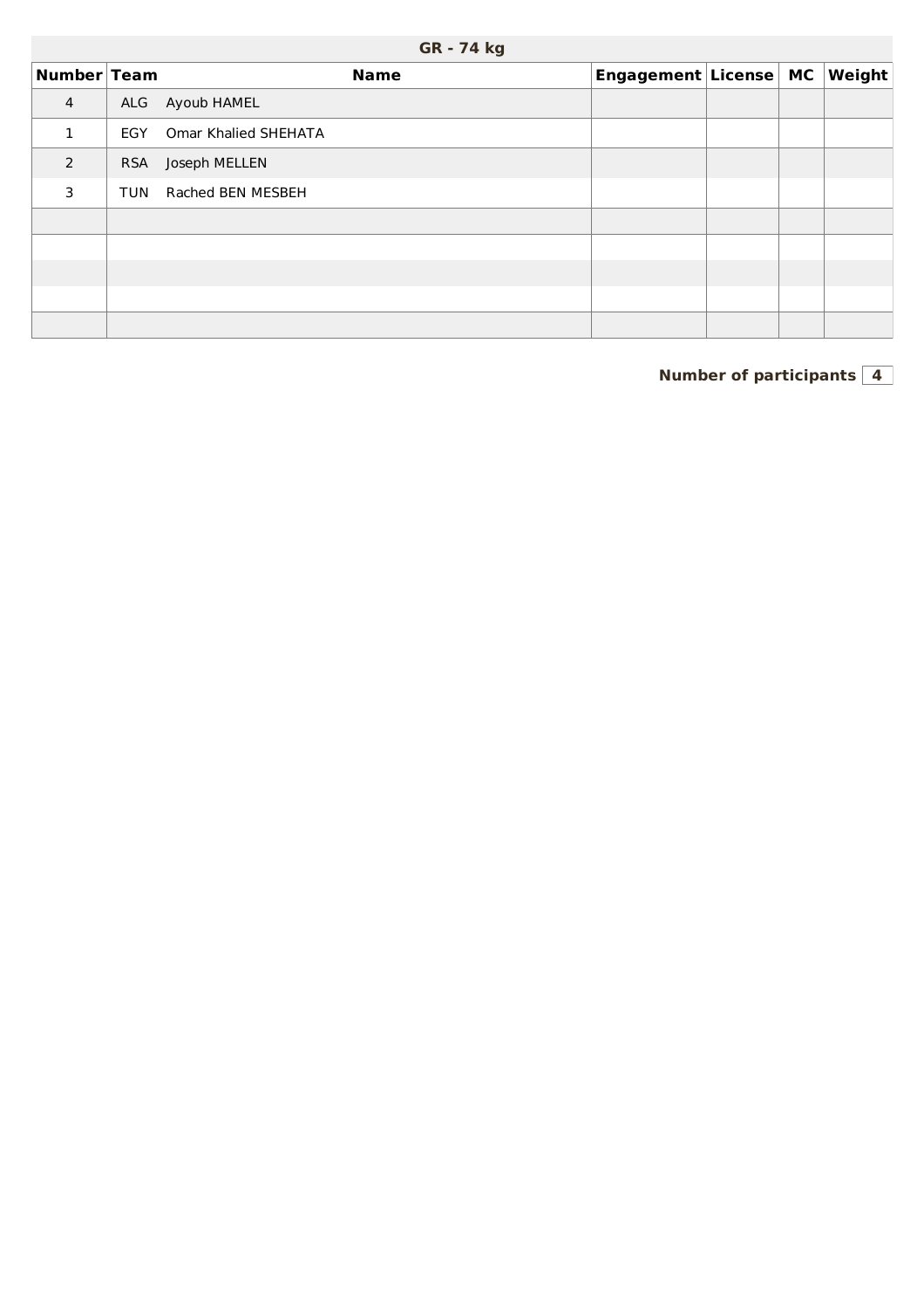## GR - 74 kg

| Number | Team | Name | Engagement | License | MC | Weight |
|---|---|---|---|---|---|---|
| 4 | ALG | Ayoub HAMEL | | | | |
| 1 | EGY | Omar Khalied SHEHATA | | | | |
| 2 | RSA | Joseph MELLEN | | | | |
| 3 | TUN | Rached BEN MESBEH | | | | |
| | | | | | | |
| | | | | | | |
| | | | | | | |
| | | | | | | |
| | | | | | | |

**Number of participants** **4**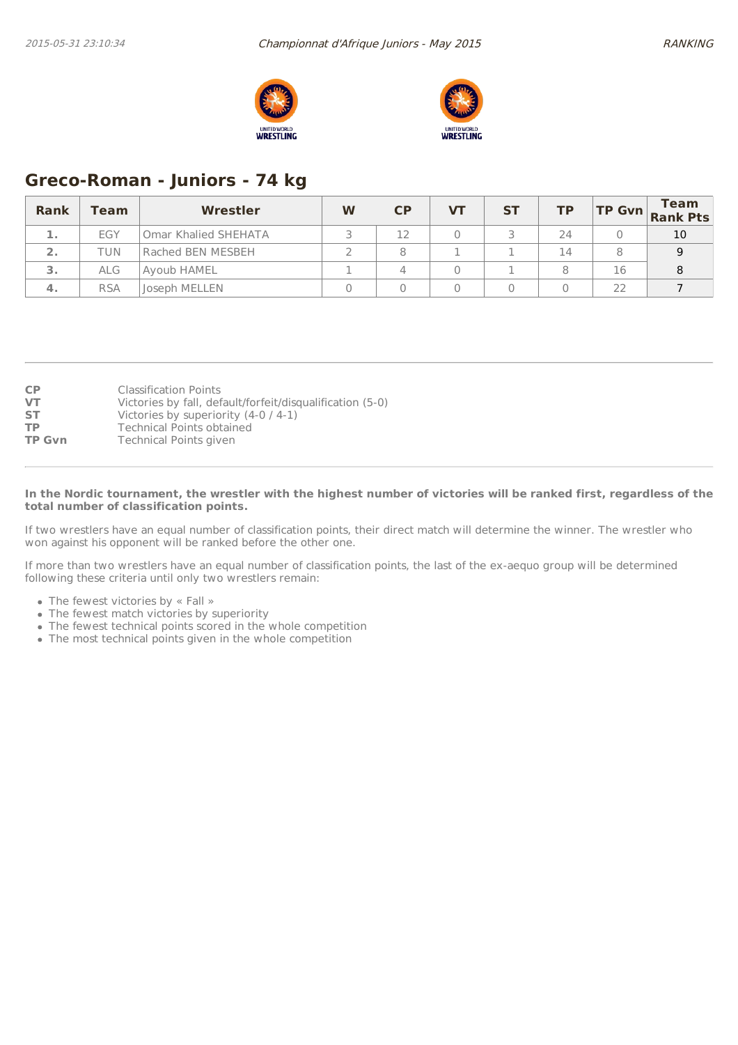## Greco-Roman - Juniors - 74 kg

| Rank | Team | Wrestler | W | CP | VT | ST | TP | TP Gvn | Team Rank Pts |
|---|---|---|---|---|---|---|---|---|---|
| 1. | EGY | Omar Khalied SHEHATA | 3 | 12 | 0 | 3 | 24 | 0 | 10 |
| 2. | TUN | Rached BEN MESBEH | 2 | 8 | 1 | 1 | 14 | 8 | 9 |
| 3. | ALG | Ayoub HAMEL | 1 | 4 | 0 | 1 | 8 | 16 | 8 |
| 4. | RSA | Joseph MELLEN | 0 | 0 | 0 | 0 | 0 | 22 | 7 |

**CP** Classification Points
**VT** Victories by fall, default/forfeit/disqualification (5-0)
**ST** Victories by superiority (4-0 / 4-1)
**TP** Technical Points obtained
**TP Gvn** Technical Points given

**In the Nordic tournament, the wrestler with the highest number of victories will be ranked first, regardless of the total number of classification points.**

If two wrestlers have an equal number of classification points, their direct match will determine the winner. The wrestler who won against his opponent will be ranked before the other one.

If more than two wrestlers have an equal number of classification points, the last of the ex-aequo group will be determined following these criteria until only two wrestlers remain:

- The fewest victories by « Fall »
- The fewest match victories by superiority
- The fewest technical points scored in the whole competition
- The most technical points given in the whole competition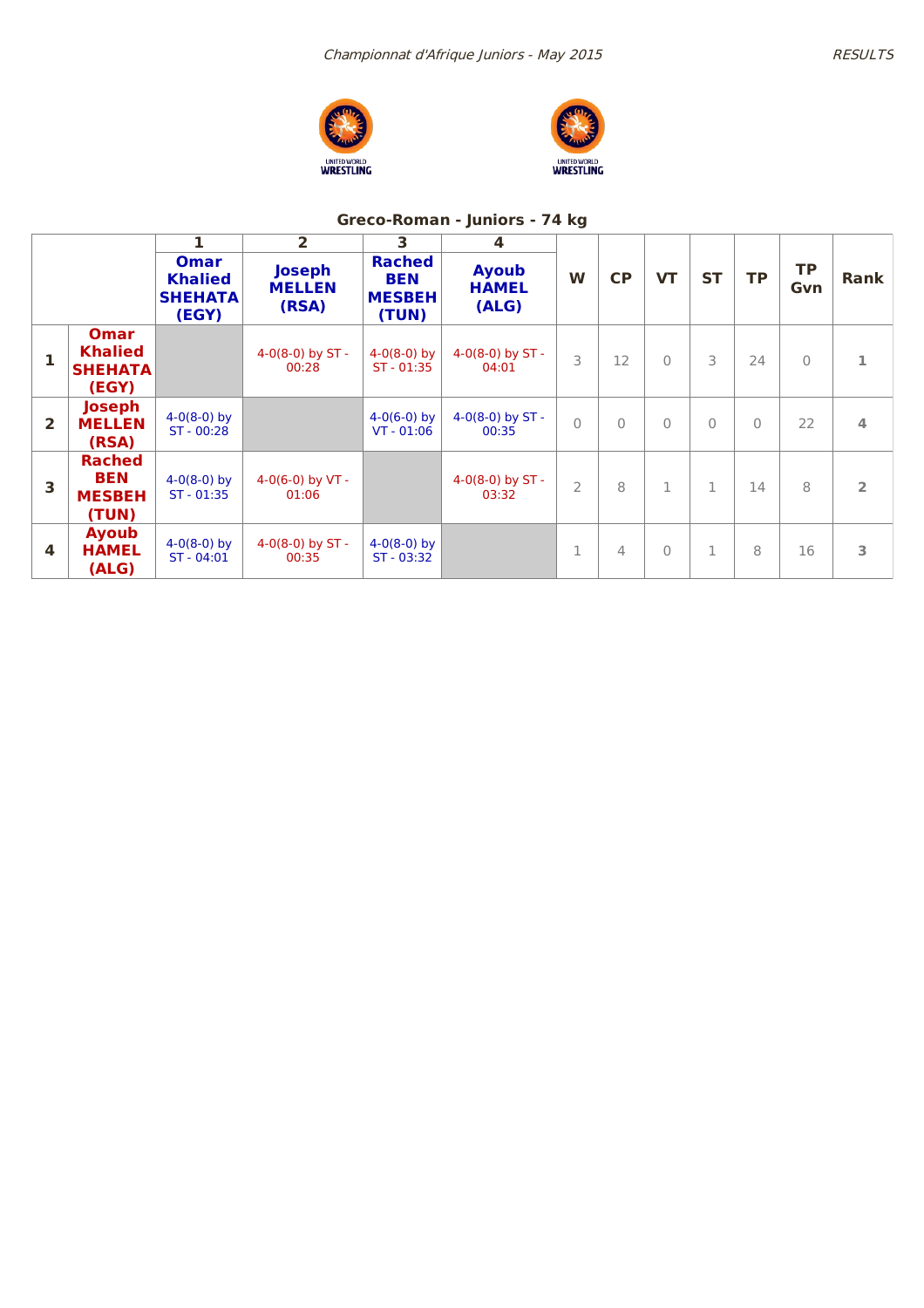## Greco-Roman - Juniors - 74 kg

| | | 1<br>Omar Khalied SHEHATA (EGY) | 2<br>Joseph MELLEN (RSA) | 3<br>Rached BEN MESBEH (TUN) | 4<br>Ayoub HAMEL (ALG) | W | CP | VT | ST | TP | TP Gvn | Rank |
|---|---|---|---|---|---|---|---|---|---|---|---|---|
| 1 | Omar Khalied SHEHATA (EGY) | | 4-0(8-0) by ST - 00:28 | 4-0(8-0) by ST - 01:35 | 4-0(8-0) by ST - 04:01 | 3 | 12 | 0 | 3 | 24 | 0 | 1 |
| 2 | Joseph MELLEN (RSA) | 4-0(8-0) by ST - 00:28 | | 4-0(6-0) by VT - 01:06 | 4-0(8-0) by ST - 00:35 | 0 | 0 | 0 | 0 | 0 | 22 | 4 |
| 3 | Rached BEN MESBEH (TUN) | 4-0(8-0) by ST - 01:35 | 4-0(6-0) by VT - 01:06 | | 4-0(8-0) by ST - 03:32 | 2 | 8 | 1 | 1 | 14 | 8 | 2 |
| 4 | Ayoub HAMEL (ALG) | 4-0(8-0) by ST - 04:01 | 4-0(8-0) by ST - 00:35 | 4-0(8-0) by ST - 03:32 | | 1 | 4 | 0 | 1 | 8 | 16 | 3 |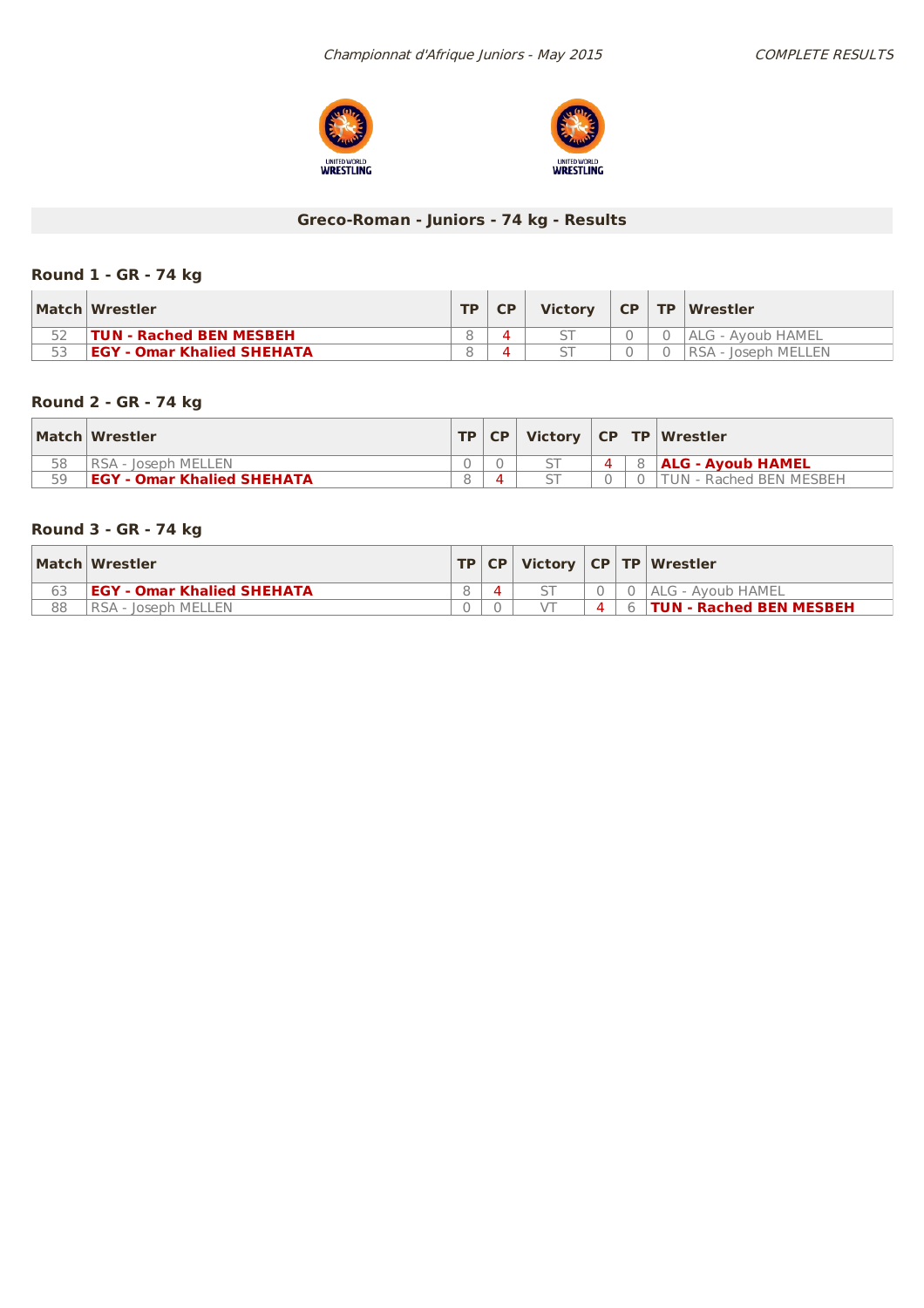*Championnat d'Afrique Juniors - May 2015*

*COMPLETE RESULTS*

## Greco-Roman - Juniors - 74 kg - Results

### Round 1 - GR - 74 kg

| Match | Wrestler | TP | CP | Victory | CP | TP | Wrestler |
|---|---|---|---|---|---|---|---|
| 52 | **TUN - Rached BEN MESBEH** | 8 | 4 | ST | 0 | 0 | ALG - Ayoub HAMEL |
| 53 | **EGY - Omar Khalied SHEHATA** | 8 | 4 | ST | 0 | 0 | RSA - Joseph MELLEN |

### Round 2 - GR - 74 kg

| Match | Wrestler | TP | CP | Victory | CP | TP | Wrestler |
|---|---|---|---|---|---|---|---|
| 58 | RSA - Joseph MELLEN | 0 | 0 | ST | 4 | 8 | **ALG - Ayoub HAMEL** |
| 59 | **EGY - Omar Khalied SHEHATA** | 8 | 4 | ST | 0 | 0 | TUN - Rached BEN MESBEH |

### Round 3 - GR - 74 kg

| Match | Wrestler | TP | CP | Victory | CP | TP | Wrestler |
|---|---|---|---|---|---|---|---|
| 63 | **EGY - Omar Khalied SHEHATA** | 8 | 4 | ST | 0 | 0 | ALG - Ayoub HAMEL |
| 88 | RSA - Joseph MELLEN | 0 | 0 | VT | 4 | 6 | **TUN - Rached BEN MESBEH** |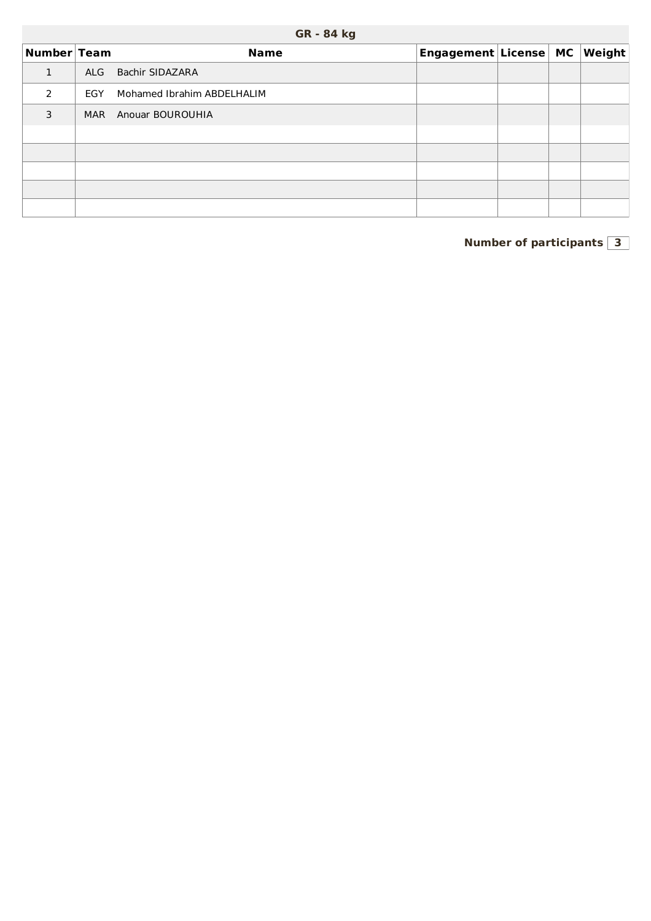## GR - 84 kg

| Number | Team | Name | Engagement | License | MC | Weight |
|---|---|---|---|---|---|---|
| 1 | ALG | Bachir SIDAZARA | | | | |
| 2 | EGY | Mohamed Ibrahim ABDELHALIM | | | | |
| 3 | MAR | Anouar BOUROUHIA | | | | |
| | | | | | | |
| | | | | | | |
| | | | | | | |
| | | | | | | |
| | | | | | | |

**Number of participants** **3**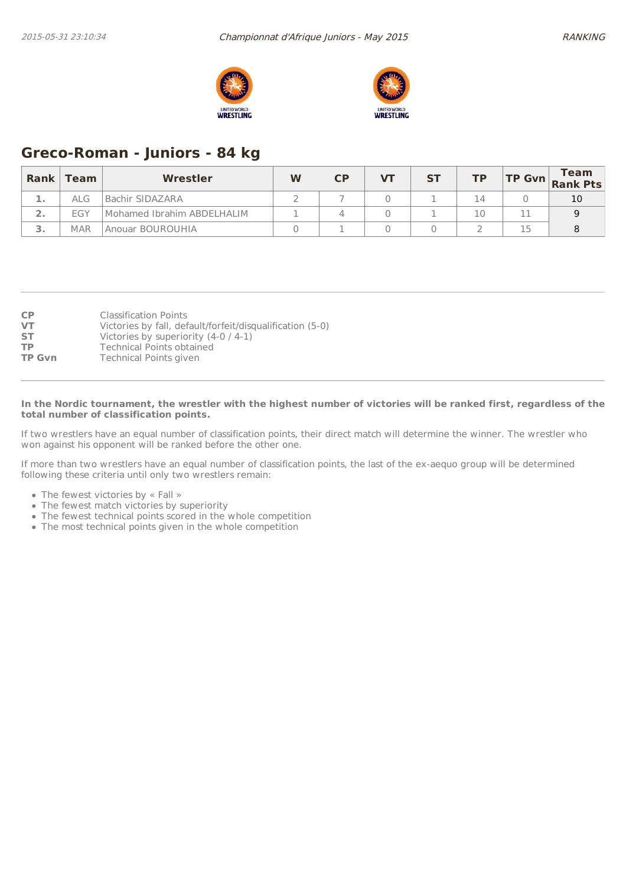## Greco-Roman - Juniors - 84 kg

| Rank | Team | Wrestler | W | CP | VT | ST | TP | TP Gvn | Team Rank Pts |
|---|---|---|---|---|---|---|---|---|---|
| 1. | ALG | Bachir SIDAZARA | 2 | 7 | 0 | 1 | 14 | 0 | 10 |
| 2. | EGY | Mohamed Ibrahim ABDELHALIM | 1 | 4 | 0 | 1 | 10 | 11 | 9 |
| 3. | MAR | Anouar BOUROUHIA | 0 | 1 | 0 | 0 | 2 | 15 | 8 |

**CP** Classification Points
**VT** Victories by fall, default/forfeit/disqualification (5-0)
**ST** Victories by superiority (4-0 / 4-1)
**TP** Technical Points obtained
**TP Gvn** Technical Points given

**In the Nordic tournament, the wrestler with the highest number of victories will be ranked first, regardless of the total number of classification points.**

If two wrestlers have an equal number of classification points, their direct match will determine the winner. The wrestler who won against his opponent will be ranked before the other one.

If more than two wrestlers have an equal number of classification points, the last of the ex-aequo group will be determined following these criteria until only two wrestlers remain:

- The fewest victories by « Fall »
- The fewest match victories by superiority
- The fewest technical points scored in the whole competition
- The most technical points given in the whole competition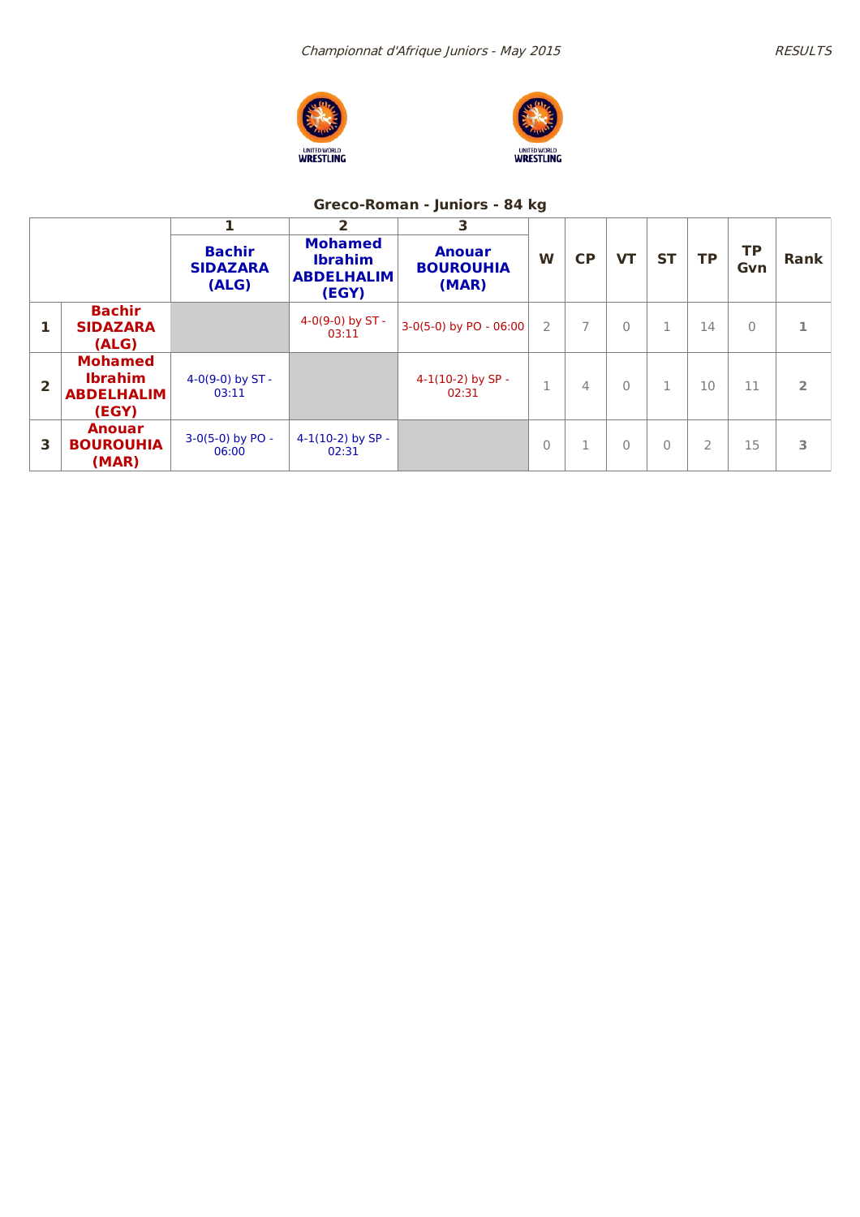## Greco-Roman - Juniors - 84 kg

| | | 1 | 2 | 3 | | | | | | | |
|---|---|---|---|---|---|---|---|---|---|---|---|
| | | **Bachir SIDAZARA (ALG)** | **Mohamed Ibrahim ABDELHALIM (EGY)** | **Anouar BOUROUHIA (MAR)** | **W** | **CP** | **VT** | **ST** | **TP** | **TP Gvn** | **Rank** |
| **1** | **Bachir SIDAZARA (ALG)** | | 4-0(9-0) by ST - 03:11 | 3-0(5-0) by PO - 06:00 | 2 | 7 | 0 | 1 | 14 | 0 | **1** |
| **2** | **Mohamed Ibrahim ABDELHALIM (EGY)** | 4-0(9-0) by ST - 03:11 | | 4-1(10-2) by SP - 02:31 | 1 | 4 | 0 | 1 | 10 | 11 | **2** |
| **3** | **Anouar BOUROUHIA (MAR)** | 3-0(5-0) by PO - 06:00 | 4-1(10-2) by SP - 02:31 | | 0 | 1 | 0 | 0 | 2 | 15 | **3** |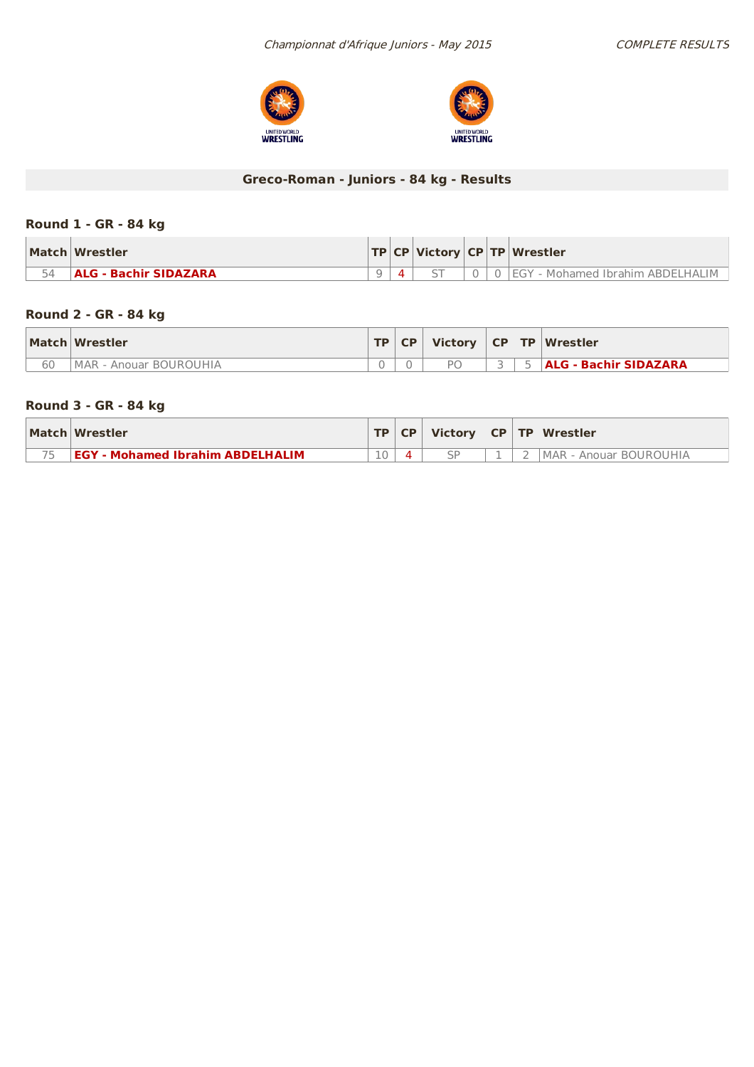## Greco-Roman - Juniors - 84 kg - Results

### Round 1 - GR - 84 kg

| Match | Wrestler | TP | CP | Victory | CP | TP | Wrestler |
|---|---|---|---|---|---|---|---|
| 54 | **ALG - Bachir SIDAZARA** | 9 | 4 | ST | 0 | 0 | EGY - Mohamed Ibrahim ABDELHALIM |

### Round 2 - GR - 84 kg

| Match | Wrestler | TP | CP | Victory | CP | TP | Wrestler |
|---|---|---|---|---|---|---|---|
| 60 | MAR - Anouar BOUROUHIA | 0 | 0 | PO | 3 | 5 | **ALG - Bachir SIDAZARA** |

### Round 3 - GR - 84 kg

| Match | Wrestler | TP | CP | Victory | CP | TP | Wrestler |
|---|---|---|---|---|---|---|---|
| 75 | **EGY - Mohamed Ibrahim ABDELHALIM** | 10 | 4 | SP | 1 | 2 | MAR - Anouar BOUROUHIA |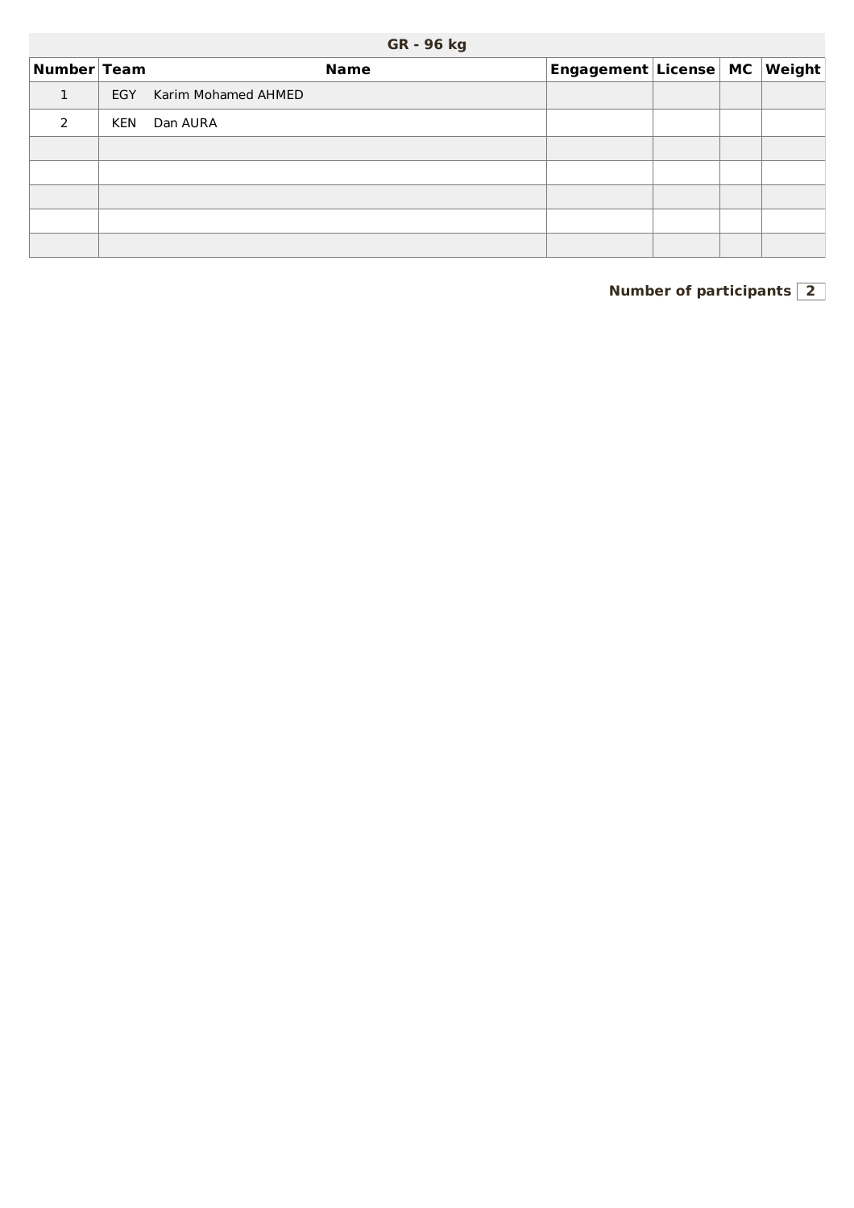## GR - 96 kg

| Number | Team | Name | Engagement | License | MC | Weight |
|---|---|---|---|---|---|---|
| 1 | EGY | Karim Mohamed AHMED | | | | |
| 2 | KEN | Dan AURA | | | | |
| | | | | | | |
| | | | | | | |
| | | | | | | |
| | | | | | | |
| | | | | | | |

**Number of participants** 2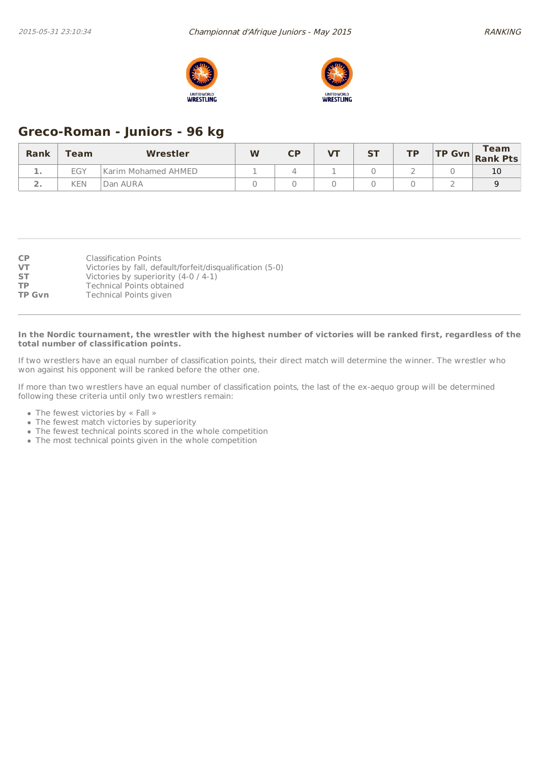## Greco-Roman - Juniors - 96 kg

| Rank | Team | Wrestler | W | CP | VT | ST | TP | TP Gvn | Team Rank Pts |
|---|---|---|---|---|---|---|---|---|---|
| 1. | EGY | Karim Mohamed AHMED | 1 | 4 | 1 | 0 | 2 | 0 | 10 |
| 2. | KEN | Dan AURA | 0 | 0 | 0 | 0 | 0 | 2 | 9 |

**CP** Classification Points
**VT** Victories by fall, default/forfeit/disqualification (5-0)
**ST** Victories by superiority (4-0 / 4-1)
**TP** Technical Points obtained
**TP Gvn** Technical Points given

**In the Nordic tournament, the wrestler with the highest number of victories will be ranked first, regardless of the total number of classification points.**

If two wrestlers have an equal number of classification points, their direct match will determine the winner. The wrestler who won against his opponent will be ranked before the other one.

If more than two wrestlers have an equal number of classification points, the last of the ex-aequo group will be determined following these criteria until only two wrestlers remain:

- The fewest victories by « Fall »
- The fewest match victories by superiority
- The fewest technical points scored in the whole competition
- The most technical points given in the whole competition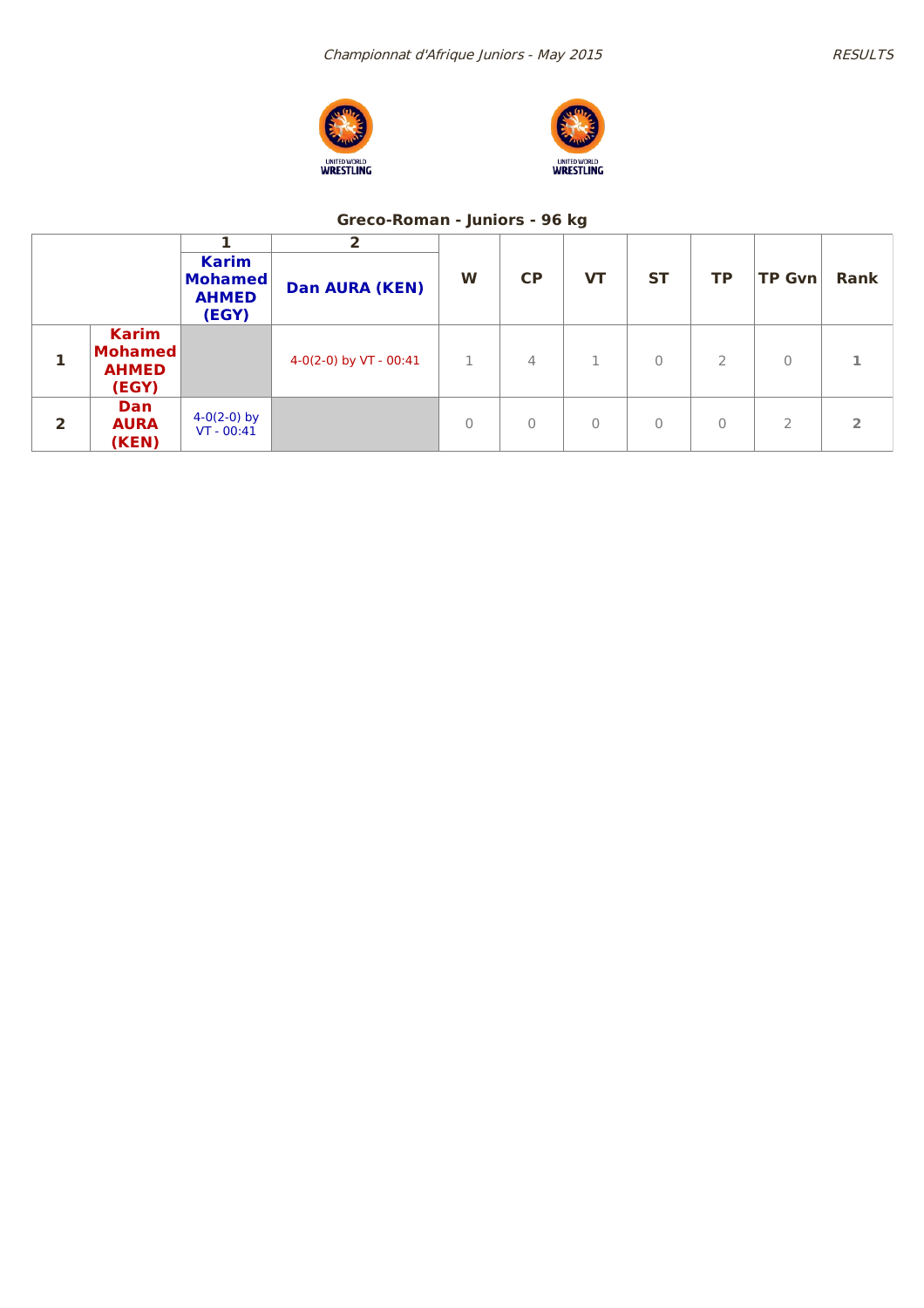## Greco-Roman - Juniors - 96 kg

| | | 1<br>Karim Mohamed AHMED (EGY) | 2<br>Dan AURA (KEN) | W | CP | VT | ST | TP | TP Gvn | Rank |
|---|---|---|---|---|---|---|---|---|---|---|
| 1 | Karim Mohamed AHMED (EGY) | | 4-0(2-0) by VT - 00:41 | 1 | 4 | 1 | 0 | 2 | 0 | 1 |
| 2 | Dan AURA (KEN) | 4-0(2-0) by VT - 00:41 | | 0 | 0 | 0 | 0 | 0 | 2 | 2 |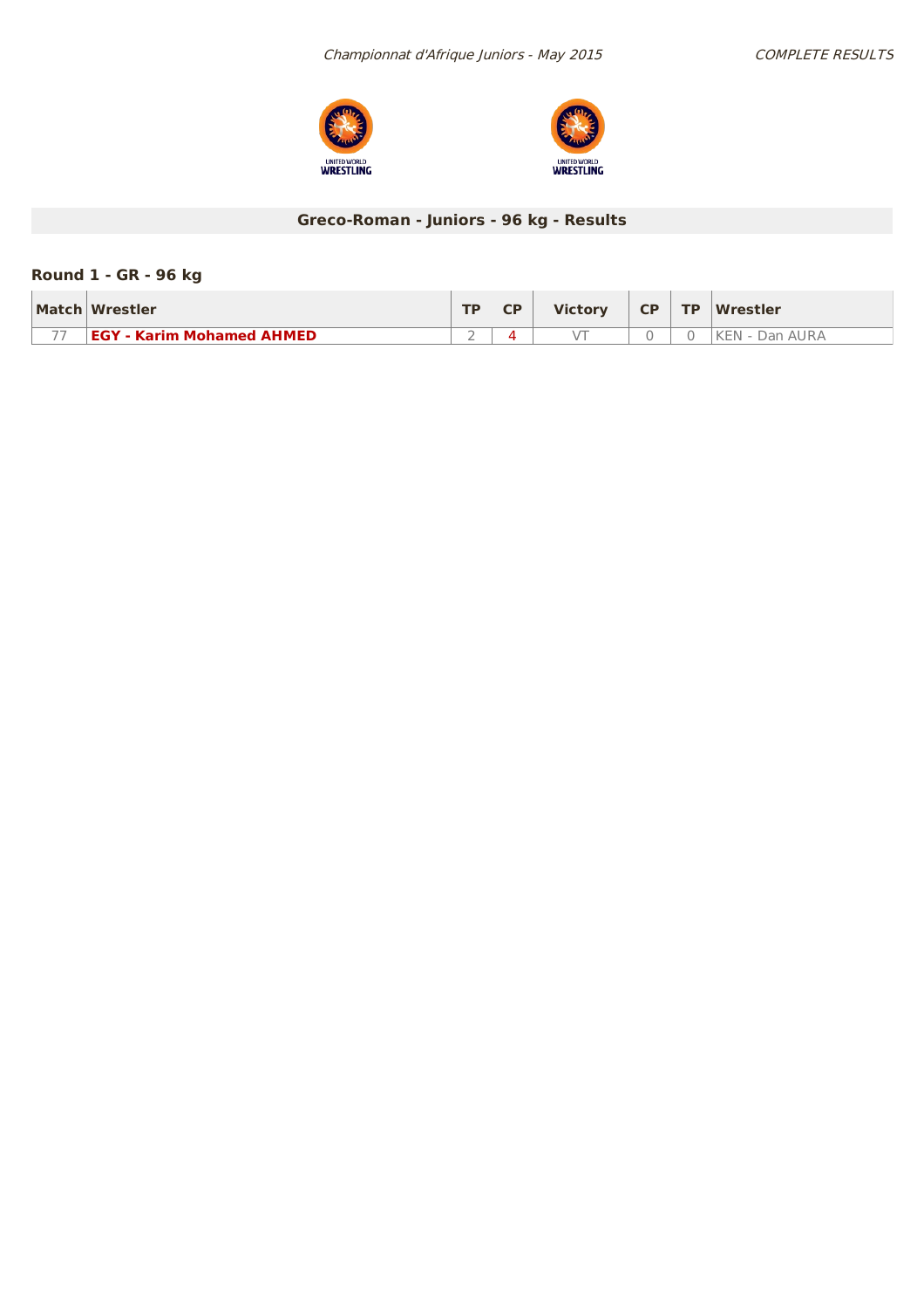## Greco-Roman - Juniors - 96 kg - Results

### Round 1 - GR - 96 kg

| Match | Wrestler | TP | CP | Victory | CP | TP | Wrestler |
|---|---|---|---|---|---|---|---|
| 77 | **EGY - Karim Mohamed AHMED** | 2 | 4 | VT | 0 | 0 | KEN - Dan AURA |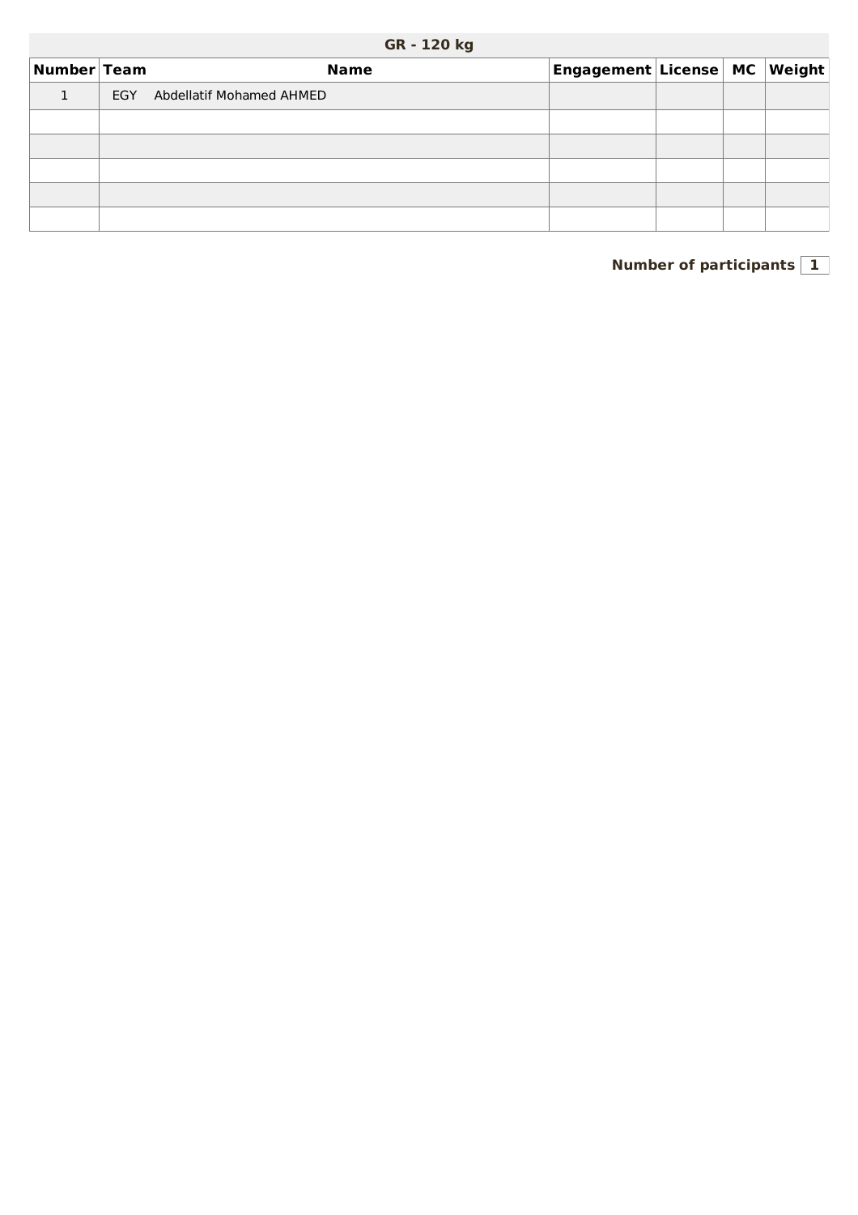## GR - 120 kg

| Number | Team | Name | Engagement | License | MC | Weight |
|---|---|---|---|---|---|---|
| 1 | EGY | Abdellatif Mohamed AHMED | | | | |
| | | | | | | |
| | | | | | | |
| | | | | | | |
| | | | | | | |
| | | | | | | |

**Number of participants** 1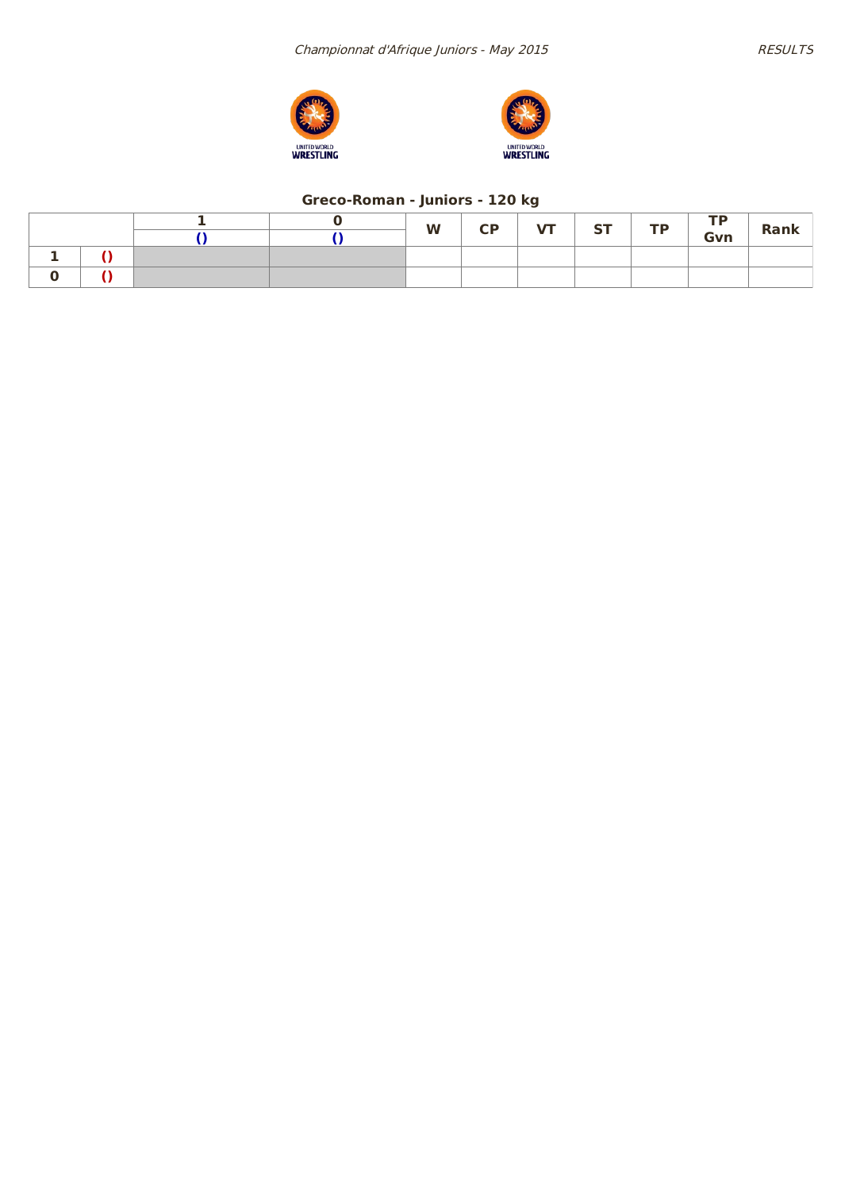## Greco-Roman - Juniors - 120 kg

| | | 1 | 0 | W | CP | VT | ST | TP | TP Gvn | Rank |
|---|---|---|---|---|---|---|---|---|---|---|
| | | () | () | | | | | | | |
| 1 | () | | | | | | | | | |
| 0 | () | | | | | | | | | |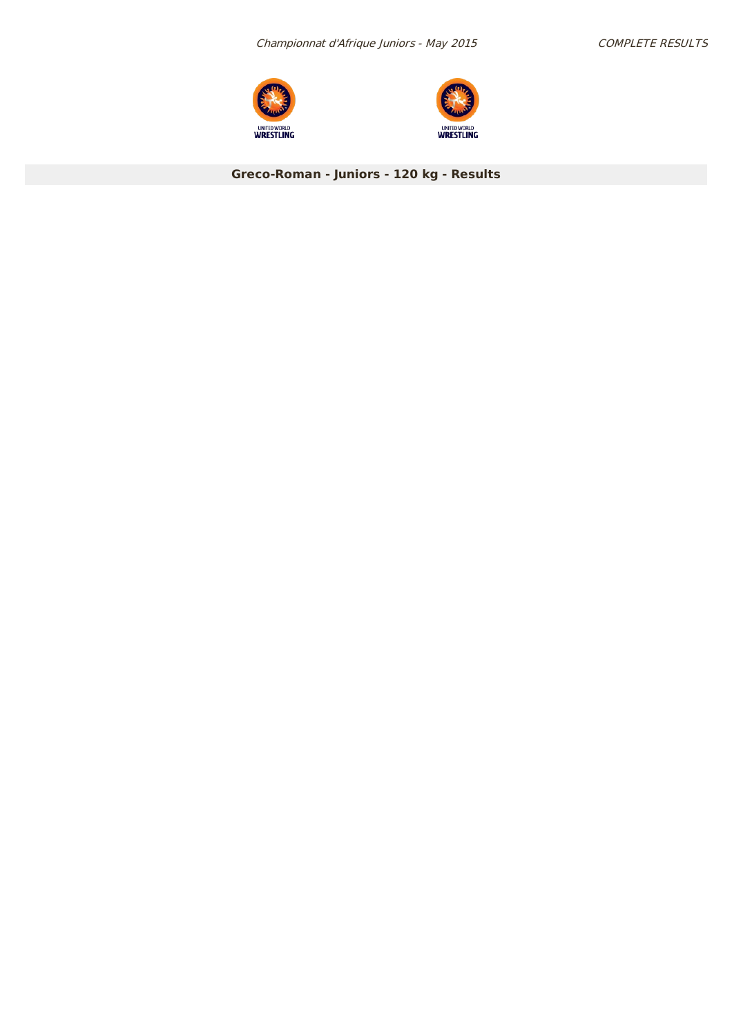## Greco-Roman - Juniors - 120 kg - Results